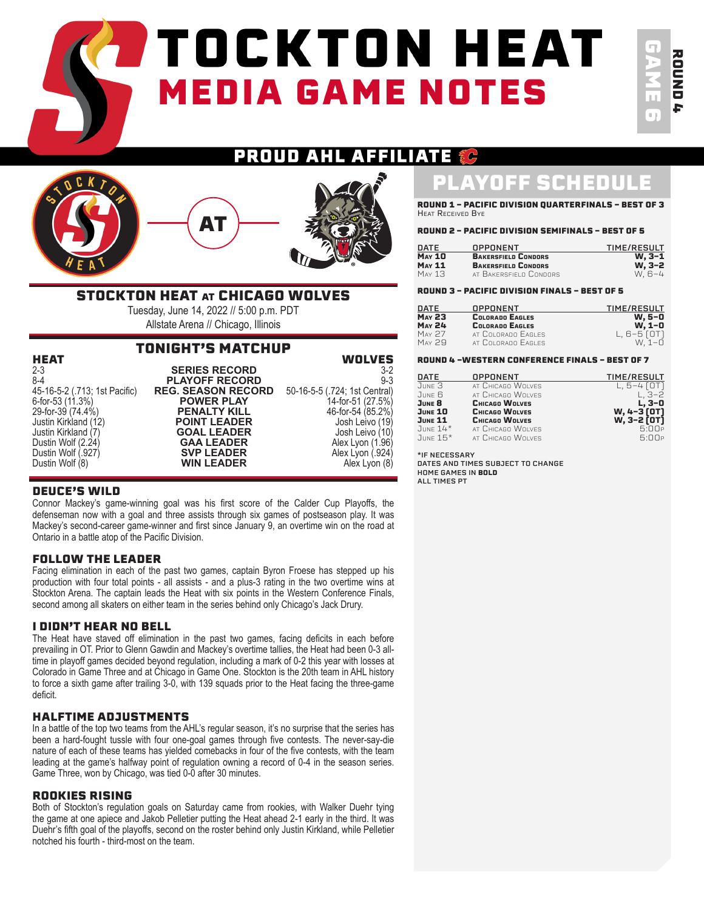# STOCKTON HEAT MEDIA GAME NOTES

ROUND 4 GAME 6

## PROUD AHL AFFILIATE

## STOCKTON HEAT AT CHICAGO WOLVES

Tuesday, June 14, 2022 // 5:00 p.m. PDT
Allstate Arena // Chicago, Illinois

## TONIGHT'S MATCHUP

| HEAT | | WOLVES |
|---|---|---|
| 2-3 | SERIES RECORD | 3-2 |
| 8-4 | PLAYOFF RECORD | 9-3 |
| 45-16-5-2 (.713; 1st Pacific) | REG. SEASON RECORD | 50-16-5-5 (.724; 1st Central) |
| 6-for-53 (11.3%) | POWER PLAY | 14-for-51 (27.5%) |
| 29-for-39 (74.4%) | PENALTY KILL | 46-for-54 (85.2%) |
| Justin Kirkland (12) | POINT LEADER | Josh Leivo (19) |
| Justin Kirkland (7) | GOAL LEADER | Josh Leivo (10) |
| Dustin Wolf (2.24) | GAA LEADER | Alex Lyon (1.96) |
| Dustin Wolf (.927) | SVP LEADER | Alex Lyon (.924) |
| Dustin Wolf (8) | WIN LEADER | Alex Lyon (8) |

### DEUCE'S WILD

Connor Mackey's game-winning goal was his first score of the Calder Cup Playoffs, the defenseman now with a goal and three assists through six games of postseason play. It was Mackey's second-career game-winner and first since January 9, an overtime win on the road at Ontario in a battle atop of the Pacific Division.

### FOLLOW THE LEADER

Facing elimination in each of the past two games, captain Byron Froese has stepped up his production with four total points - all assists - and a plus-3 rating in the two overtime wins at Stockton Arena. The captain leads the Heat with six points in the Western Conference Finals, second among all skaters on either team in the series behind only Chicago's Jack Drury.

### I DIDN'T HEAR NO BELL

The Heat have staved off elimination in the past two games, facing deficits in each before prevailing in OT. Prior to Glenn Gawdin and Mackey's overtime tallies, the Heat had been 0-3 all-time in playoff games decided beyond regulation, including a mark of 0-2 this year with losses at Colorado in Game Three and at Chicago in Game One. Stockton is the 20th team in AHL history to force a sixth game after trailing 3-0, with 139 squads prior to the Heat facing the three-game deficit.

### HALFTIME ADJUSTMENTS

In a battle of the top two teams from the AHL's regular season, it's no surprise that the series has been a hard-fought tussle with four one-goal games through five contests. The never-say-die nature of each of these teams has yielded comebacks in four of the five contests, with the team leading at the game's halfway point of regulation owning a record of 0-4 in the season series. Game Three, won by Chicago, was tied 0-0 after 30 minutes.

### ROOKIES RISING

Both of Stockton's regulation goals on Saturday came from rookies, with Walker Duehr tying the game at one apiece and Jakob Pelletier putting the Heat ahead 2-1 early in the third. It was Duehr's fifth goal of the playoffs, second on the roster behind only Justin Kirkland, while Pelletier notched his fourth - third-most on the team.

## PLAYOFF SCHEDULE

**ROUND 1 – PACIFIC DIVISION QUARTERFINALS – BEST OF 3**
Heat Received Bye

**ROUND 2 – PACIFIC DIVISION SEMIFINALS – BEST OF 5**

| DATE | OPPONENT | TIME/RESULT |
|---|---|---|
| **May 10** | **Bakersfield Condors** | **W, 3-1** |
| **May 11** | **Bakersfield Condors** | **W, 3-2** |
| May 13 | at Bakersfield Condors | W, 6-4 |

**ROUND 3 – PACIFIC DIVISION FINALS – BEST OF 5**

| DATE | OPPONENT | TIME/RESULT |
|---|---|---|
| **May 23** | **Colorado Eagles** | **W, 5-0** |
| **May 24** | **Colorado Eagles** | **W, 1-0** |
| May 27 | at Colorado Eagles | L, 6-5 [OT] |
| May 29 | at Colorado Eagles | W, 1-0 |

**ROUND 4 – WESTERN CONFERENCE FINALS – BEST OF 7**

| DATE | OPPONENT | TIME/RESULT |
|---|---|---|
| June 3 | at Chicago Wolves | L, 5-4 [OT] |
| June 6 | at Chicago Wolves | L, 3-2 |
| **June 8** | **Chicago Wolves** | **L, 3-0** |
| **June 10** | **Chicago Wolves** | **W, 4-3 [OT]** |
| **June 11** | **Chicago Wolves** | **W, 3-2 [OT]** |
| June 14* | at Chicago Wolves | 5:00p |
| June 15* | at Chicago Wolves | 5:00p |

*IF NECESSARY
DATES AND TIMES SUBJECT TO CHANGE
HOME GAMES IN **BOLD**
ALL TIMES PT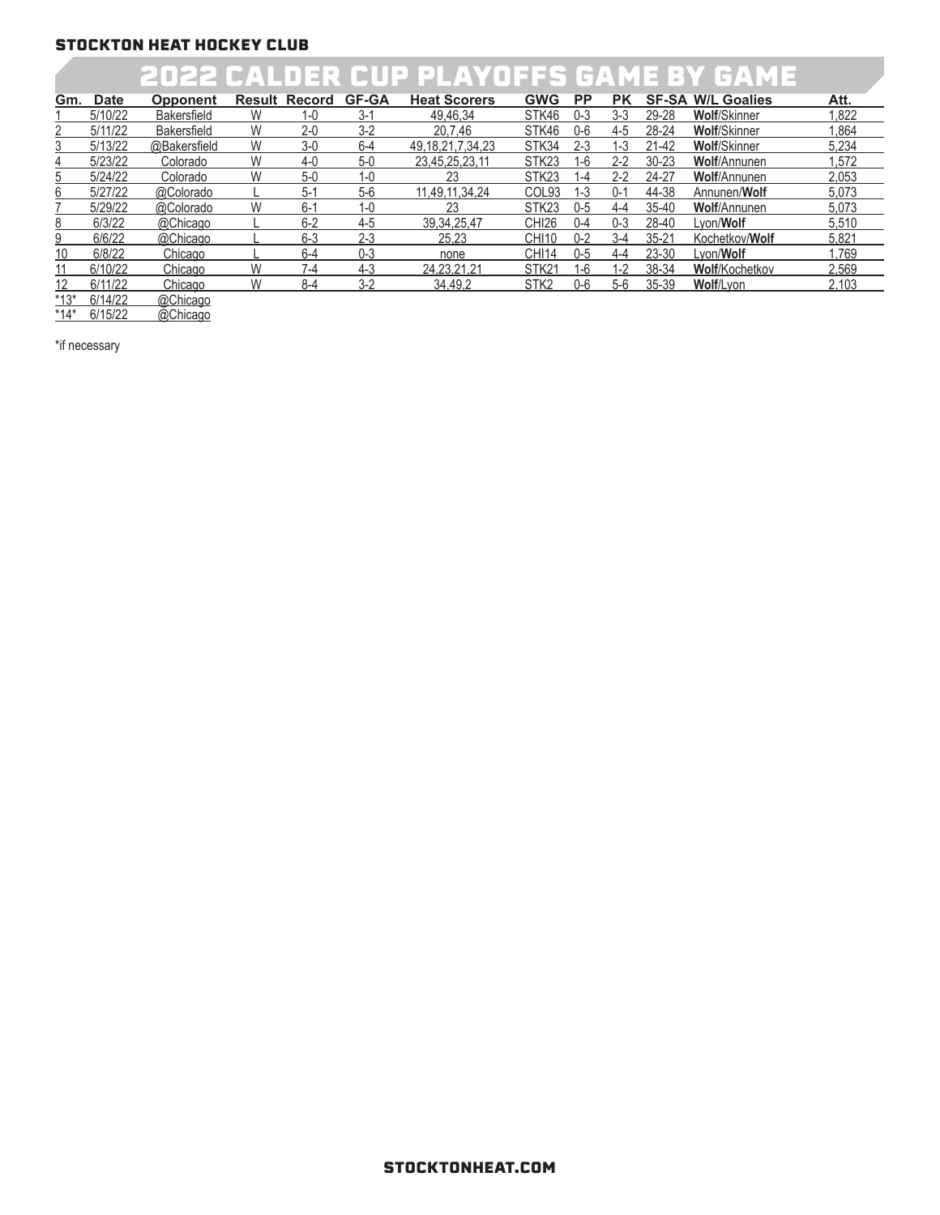STOCKTON HEAT HOCKEY CLUB

# 2022 CALDER CUP PLAYOFFS GAME BY GAME

| Gm. | Date | Opponent | Result | Record | GF-GA | Heat Scorers | GWG | PP | PK | SF-SA | W/L Goalies | Att. |
|---|---|---|---|---|---|---|---|---|---|---|---|---|
| 1 | 5/10/22 | Bakersfield | W | 1-0 | 3-1 | 49,46,34 | STK46 | 0-3 | 3-3 | 29-28 | **Wolf**/Skinner | 1,822 |
| 2 | 5/11/22 | Bakersfield | W | 2-0 | 3-2 | 20,7,46 | STK46 | 0-6 | 4-5 | 28-24 | **Wolf**/Skinner | 1,864 |
| 3 | 5/13/22 | @Bakersfield | W | 3-0 | 6-4 | 49,18,21,7,34,23 | STK34 | 2-3 | 1-3 | 21-42 | **Wolf**/Skinner | 5,234 |
| 4 | 5/23/22 | Colorado | W | 4-0 | 5-0 | 23,45,25,23,11 | STK23 | 1-6 | 2-2 | 30-23 | **Wolf**/Annunen | 1,572 |
| 5 | 5/24/22 | Colorado | W | 5-0 | 1-0 | 23 | STK23 | 1-4 | 2-2 | 24-27 | **Wolf**/Annunen | 2,053 |
| 6 | 5/27/22 | @Colorado | L | 5-1 | 5-6 | 11,49,11,34,24 | COL93 | 1-3 | 0-1 | 44-38 | Annunen/**Wolf** | 5,073 |
| 7 | 5/29/22 | @Colorado | W | 6-1 | 1-0 | 23 | STK23 | 0-5 | 4-4 | 35-40 | **Wolf**/Annunen | 5,073 |
| 8 | 6/3/22 | @Chicago | L | 6-2 | 4-5 | 39,34,25,47 | CHI26 | 0-4 | 0-3 | 28-40 | Lyon/**Wolf** | 5,510 |
| 9 | 6/6/22 | @Chicago | L | 6-3 | 2-3 | 25,23 | CHI10 | 0-2 | 3-4 | 35-21 | Kochetkov/**Wolf** | 5,821 |
| 10 | 6/8/22 | Chicago | L | 6-4 | 0-3 | none | CHI14 | 0-5 | 4-4 | 23-30 | Lyon/**Wolf** | 1,769 |
| 11 | 6/10/22 | Chicago | W | 7-4 | 4-3 | 24,23,21,21 | STK21 | 1-6 | 1-2 | 38-34 | **Wolf**/Kochetkov | 2,569 |
| 12 | 6/11/22 | Chicago | W | 8-4 | 3-2 | 34,49,2 | STK2 | 0-6 | 5-6 | 35-39 | **Wolf**/Lyon | 2,103 |
| *13* | 6/14/22 | @Chicago | | | | | | | | | | |
| *14* | 6/15/22 | @Chicago | | | | | | | | | | |

*if necessary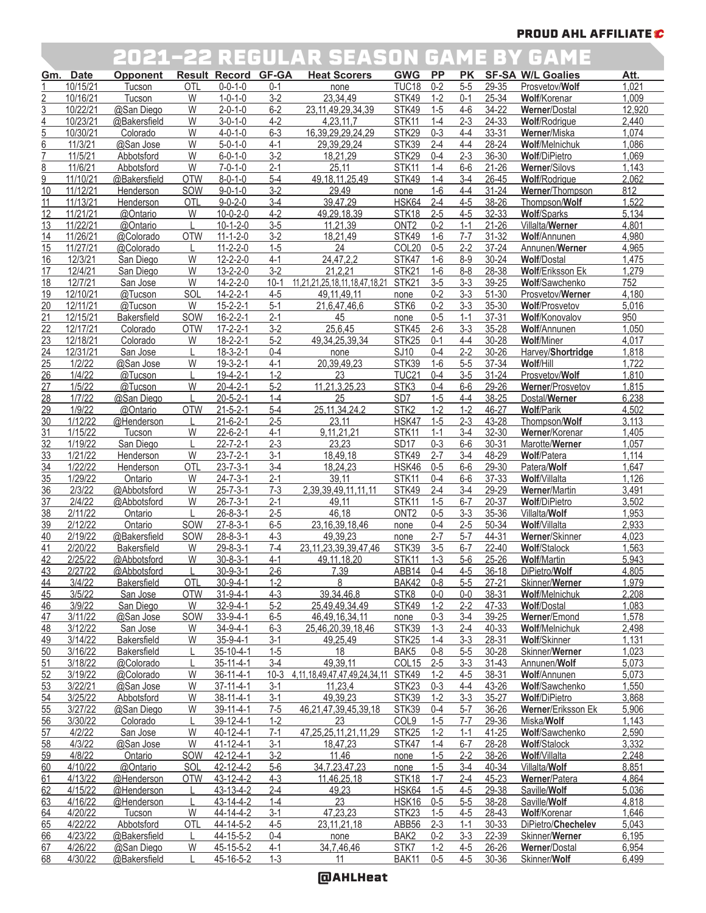PROUD AHL AFFILIATE

# 2021-22 REGULAR SEASON GAME BY GAME

| Gm. | Date | Opponent | Result | Record | GF-GA | Heat Scorers | GWG | PP | PK | SF-SA | W/L Goalies | Att. |
|---|---|---|---|---|---|---|---|---|---|---|---|---|
| 1 | 10/15/21 | Tucson | OTL | 0-0-1-0 | 0-1 | none | TUC18 | 0-2 | 5-5 | 29-35 | Prosvetov/**Wolf** | 1,021 |
| 2 | 10/16/21 | Tucson | W | 1-0-1-0 | 3-2 | 23,34,49 | STK49 | 1-2 | 0-1 | 25-34 | **Wolf**/Korenar | 1,009 |
| 3 | 10/22/21 | @San Diego | W | 2-0-1-0 | 6-2 | 23,11,49,29,34,39 | STK49 | 1-5 | 4-6 | 34-22 | **Werner**/Dostal | 12,920 |
| 4 | 10/23/21 | @Bakersfield | W | 3-0-1-0 | 4-2 | 4,23,11,7 | STK11 | 1-4 | 2-3 | 24-33 | **Wolf**/Rodrigue | 2,440 |
| 5 | 10/30/21 | Colorado | W | 4-0-1-0 | 6-3 | 16,39,29,29,24,29 | STK29 | 0-3 | 4-4 | 33-31 | **Werner**/Miska | 1,074 |
| 6 | 11/3/21 | @San Jose | W | 5-0-1-0 | 4-1 | 29,39,29,24 | STK39 | 2-4 | 4-4 | 28-24 | **Wolf**/Melnichuk | 1,086 |
| 7 | 11/5/21 | Abbotsford | W | 6-0-1-0 | 3-2 | 18,21,29 | STK29 | 0-4 | 2-3 | 36-30 | **Wolf**/DiPietro | 1,069 |
| 8 | 11/6/21 | Abbotsford | W | 7-0-1-0 | 2-1 | 25,11 | STK11 | 1-4 | 6-6 | 21-26 | **Werner**/Silovs | 1,143 |
| 9 | 11/10/21 | @Bakersfield | OTW | 8-0-1-0 | 5-4 | 49,18,11,25,49 | STK49 | 1-4 | 3-4 | 26-45 | **Wolf**/Rodrigue | 2,062 |
| 10 | 11/12/21 | Henderson | SOW | 9-0-1-0 | 3-2 | 29,49 | none | 1-6 | 4-4 | 31-24 | **Werner**/Thompson | 812 |
| 11 | 11/13/21 | Henderson | OTL | 9-0-2-0 | 3-4 | 39,47,29 | HSK64 | 2-4 | 4-5 | 38-26 | Thompson/**Wolf** | 1,522 |
| 12 | 11/21/21 | @Ontario | W | 10-0-2-0 | 4-2 | 49,29,18,39 | STK18 | 2-5 | 4-5 | 32-33 | **Wolf**/Sparks | 5,134 |
| 13 | 11/22/21 | @Ontario | L | 10-1-2-0 | 3-5 | 11,21,39 | ONT2 | 0-2 | 1-1 | 21-26 | Villalta/**Werner** | 4,801 |
| 14 | 11/26/21 | @Colorado | OTW | 11-1-2-0 | 3-2 | 18,21,49 | STK49 | 1-6 | 7-7 | 31-32 | **Wolf**/Annunen | 4,980 |
| 15 | 11/27/21 | @Colorado | L | 11-2-2-0 | 1-5 | 24 | COL20 | 0-5 | 2-2 | 37-24 | Annunen/**Werner** | 4,965 |
| 16 | 12/3/21 | San Diego | W | 12-2-2-0 | 4-1 | 24,47,2,2 | STK47 | 1-6 | 8-9 | 30-24 | **Wolf**/Dostal | 1,475 |
| 17 | 12/4/21 | San Diego | W | 13-2-2-0 | 3-2 | 21,2,21 | STK21 | 1-6 | 8-8 | 28-38 | **Wolf**/Eriksson Ek | 1,279 |
| 18 | 12/7/21 | San Jose | W | 14-2-2-0 | 10-1 | 11,21,21,25,18,11,18,47,18,21 | STK21 | 3-5 | 3-3 | 39-25 | **Wolf**/Sawchenko | 752 |
| 19 | 12/10/21 | @Tucson | SOL | 14-2-2-1 | 4-5 | 49,11,49,11 | none | 0-2 | 3-3 | 51-30 | Prosvetov/**Werner** | 4,180 |
| 20 | 12/11/21 | @Tucson | W | 15-2-2-1 | 5-1 | 21,6,47,46,6 | STK6 | 0-2 | 3-3 | 35-30 | **Wolf**/Prosvetov | 5,016 |
| 21 | 12/15/21 | Bakersfield | SOW | 16-2-2-1 | 2-1 | 45 | none | 0-5 | 1-1 | 37-31 | **Wolf**/Konovalov | 950 |
| 22 | 12/17/21 | Colorado | OTW | 17-2-2-1 | 3-2 | 25,6,45 | STK45 | 2-6 | 3-3 | 35-28 | **Wolf**/Annunen | 1,050 |
| 23 | 12/18/21 | Colorado | W | 18-2-2-1 | 5-2 | 49,34,25,39,34 | STK25 | 0-1 | 4-4 | 30-28 | **Wolf**/Miner | 4,017 |
| 24 | 12/31/21 | San Jose | L | 18-3-2-1 | 0-4 | none | SJ10 | 0-4 | 2-2 | 30-26 | Harvey/**Shortridge** | 1,818 |
| 25 | 1/2/22 | @San Jose | W | 19-3-2-1 | 4-1 | 20,39,49,23 | STK39 | 1-6 | 5-5 | 37-34 | **Wolf**/Hill | 1,722 |
| 26 | 1/4/22 | @Tucson | L | 19-4-2-1 | 1-2 | 23 | TUC21 | 0-4 | 3-5 | 31-24 | Prosvetov/**Wolf** | 1,810 |
| 27 | 1/5/22 | @Tucson | W | 20-4-2-1 | 5-2 | 11,21,3,25,23 | STK3 | 0-4 | 6-6 | 29-26 | **Werner**/Prosvetov | 1,815 |
| 28 | 1/7/22 | @San Diego | L | 20-5-2-1 | 1-4 | 25 | SD7 | 1-5 | 4-4 | 38-25 | Dostal/**Werner** | 6,238 |
| 29 | 1/9/22 | @Ontario | OTW | 21-5-2-1 | 5-4 | 25,11,34,24,2 | STK2 | 1-2 | 1-2 | 46-27 | **Wolf**/Parik | 4,502 |
| 30 | 1/12/22 | @Henderson | L | 21-6-2-1 | 2-5 | 23,11 | HSK47 | 1-5 | 2-3 | 43-28 | Thompson/**Wolf** | 3,113 |
| 31 | 1/15/22 | Tucson | W | 22-6-2-1 | 4-1 | 9,11,21,21 | STK11 | 1-1 | 3-4 | 32-30 | **Werner**/Korenar | 1,405 |
| 32 | 1/19/22 | San Diego | L | 22-7-2-1 | 2-3 | 23,23 | SD17 | 0-3 | 6-6 | 30-31 | Marotte/**Werner** | 1,057 |
| 33 | 1/21/22 | Henderson | W | 23-7-2-1 | 3-1 | 18,49,18 | STK49 | 2-7 | 3-4 | 48-29 | **Wolf**/Patera | 1,114 |
| 34 | 1/22/22 | Henderson | OTL | 23-7-3-1 | 3-4 | 18,24,23 | HSK46 | 0-5 | 6-6 | 29-30 | Patera/**Wolf** | 1,647 |
| 35 | 1/29/22 | Ontario | W | 24-7-3-1 | 2-1 | 39,11 | STK11 | 0-4 | 6-6 | 37-33 | **Wolf**/Villalta | 1,126 |
| 36 | 2/3/22 | @Abbotsford | W | 25-7-3-1 | 7-3 | 2,39,39,49,11,11,11 | STK49 | 2-4 | 3-4 | 29-29 | **Werner**/Martin | 3,491 |
| 37 | 2/4/22 | @Abbotsford | W | 26-7-3-1 | 2-1 | 49,11 | STK11 | 1-5 | 6-7 | 20-37 | **Wolf**/DiPietro | 3,502 |
| 38 | 2/11/22 | Ontario | L | 26-8-3-1 | 2-5 | 46,18 | ONT2 | 0-5 | 3-3 | 35-36 | Villalta/**Wolf** | 1,953 |
| 39 | 2/12/22 | Ontario | SOW | 27-8-3-1 | 6-5 | 23,16,39,18,46 | none | 0-4 | 2-5 | 50-34 | **Wolf**/Villalta | 2,933 |
| 40 | 2/19/22 | @Bakersfield | SOW | 28-8-3-1 | 4-3 | 49,39,23 | none | 2-7 | 5-7 | 44-31 | **Werner**/Skinner | 4,023 |
| 41 | 2/20/22 | Bakersfield | W | 29-8-3-1 | 7-4 | 23,11,23,39,39,47,46 | STK39 | 3-5 | 6-7 | 22-40 | **Wolf**/Stalock | 1,563 |
| 42 | 2/25/22 | @Abbotsford | W | 30-8-3-1 | 4-1 | 49,11,18,20 | STK11 | 1-3 | 5-6 | 25-26 | **Wolf**/Martin | 5,943 |
| 43 | 2/27/22 | @Abbotsford | L | 30-9-3-1 | 2-6 | 7,39 | ABB14 | 0-4 | 4-5 | 36-18 | DiPietro/**Wolf** | 4,805 |
| 44 | 3/4/22 | Bakersfield | OTL | 30-9-4-1 | 1-2 | 8 | BAK42 | 0-8 | 5-5 | 27-21 | Skinner/**Werner** | 1,979 |
| 45 | 3/5/22 | San Jose | OTW | 31-9-4-1 | 4-3 | 39,34,46,8 | STK8 | 0-0 | 0-0 | 38-31 | **Wolf**/Melnichuk | 2,208 |
| 46 | 3/9/22 | San Diego | W | 32-9-4-1 | 5-2 | 25,49,49,34,49 | STK49 | 1-2 | 2-2 | 47-33 | **Wolf**/Dostal | 1,083 |
| 47 | 3/11/22 | @San Jose | SOW | 33-9-4-1 | 6-5 | 46,49,16,34,11 | none | 0-3 | 3-4 | 39-25 | **Werner**/Emond | 1,578 |
| 48 | 3/12/22 | San Jose | W | 34-9-4-1 | 6-3 | 25,46,20,39,18,46 | STK39 | 1-3 | 2-4 | 40-33 | **Wolf**/Melnichuk | 2,498 |
| 49 | 3/14/22 | Bakersfield | W | 35-9-4-1 | 3-1 | 49,25,49 | STK25 | 1-4 | 3-3 | 28-31 | **Wolf**/Skinner | 1,131 |
| 50 | 3/16/22 | Bakersfield | L | 35-10-4-1 | 1-5 | 18 | BAK5 | 0-8 | 5-5 | 30-28 | Skinner/**Werner** | 1,023 |
| 51 | 3/18/22 | @Colorado | L | 35-11-4-1 | 3-4 | 49,39,11 | COL15 | 2-5 | 3-3 | 31-43 | Annunen/**Wolf** | 5,073 |
| 52 | 3/19/22 | @Colorado | W | 36-11-4-1 | 10-3 | 4,11,18,49,47,47,49,24,34,11 | STK49 | 1-2 | 4-5 | 38-31 | **Wolf**/Annunen | 5,073 |
| 53 | 3/22/21 | @San Jose | W | 37-11-4-1 | 3-1 | 11,23,4 | STK23 | 0-3 | 4-4 | 43-26 | **Wolf**/Sawchenko | 1,550 |
| 54 | 3/25/22 | Abbotsford | W | 38-11-4-1 | 3-1 | 49,39,23 | STK39 | 1-2 | 3-3 | 35-27 | **Wolf**/DiPietro | 3,868 |
| 55 | 3/27/22 | @San Diego | W | 39-11-4-1 | 7-5 | 46,21,47,39,45,39,18 | STK39 | 0-4 | 5-7 | 36-26 | **Werner**/Eriksson Ek | 5,906 |
| 56 | 3/30/22 | Colorado | L | 39-12-4-1 | 1-2 | 23 | COL9 | 1-5 | 7-7 | 29-36 | Miska/**Wolf** | 1,143 |
| 57 | 4/2/22 | San Jose | W | 40-12-4-1 | 7-1 | 47,25,25,11,21,11,29 | STK25 | 1-2 | 1-1 | 41-25 | **Wolf**/Sawchenko | 2,590 |
| 58 | 4/3/22 | @San Jose | W | 41-12-4-1 | 3-1 | 18,47,23 | STK47 | 1-4 | 6-7 | 28-28 | **Wolf**/Stalock | 3,332 |
| 59 | 4/8/22 | Ontario | SOW | 42-12-4-1 | 3-2 | 11,46 | none | 1-5 | 2-2 | 38-26 | **Wolf**/Villalta | 2,248 |
| 60 | 4/10/22 | @Ontario | SOL | 42-12-4-2 | 5-6 | 34,7,23,47,23 | none | 1-5 | 3-4 | 40-34 | Villalta/**Wolf** | 8,851 |
| 61 | 4/13/22 | @Henderson | OTW | 43-12-4-2 | 4-3 | 11,46,25,18 | STK18 | 1-7 | 2-4 | 45-23 | **Werner**/Patera | 4,864 |
| 62 | 4/15/22 | @Henderson | L | 43-13-4-2 | 2-4 | 49,23 | HSK64 | 1-5 | 4-5 | 29-38 | Saville/**Wolf** | 5,036 |
| 63 | 4/16/22 | @Henderson | L | 43-14-4-2 | 1-4 | 23 | HSK16 | 0-5 | 5-5 | 38-28 | Saville/**Wolf** | 4,818 |
| 64 | 4/20/22 | Tucson | W | 44-14-4-2 | 3-1 | 47,23,23 | STK23 | 1-5 | 4-5 | 28-43 | **Wolf**/Korenar | 1,646 |
| 65 | 4/22/22 | Abbotsford | OTL | 44-14-5-2 | 4-5 | 23,11,21,18 | ABB56 | 2-3 | 1-1 | 30-33 | DiPietro/**Chechelev** | 5,043 |
| 66 | 4/23/22 | @Bakersfield | L | 44-15-5-2 | 0-4 | none | BAK2 | 0-2 | 3-3 | 22-39 | Skinner/**Werner** | 6,195 |
| 67 | 4/26/22 | @San Diego | W | 45-15-5-2 | 4-1 | 34,7,46,46 | STK7 | 1-2 | 4-5 | 26-26 | **Werner**/Dostal | 6,954 |
| 68 | 4/30/22 | @Bakersfield | L | 45-16-5-2 | 1-3 | 11 | BAK11 | 0-5 | 4-5 | 30-36 | Skinner/**Wolf** | 6,499 |

@AHLHeat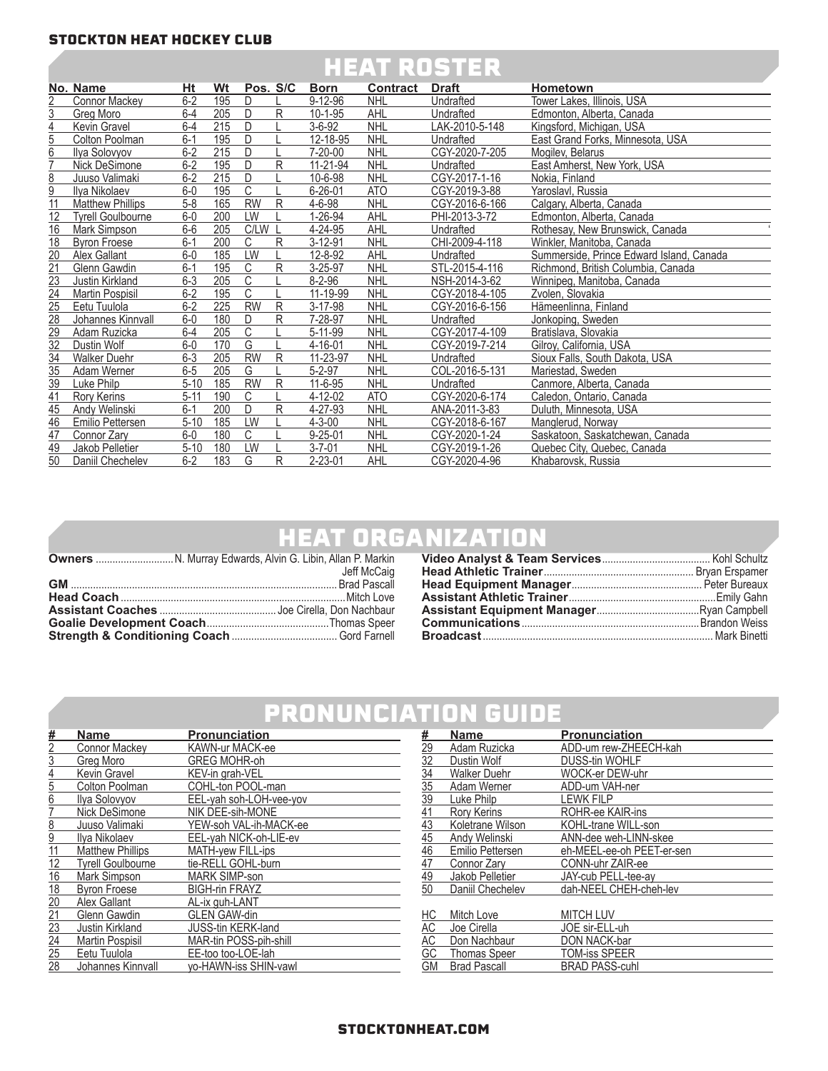**STOCKTON HEAT HOCKEY CLUB**

# HEAT ROSTER

| No. | Name | Ht | Wt | Pos. | S/C | Born | Contract | Draft | Hometown |
|---|---|---|---|---|---|---|---|---|---|
| 2 | Connor Mackey | 6-2 | 195 | D | L | 9-12-96 | NHL | Undrafted | Tower Lakes, Illinois, USA |
| 3 | Greg Moro | 6-4 | 205 | D | R | 10-1-95 | AHL | Undrafted | Edmonton, Alberta, Canada |
| 4 | Kevin Gravel | 6-4 | 215 | D | L | 3-6-92 | NHL | LAK-2010-5-148 | Kingsford, Michigan, USA |
| 5 | Colton Poolman | 6-1 | 195 | D | L | 12-18-95 | NHL | Undrafted | East Grand Forks, Minnesota, USA |
| 6 | Ilya Solovyov | 6-2 | 215 | D | L | 7-20-00 | NHL | CGY-2020-7-205 | Mogilev, Belarus |
| 7 | Nick DeSimone | 6-2 | 195 | D | R | 11-21-94 | NHL | Undrafted | East Amherst, New York, USA |
| 8 | Juuso Valimaki | 6-2 | 215 | D | L | 10-6-98 | NHL | CGY-2017-1-16 | Nokia, Finland |
| 9 | Ilya Nikolaev | 6-0 | 195 | C | L | 6-26-01 | ATO | CGY-2019-3-88 | Yaroslavl, Russia |
| 11 | Matthew Phillips | 5-8 | 165 | RW | R | 4-6-98 | NHL | CGY-2016-6-166 | Calgary, Alberta, Canada |
| 12 | Tyrell Goulbourne | 6-0 | 200 | LW | L | 1-26-94 | AHL | PHI-2013-3-72 | Edmonton, Alberta, Canada |
| 16 | Mark Simpson | 6-6 | 205 | C/LW | L | 4-24-95 | AHL | Undrafted | Rothesay, New Brunswick, Canada |
| 18 | Byron Froese | 6-1 | 200 | C | R | 3-12-91 | NHL | CHI-2009-4-118 | Winkler, Manitoba, Canada |
| 20 | Alex Gallant | 6-0 | 185 | LW | L | 12-8-92 | AHL | Undrafted | Summerside, Prince Edward Island, Canada |
| 21 | Glenn Gawdin | 6-1 | 195 | C | R | 3-25-97 | NHL | STL-2015-4-116 | Richmond, British Columbia, Canada |
| 23 | Justin Kirkland | 6-3 | 205 | C | L | 8-2-96 | NHL | NSH-2014-3-62 | Winnipeg, Manitoba, Canada |
| 24 | Martin Pospisil | 6-2 | 195 | C | L | 11-19-99 | NHL | CGY-2018-4-105 | Zvolen, Slovakia |
| 25 | Eetu Tuulola | 6-2 | 225 | RW | R | 3-17-98 | NHL | CGY-2016-6-156 | Hämeenlinna, Finland |
| 28 | Johannes Kinnvall | 6-0 | 180 | D | R | 7-28-97 | NHL | Undrafted | Jonkoping, Sweden |
| 29 | Adam Ruzicka | 6-4 | 205 | C | L | 5-11-99 | NHL | CGY-2017-4-109 | Bratislava, Slovakia |
| 32 | Dustin Wolf | 6-0 | 170 | G | L | 4-16-01 | NHL | CGY-2019-7-214 | Gilroy, California, USA |
| 34 | Walker Duehr | 6-3 | 205 | RW | R | 11-23-97 | NHL | Undrafted | Sioux Falls, South Dakota, USA |
| 35 | Adam Werner | 6-5 | 205 | G | L | 5-2-97 | NHL | COL-2016-5-131 | Mariestad, Sweden |
| 39 | Luke Philp | 5-10 | 185 | RW | R | 11-6-95 | NHL | Undrafted | Canmore, Alberta, Canada |
| 41 | Rory Kerins | 5-11 | 190 | C | L | 4-12-02 | ATO | CGY-2020-6-174 | Caledon, Ontario, Canada |
| 45 | Andy Welinski | 6-1 | 200 | D | R | 4-27-93 | NHL | ANA-2011-3-83 | Duluth, Minnesota, USA |
| 46 | Emilio Pettersen | 5-10 | 185 | LW | L | 4-3-00 | NHL | CGY-2018-6-167 | Manglerud, Norway |
| 47 | Connor Zary | 6-0 | 180 | C | L | 9-25-01 | NHL | CGY-2020-1-24 | Saskatoon, Saskatchewan, Canada |
| 49 | Jakob Pelletier | 5-10 | 180 | LW | L | 3-7-01 | NHL | CGY-2019-1-26 | Quebec City, Quebec, Canada |
| 50 | Daniil Chechelev | 6-2 | 183 | G | R | 2-23-01 | AHL | CGY-2020-4-96 | Khabarovsk, Russia |

# HEAT ORGANIZATION

**Owners** .......... N. Murray Edwards, Alvin G. Libin, Allan P. Markin, Jeff McCaig
**GM** .......... Brad Pascall
**Head Coach** .......... Mitch Love
**Assistant Coaches** .......... Joe Cirella, Don Nachbaur
**Goalie Development Coach** .......... Thomas Speer
**Strength & Conditioning Coach** .......... Gord Farnell
**Video Analyst & Team Services** .......... Kohl Schultz
**Head Athletic Trainer** .......... Bryan Erspamer
**Head Equipment Manager** .......... Peter Bureaux
**Assistant Athletic Trainer** .......... Emily Gahn
**Assistant Equipment Manager** .......... Ryan Campbell
**Communications** .......... Brandon Weiss
**Broadcast** .......... Mark Binetti

# PRONUNCIATION GUIDE

| # | Name | Pronunciation |
|---|---|---|
| 2 | Connor Mackey | KAWN-ur MACK-ee |
| 3 | Greg Moro | GREG MOHR-oh |
| 4 | Kevin Gravel | KEV-in grah-VEL |
| 5 | Colton Poolman | COHL-ton POOL-man |
| 6 | Ilya Solovyov | EEL-yah soh-LOH-vee-yov |
| 7 | Nick DeSimone | NIK DEE-sih-MONE |
| 8 | Juuso Valimaki | YEW-soh VAL-ih-MACK-ee |
| 9 | Ilya Nikolaev | EEL-yah NICK-oh-LIE-ev |
| 11 | Matthew Phillips | MATH-yew FILL-ips |
| 12 | Tyrell Goulbourne | tie-RELL GOHL-burn |
| 16 | Mark Simpson | MARK SIMP-son |
| 18 | Byron Froese | BIGH-rin FRAYZ |
| 20 | Alex Gallant | AL-ix guh-LANT |
| 21 | Glenn Gawdin | GLEN GAW-din |
| 23 | Justin Kirkland | JUSS-tin KERK-land |
| 24 | Martin Pospisil | MAR-tin POSS-pih-shill |
| 25 | Eetu Tuulola | EE-too too-LOE-lah |
| 28 | Johannes Kinnvall | yo-HAWN-iss SHIN-vawl |
| 29 | Adam Ruzicka | ADD-um rew-ZHEECH-kah |
| 32 | Dustin Wolf | DUSS-tin WOHLF |
| 34 | Walker Duehr | WOCK-er DEW-uhr |
| 35 | Adam Werner | ADD-um VAH-ner |
| 39 | Luke Philp | LEWK FILP |
| 41 | Rory Kerins | ROHR-ee KAIR-ins |
| 43 | Koletrane Wilson | KOHL-trane WILL-son |
| 45 | Andy Welinski | ANN-dee weh-LINN-skee |
| 46 | Emilio Pettersen | eh-MEEL-ee-oh PEET-er-sen |
| 47 | Connor Zary | CONN-uhr ZAIR-ee |
| 49 | Jakob Pelletier | JAY-cub PELL-tee-ay |
| 50 | Daniil Chechelev | dah-NEEL CHEH-cheh-lev |
| HC | Mitch Love | MITCH LUV |
| AC | Joe Cirella | JOE sir-ELL-uh |
| AC | Don Nachbaur | DON NACK-bar |
| GC | Thomas Speer | TOM-iss SPEER |
| GM | Brad Pascall | BRAD PASS-cuhl |

**STOCKTONHEAT.COM**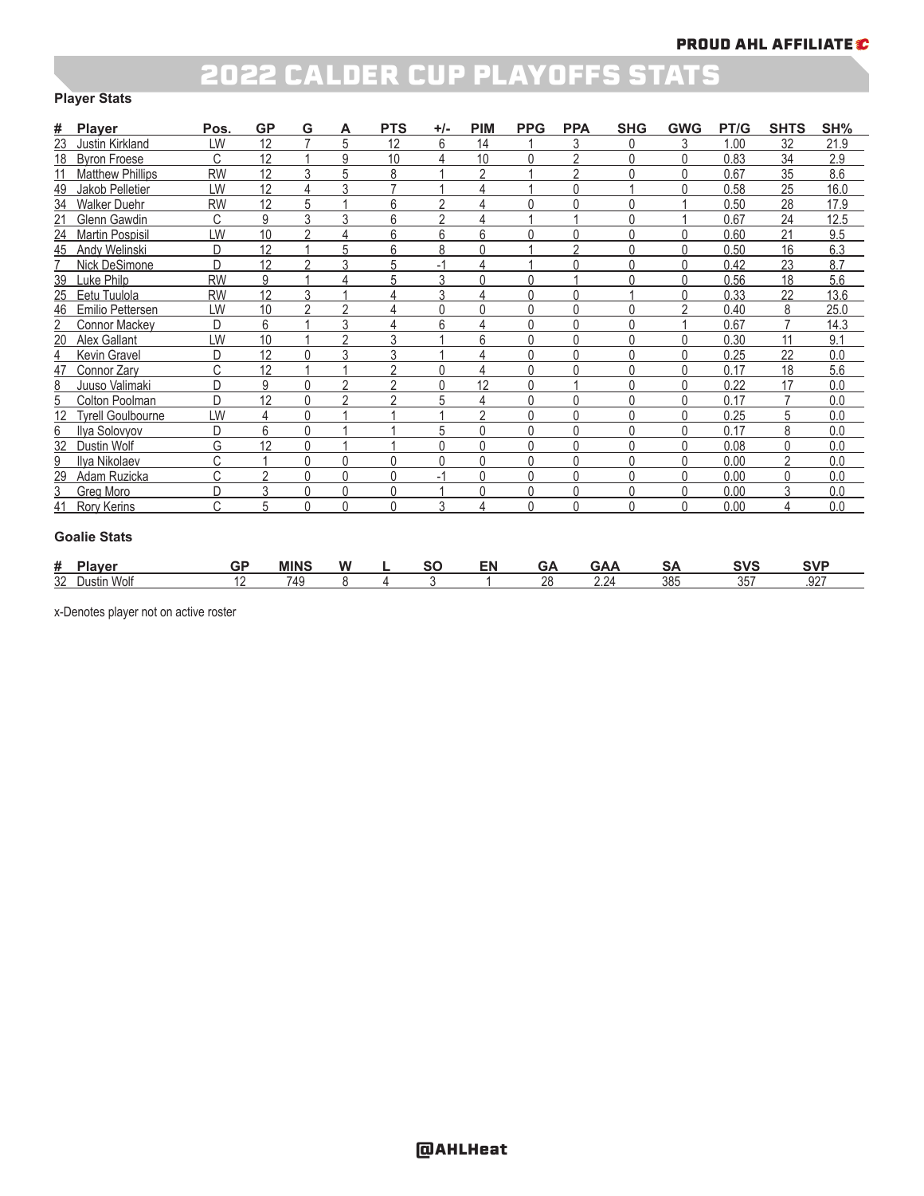# 2022 CALDER CUP PLAYOFFS STATS

### Player Stats

| # | Player | Pos. | GP | G | A | PTS | +/- | PIM | PPG | PPA | SHG | GWG | PT/G | SHTS | SH% |
|---|---|---|---|---|---|---|---|---|---|---|---|---|---|---|---|
| 23 | Justin Kirkland | LW | 12 | 7 | 5 | 12 | 6 | 14 | 1 | 3 | 0 | 3 | 1.00 | 32 | 21.9 |
| 18 | Byron Froese | C | 12 | 1 | 9 | 10 | 4 | 10 | 0 | 2 | 0 | 0 | 0.83 | 34 | 2.9 |
| 11 | Matthew Phillips | RW | 12 | 3 | 5 | 8 | 1 | 2 | 1 | 2 | 0 | 0 | 0.67 | 35 | 8.6 |
| 49 | Jakob Pelletier | LW | 12 | 4 | 3 | 7 | 1 | 4 | 1 | 0 | 1 | 0 | 0.58 | 25 | 16.0 |
| 34 | Walker Duehr | RW | 12 | 5 | 1 | 6 | 2 | 4 | 0 | 0 | 0 | 1 | 0.50 | 28 | 17.9 |
| 21 | Glenn Gawdin | C | 9 | 3 | 3 | 6 | 2 | 4 | 1 | 1 | 0 | 1 | 0.67 | 24 | 12.5 |
| 24 | Martin Pospisil | LW | 10 | 2 | 4 | 6 | 6 | 6 | 0 | 0 | 0 | 0 | 0.60 | 21 | 9.5 |
| 45 | Andy Welinski | D | 12 | 1 | 5 | 6 | 8 | 0 | 1 | 2 | 0 | 0 | 0.50 | 16 | 6.3 |
| 7 | Nick DeSimone | D | 12 | 2 | 3 | 5 | -1 | 4 | 1 | 0 | 0 | 0 | 0.42 | 23 | 8.7 |
| 39 | Luke Philp | RW | 9 | 1 | 4 | 5 | 3 | 0 | 0 | 1 | 0 | 0 | 0.56 | 18 | 5.6 |
| 25 | Eetu Tuulola | RW | 12 | 3 | 1 | 4 | 3 | 4 | 0 | 0 | 1 | 0 | 0.33 | 22 | 13.6 |
| 46 | Emilio Pettersen | LW | 10 | 2 | 2 | 4 | 0 | 0 | 0 | 0 | 0 | 2 | 0.40 | 8 | 25.0 |
| 2 | Connor Mackey | D | 6 | 1 | 3 | 4 | 6 | 4 | 0 | 0 | 0 | 1 | 0.67 | 7 | 14.3 |
| 20 | Alex Gallant | LW | 10 | 1 | 2 | 3 | 1 | 6 | 0 | 0 | 0 | 0 | 0.30 | 11 | 9.1 |
| 4 | Kevin Gravel | D | 12 | 0 | 3 | 3 | 1 | 4 | 0 | 0 | 0 | 0 | 0.25 | 22 | 0.0 |
| 47 | Connor Zary | C | 12 | 1 | 1 | 2 | 0 | 4 | 0 | 0 | 0 | 0 | 0.17 | 18 | 5.6 |
| 8 | Juuso Valimaki | D | 9 | 0 | 2 | 2 | 0 | 12 | 0 | 1 | 0 | 0 | 0.22 | 17 | 0.0 |
| 5 | Colton Poolman | D | 12 | 0 | 2 | 2 | 5 | 4 | 0 | 0 | 0 | 0 | 0.17 | 7 | 0.0 |
| 12 | Tyrell Goulbourne | LW | 4 | 0 | 1 | 1 | 1 | 2 | 0 | 0 | 0 | 0 | 0.25 | 5 | 0.0 |
| 6 | Ilya Solovyov | D | 6 | 0 | 1 | 1 | 5 | 0 | 0 | 0 | 0 | 0 | 0.17 | 8 | 0.0 |
| 32 | Dustin Wolf | G | 12 | 0 | 1 | 1 | 0 | 0 | 0 | 0 | 0 | 0 | 0.08 | 0 | 0.0 |
| 9 | Ilya Nikolaev | C | 1 | 0 | 0 | 0 | 0 | 0 | 0 | 0 | 0 | 0 | 0.00 | 2 | 0.0 |
| 29 | Adam Ruzicka | C | 2 | 0 | 0 | 0 | -1 | 0 | 0 | 0 | 0 | 0 | 0.00 | 0 | 0.0 |
| 3 | Greg Moro | D | 3 | 0 | 0 | 0 | 1 | 0 | 0 | 0 | 0 | 0 | 0.00 | 3 | 0.0 |
| 41 | Rory Kerins | C | 5 | 0 | 0 | 0 | 3 | 4 | 0 | 0 | 0 | 0 | 0.00 | 4 | 0.0 |

### Goalie Stats

| # | Player | GP | MINS | W | L | SO | EN | GA | GAA | SA | SVS | SVP |
|---|---|---|---|---|---|---|---|---|---|---|---|---|
| 32 | Dustin Wolf | 12 | 749 | 8 | 4 | 3 | 1 | 28 | 2.24 | 385 | 357 | .927 |

x-Denotes player not on active roster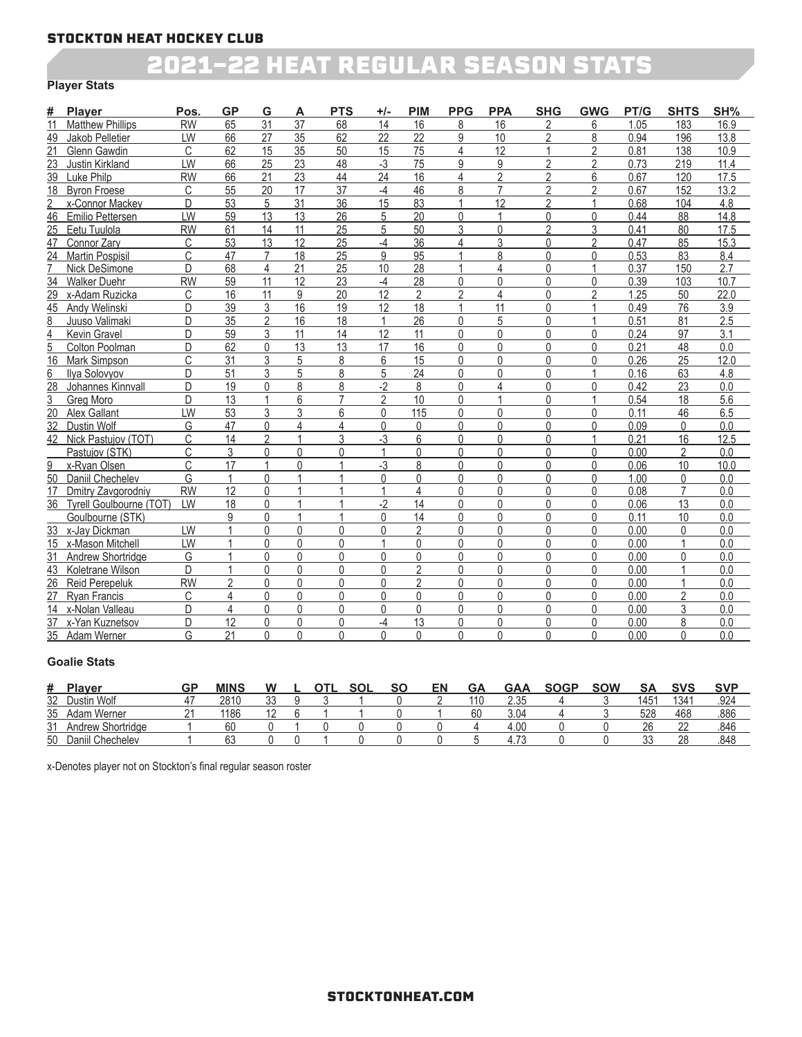STOCKTON HEAT HOCKEY CLUB

# 2021-22 HEAT REGULAR SEASON STATS

**Player Stats**

| # | Player | Pos. | GP | G | A | PTS | +/- | PIM | PPG | PPA | SHG | GWG | PT/G | SHTS | SH% |
|---|---|---|---|---|---|---|---|---|---|---|---|---|---|---|---|
| 11 | Matthew Phillips | RW | 65 | 31 | 37 | 68 | 14 | 16 | 8 | 16 | 2 | 6 | 1.05 | 183 | 16.9 |
| 49 | Jakob Pelletier | LW | 66 | 27 | 35 | 62 | 22 | 22 | 9 | 10 | 2 | 8 | 0.94 | 196 | 13.8 |
| 21 | Glenn Gawdin | C | 62 | 15 | 35 | 50 | 15 | 75 | 4 | 12 | 1 | 2 | 0.81 | 138 | 10.9 |
| 23 | Justin Kirkland | LW | 66 | 25 | 23 | 48 | -3 | 75 | 9 | 9 | 2 | 2 | 0.73 | 219 | 11.4 |
| 39 | Luke Philp | RW | 66 | 21 | 23 | 44 | 24 | 16 | 4 | 2 | 2 | 6 | 0.67 | 120 | 17.5 |
| 18 | Byron Froese | C | 55 | 20 | 17 | 37 | -4 | 46 | 8 | 7 | 2 | 2 | 0.67 | 152 | 13.2 |
| 2 | x-Connor Mackey | D | 53 | 5 | 31 | 36 | 15 | 83 | 1 | 12 | 2 | 1 | 0.68 | 104 | 4.8 |
| 46 | Emilio Pettersen | LW | 59 | 13 | 13 | 26 | 5 | 20 | 0 | 1 | 0 | 0 | 0.44 | 88 | 14.8 |
| 25 | Eetu Tuulola | RW | 61 | 14 | 11 | 25 | 5 | 50 | 3 | 0 | 2 | 3 | 0.41 | 80 | 17.5 |
| 47 | Connor Zary | C | 53 | 13 | 12 | 25 | -4 | 36 | 4 | 3 | 0 | 2 | 0.47 | 85 | 15.3 |
| 24 | Martin Pospisil | C | 47 | 7 | 18 | 25 | 9 | 95 | 1 | 8 | 0 | 0 | 0.53 | 83 | 8.4 |
| 7 | Nick DeSimone | D | 68 | 4 | 21 | 25 | 10 | 28 | 1 | 4 | 0 | 1 | 0.37 | 150 | 2.7 |
| 34 | Walker Duehr | RW | 59 | 11 | 12 | 23 | -4 | 28 | 0 | 0 | 0 | 0 | 0.39 | 103 | 10.7 |
| 29 | x-Adam Ruzicka | C | 16 | 11 | 9 | 20 | 12 | 2 | 2 | 4 | 0 | 2 | 1.25 | 50 | 22.0 |
| 45 | Andy Welinski | D | 39 | 3 | 16 | 19 | 12 | 18 | 1 | 11 | 0 | 1 | 0.49 | 76 | 3.9 |
| 8 | Juuso Valimaki | D | 35 | 2 | 16 | 18 | 1 | 26 | 0 | 5 | 0 | 1 | 0.51 | 81 | 2.5 |
| 4 | Kevin Gravel | D | 59 | 3 | 11 | 14 | 12 | 11 | 0 | 0 | 0 | 0 | 0.24 | 97 | 3.1 |
| 5 | Colton Poolman | D | 62 | 0 | 13 | 13 | 17 | 16 | 0 | 0 | 0 | 0 | 0.21 | 48 | 0.0 |
| 16 | Mark Simpson | C | 31 | 3 | 5 | 8 | 6 | 15 | 0 | 0 | 0 | 0 | 0.26 | 25 | 12.0 |
| 6 | Ilya Solovyov | D | 51 | 3 | 5 | 8 | 5 | 24 | 0 | 0 | 0 | 1 | 0.16 | 63 | 4.8 |
| 28 | Johannes Kinnvall | D | 19 | 0 | 8 | 8 | -2 | 8 | 0 | 4 | 0 | 0 | 0.42 | 23 | 0.0 |
| 3 | Greg Moro | D | 13 | 1 | 6 | 7 | 2 | 10 | 0 | 1 | 0 | 1 | 0.54 | 18 | 5.6 |
| 20 | Alex Gallant | LW | 53 | 3 | 3 | 6 | 0 | 115 | 0 | 0 | 0 | 0 | 0.11 | 46 | 6.5 |
| 32 | Dustin Wolf | G | 47 | 0 | 4 | 4 | 0 | 0 | 0 | 0 | 0 | 0 | 0.09 | 0 | 0.0 |
| 42 | Nick Pastujov (TOT) | C | 14 | 2 | 1 | 3 | -3 | 6 | 0 | 0 | 0 | 1 | 0.21 | 16 | 12.5 |
| | Pastujov (STK) | C | 3 | 0 | 0 | 0 | 1 | 0 | 0 | 0 | 0 | 0 | 0.00 | 2 | 0.0 |
| 9 | x-Ryan Olsen | C | 17 | 1 | 0 | 1 | -3 | 8 | 0 | 0 | 0 | 0 | 0.06 | 10 | 10.0 |
| 50 | Daniil Chechelev | G | 1 | 0 | 1 | 1 | 0 | 0 | 0 | 0 | 0 | 0 | 1.00 | 0 | 0.0 |
| 17 | Dmitry Zavgorodniy | RW | 12 | 0 | 1 | 1 | 1 | 4 | 0 | 0 | 0 | 0 | 0.08 | 7 | 0.0 |
| 36 | Tyrell Goulbourne (TOT) | LW | 18 | 0 | 1 | 1 | -2 | 14 | 0 | 0 | 0 | 0 | 0.06 | 13 | 0.0 |
| | Goulbourne (STK) | | 9 | 0 | 1 | 1 | 0 | 14 | 0 | 0 | 0 | 0 | 0.11 | 10 | 0.0 |
| 33 | x-Jay Dickman | LW | 1 | 0 | 0 | 0 | 0 | 2 | 0 | 0 | 0 | 0 | 0.00 | 0 | 0.0 |
| 15 | x-Mason Mitchell | LW | 1 | 0 | 0 | 0 | 1 | 0 | 0 | 0 | 0 | 0 | 0.00 | 1 | 0.0 |
| 31 | Andrew Shortridge | G | 1 | 0 | 0 | 0 | 0 | 0 | 0 | 0 | 0 | 0 | 0.00 | 0 | 0.0 |
| 43 | Koletrane Wilson | D | 1 | 0 | 0 | 0 | 0 | 2 | 0 | 0 | 0 | 0 | 0.00 | 1 | 0.0 |
| 26 | Reid Perepeluk | RW | 2 | 0 | 0 | 0 | 0 | 2 | 0 | 0 | 0 | 0 | 0.00 | 1 | 0.0 |
| 27 | Ryan Francis | C | 4 | 0 | 0 | 0 | 0 | 0 | 0 | 0 | 0 | 0 | 0.00 | 2 | 0.0 |
| 14 | x-Nolan Valleau | D | 4 | 0 | 0 | 0 | 0 | 0 | 0 | 0 | 0 | 0 | 0.00 | 3 | 0.0 |
| 37 | x-Yan Kuznetsov | D | 12 | 0 | 0 | 0 | -4 | 13 | 0 | 0 | 0 | 0 | 0.00 | 8 | 0.0 |
| 35 | Adam Werner | G | 21 | 0 | 0 | 0 | 0 | 0 | 0 | 0 | 0 | 0 | 0.00 | 0 | 0.0 |

**Goalie Stats**

| # | Player | GP | MINS | W | L | OTL | SOL | SO | EN | GA | GAA | SOGP | SOW | SA | SVS | SVP |
|---|---|---|---|---|---|---|---|---|---|---|---|---|---|---|---|---|
| 32 | Dustin Wolf | 47 | 2810 | 33 | 9 | 3 | 1 | 0 | 2 | 110 | 2.35 | 4 | 3 | 1451 | 1341 | .924 |
| 35 | Adam Werner | 21 | 1186 | 12 | 6 | 1 | 1 | 0 | 1 | 60 | 3.04 | 4 | 3 | 528 | 468 | .886 |
| 31 | Andrew Shortridge | 1 | 60 | 0 | 1 | 0 | 0 | 0 | 0 | 4 | 4.00 | 0 | 0 | 26 | 22 | .846 |
| 50 | Daniil Chechelev | 1 | 63 | 0 | 0 | 1 | 0 | 0 | 0 | 5 | 4.73 | 0 | 0 | 33 | 28 | .848 |

x-Denotes player not on Stockton's final regular season roster

STOCKTONHEAT.COM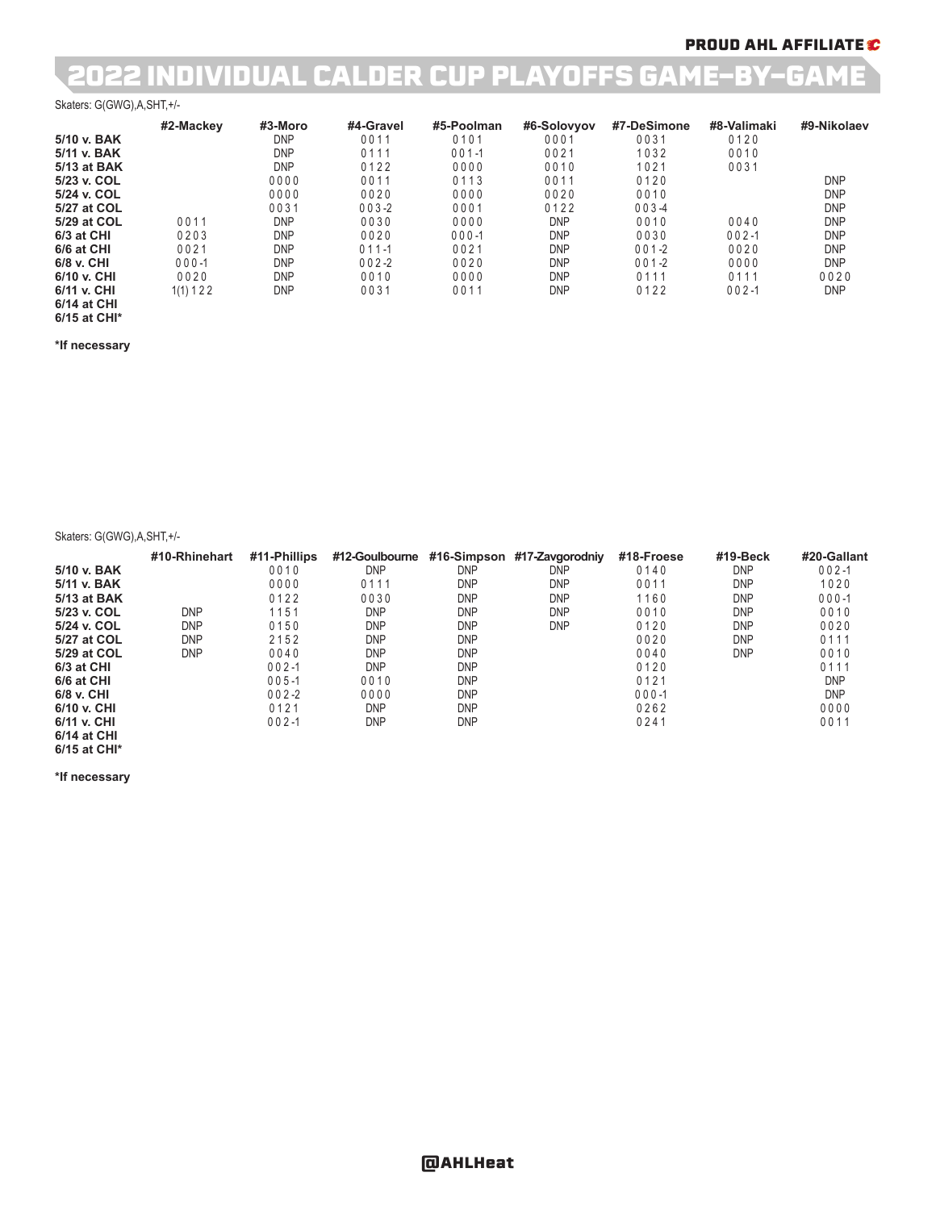PROUD AHL AFFILIATE

# 2022 INDIVIDUAL CALDER CUP PLAYOFFS GAME-BY-GAME

Skaters: G(GWG),A,SHT,+/-

| | #2-Mackey | #3-Moro | #4-Gravel | #5-Poolman | #6-Solovyov | #7-DeSimone | #8-Valimaki | #9-Nikolaev |
|---|---|---|---|---|---|---|---|---|
| 5/10 v. BAK | | DNP | 0 0 1 1 | 0 1 0 1 | 0 0 0 1 | 0 0 3 1 | 0 1 2 0 | |
| 5/11 v. BAK | | DNP | 0 1 1 1 | 0 0 1 -1 | 0 0 2 1 | 1 0 3 2 | 0 0 1 0 | |
| 5/13 at BAK | | DNP | 0 1 2 2 | 0 0 0 0 | 0 0 1 0 | 1 0 2 1 | 0 0 3 1 | |
| 5/23 v. COL | | 0 0 0 0 | 0 0 1 1 | 0 1 1 3 | 0 0 1 1 | 0 1 2 0 | | DNP |
| 5/24 v. COL | | 0 0 0 0 | 0 0 2 0 | 0 0 0 0 | 0 0 2 0 | 0 0 1 0 | | DNP |
| 5/27 at COL | | 0 0 3 1 | 0 0 3 -2 | 0 0 0 1 | 0 1 2 2 | 0 0 3 -4 | | DNP |
| 5/29 at COL | 0 0 1 1 | DNP | 0 0 3 0 | 0 0 0 0 | DNP | 0 0 1 0 | 0 0 4 0 | DNP |
| 6/3 at CHI | 0 2 0 3 | DNP | 0 0 2 0 | 0 0 0 -1 | DNP | 0 0 3 0 | 0 0 2 -1 | DNP |
| 6/6 at CHI | 0 0 2 1 | DNP | 0 1 1 -1 | 0 0 2 1 | DNP | 0 0 1 -2 | 0 0 2 0 | DNP |
| 6/8 v. CHI | 0 0 0 -1 | DNP | 0 0 2 -2 | 0 0 2 0 | DNP | 0 0 1 -2 | 0 0 0 0 | DNP |
| 6/10 v. CHI | 0 0 2 0 | DNP | 0 0 1 0 | 0 0 0 0 | DNP | 0 1 1 1 | 0 1 1 1 | 0 0 2 0 |
| 6/11 v. CHI | 1(1) 1 2 2 | DNP | 0 0 3 1 | 0 0 1 1 | DNP | 0 1 2 2 | 0 0 2 -1 | DNP |
| 6/14 at CHI | | | | | | | | |
| 6/15 at CHI* | | | | | | | | |

**\*If necessary**

Skaters: G(GWG),A,SHT,+/-

| | #10-Rhinehart | #11-Phillips | #12-Goulbourne | #16-Simpson | #17-Zavgorodniy | #18-Froese | #19-Beck | #20-Gallant |
|---|---|---|---|---|---|---|---|---|
| 5/10 v. BAK | | 0 0 1 0 | DNP | DNP | DNP | 0 1 4 0 | DNP | 0 0 2 -1 |
| 5/11 v. BAK | | 0 0 0 0 | 0 1 1 1 | DNP | DNP | 0 0 1 1 | DNP | 1 0 2 0 |
| 5/13 at BAK | | 0 1 2 2 | 0 0 3 0 | DNP | DNP | 1 1 6 0 | DNP | 0 0 0 -1 |
| 5/23 v. COL | DNP | 1 1 5 1 | DNP | DNP | DNP | 0 0 1 0 | DNP | 0 0 1 0 |
| 5/24 v. COL | DNP | 0 1 5 0 | DNP | DNP | DNP | 0 1 2 0 | DNP | 0 0 2 0 |
| 5/27 at COL | DNP | 2 1 5 2 | DNP | DNP | | 0 0 2 0 | DNP | 0 1 1 1 |
| 5/29 at COL | DNP | 0 0 4 0 | DNP | DNP | | 0 0 4 0 | DNP | 0 0 1 0 |
| 6/3 at CHI | | 0 0 2 -1 | DNP | DNP | | 0 1 2 0 | | 0 1 1 1 |
| 6/6 at CHI | | 0 0 5 -1 | 0 0 1 0 | DNP | | 0 1 2 1 | | DNP |
| 6/8 v. CHI | | 0 0 2 -2 | 0 0 0 0 | DNP | | 0 0 0 -1 | | DNP |
| 6/10 v. CHI | | 0 1 2 1 | DNP | DNP | | 0 2 6 2 | | 0 0 0 0 |
| 6/11 v. CHI | | 0 0 2 -1 | DNP | DNP | | 0 2 4 1 | | 0 0 1 1 |
| 6/14 at CHI | | | | | | | | |
| 6/15 at CHI* | | | | | | | | |

**\*If necessary**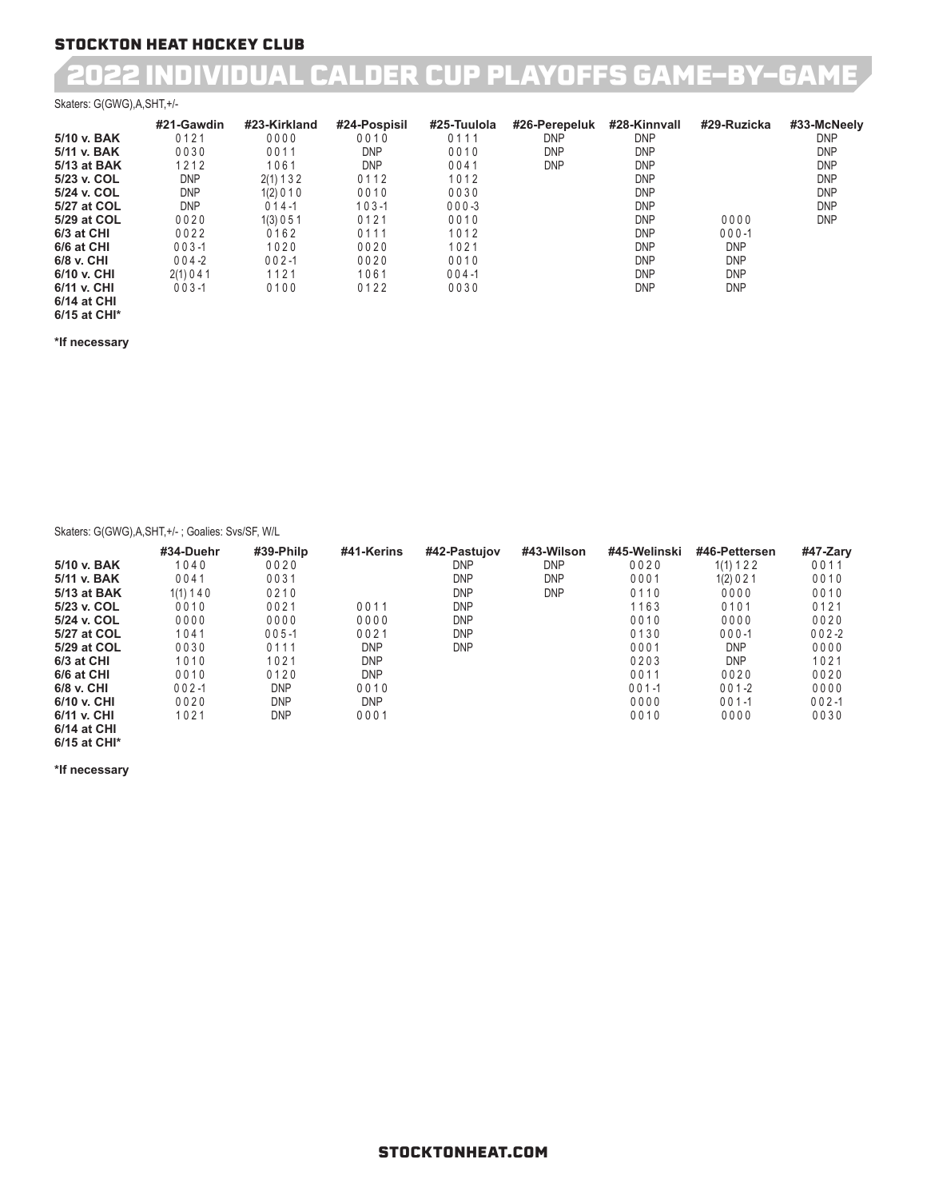**STOCKTON HEAT HOCKEY CLUB**

# 2022 INDIVIDUAL CALDER CUP PLAYOFFS GAME-BY-GAME

Skaters: G(GWG),A,SHT,+/-

| | #21-Gawdin | #23-Kirkland | #24-Pospisil | #25-Tuulola | #26-Perepeluk | #28-Kinnvall | #29-Ruzicka | #33-McNeely |
|---|---|---|---|---|---|---|---|---|
| 5/10 v. BAK | 0 1 2 1 | 0 0 0 0 | 0 0 1 0 | 0 1 1 1 | DNP | DNP | | DNP |
| 5/11 v. BAK | 0 0 3 0 | 0 0 1 1 | DNP | 0 0 1 0 | DNP | DNP | | DNP |
| 5/13 at BAK | 1 2 1 2 | 1 0 6 1 | DNP | 0 0 4 1 | DNP | DNP | | DNP |
| 5/23 v. COL | DNP | 2(1) 1 3 2 | 0 1 1 2 | 1 0 1 2 | | DNP | | DNP |
| 5/24 v. COL | DNP | 1(2) 0 1 0 | 0 0 1 0 | 0 0 3 0 | | DNP | | DNP |
| 5/27 at COL | DNP | 0 1 4 -1 | 1 0 3 -1 | 0 0 0 -3 | | DNP | | DNP |
| 5/29 at COL | 0 0 2 0 | 1(3) 0 5 1 | 0 1 2 1 | 0 0 1 0 | | DNP | 0 0 0 0 | DNP |
| 6/3 at CHI | 0 0 2 2 | 0 1 6 2 | 0 1 1 1 | 1 0 1 2 | | DNP | 0 0 0 -1 | |
| 6/6 at CHI | 0 0 3 -1 | 1 0 2 0 | 0 0 2 0 | 1 0 2 1 | | DNP | DNP | |
| 6/8 v. CHI | 0 0 4 -2 | 0 0 2 -1 | 0 0 2 0 | 0 0 1 0 | | DNP | DNP | |
| 6/10 v. CHI | 2(1) 0 4 1 | 1 1 2 1 | 1 0 6 1 | 0 0 4 -1 | | DNP | DNP | |
| 6/11 v. CHI | 0 0 3 -1 | 0 1 0 0 | 0 1 2 2 | 0 0 3 0 | | DNP | DNP | |
| 6/14 at CHI | | | | | | | | |
| 6/15 at CHI* | | | | | | | | |

**\*If necessary**

Skaters: G(GWG),A,SHT,+/- ; Goalies: Svs/SF, W/L

| | #34-Duehr | #39-Philp | #41-Kerins | #42-Pastujov | #43-Wilson | #45-Welinski | #46-Pettersen | #47-Zary |
|---|---|---|---|---|---|---|---|---|
| 5/10 v. BAK | 1 0 4 0 | 0 0 2 0 | | DNP | DNP | 0 0 2 0 | 1(1) 1 2 2 | 0 0 1 1 |
| 5/11 v. BAK | 0 0 4 1 | 0 0 3 1 | | DNP | DNP | 0 0 0 1 | 1(2) 0 2 1 | 0 0 1 0 |
| 5/13 at BAK | 1(1) 1 4 0 | 0 2 1 0 | | DNP | DNP | 0 1 1 0 | 0 0 0 0 | 0 0 1 0 |
| 5/23 v. COL | 0 0 1 0 | 0 0 2 1 | 0 0 1 1 | DNP | | 1 1 6 3 | 0 1 0 1 | 0 1 2 1 |
| 5/24 v. COL | 0 0 0 0 | 0 0 0 0 | 0 0 0 0 | DNP | | 0 0 1 0 | 0 0 0 0 | 0 0 2 0 |
| 5/27 at COL | 1 0 4 1 | 0 0 5 -1 | 0 0 2 1 | DNP | | 0 1 3 0 | 0 0 0 -1 | 0 0 2 -2 |
| 5/29 at COL | 0 0 3 0 | 0 1 1 1 | DNP | DNP | | 0 0 0 1 | DNP | 0 0 0 0 |
| 6/3 at CHI | 1 0 1 0 | 1 0 2 1 | DNP | | | 0 2 0 3 | DNP | 1 0 2 1 |
| 6/6 at CHI | 0 0 1 0 | 0 1 2 0 | DNP | | | 0 0 1 1 | 0 0 2 0 | 0 0 2 0 |
| 6/8 v. CHI | 0 0 2 -1 | DNP | 0 0 1 0 | | | 0 0 1 -1 | 0 0 1 -2 | 0 0 0 0 |
| 6/10 v. CHI | 0 0 2 0 | DNP | DNP | | | 0 0 0 0 | 0 0 1 -1 | 0 0 2 -1 |
| 6/11 v. CHI | 1 0 2 1 | DNP | 0 0 0 1 | | | 0 0 1 0 | 0 0 0 0 | 0 0 3 0 |
| 6/14 at CHI | | | | | | | | |
| 6/15 at CHI* | | | | | | | | |

**\*If necessary**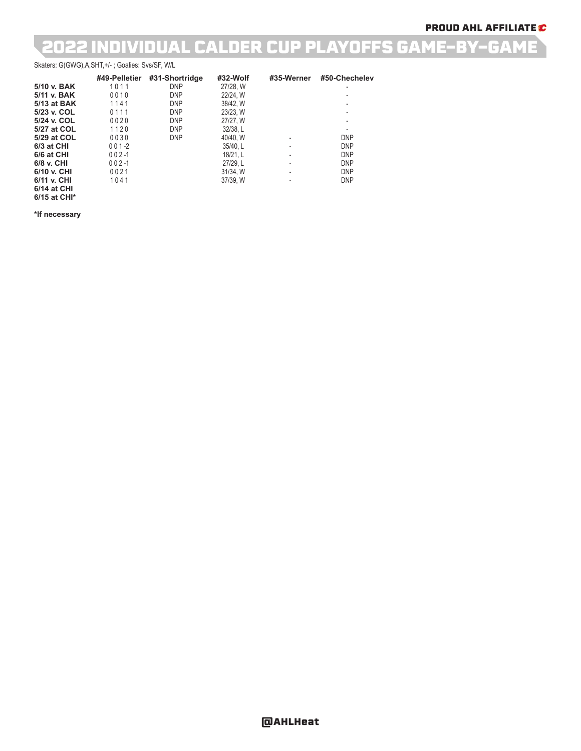# 2022 INDIVIDUAL CALDER CUP PLAYOFFS GAME-BY-GAME

Skaters: G(GWG),A,SHT,+/- ; Goalies: Svs/SF, W/L

| | #49-Pelletier | #31-Shortridge | #32-Wolf | #35-Werner | #50-Chechelev |
|---|---|---|---|---|---|
| **5/10 v. BAK** | 1 0 1 1 | DNP | 27/28, W | | - |
| **5/11 v. BAK** | 0 0 1 0 | DNP | 22/24, W | | - |
| **5/13 at BAK** | 1 1 4 1 | DNP | 38/42, W | | - |
| **5/23 v. COL** | 0 1 1 1 | DNP | 23/23, W | | - |
| **5/24 v. COL** | 0 0 2 0 | DNP | 27/27, W | | - |
| **5/27 at COL** | 1 1 2 0 | DNP | 32/38, L | | - |
| **5/29 at COL** | 0 0 3 0 | DNP | 40/40, W | - | DNP |
| **6/3 at CHI** | 0 0 1 -2 | | 35/40, L | - | DNP |
| **6/6 at CHI** | 0 0 2 -1 | | 18/21, L | - | DNP |
| **6/8 v. CHI** | 0 0 2 -1 | | 27/29, L | - | DNP |
| **6/10 v. CHI** | 0 0 2 1 | | 31/34, W | - | DNP |
| **6/11 v. CHI** | 1 0 4 1 | | 37/39, W | - | DNP |
| **6/14 at CHI** | | | | | |
| **6/15 at CHI*** | | | | | |

**\*If necessary**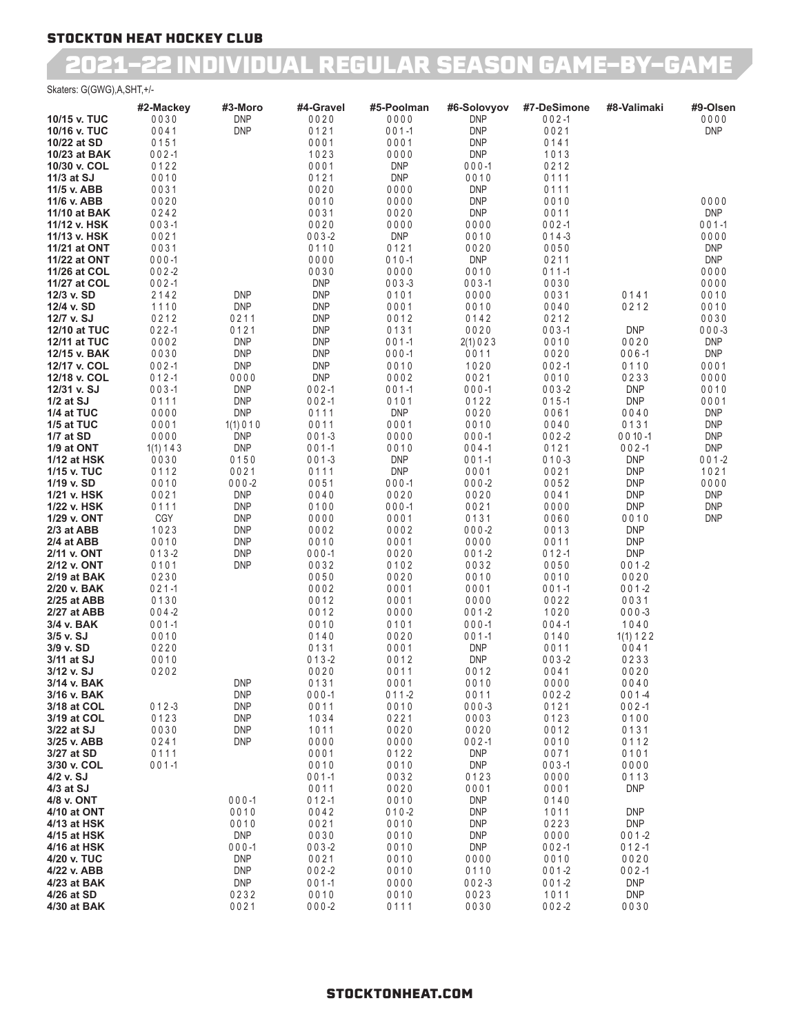# STOCKTON HEAT HOCKEY CLUB

## 2021-22 INDIVIDUAL REGULAR SEASON GAME-BY-GAME

Skaters: G(GWG),A,SHT,+/-

| | #2-Mackey | #3-Moro | #4-Gravel | #5-Poolman | #6-Solovyov | #7-DeSimone | #8-Valimaki | #9-Olsen |
|---|---|---|---|---|---|---|---|---|
| 10/15 v. TUC | 0 0 3 0 | DNP | 0 0 2 0 | 0 0 0 0 | DNP | 0 0 2 -1 | | 0 0 0 0 |
| 10/16 v. TUC | 0 0 4 1 | DNP | 0 1 2 1 | 0 0 1 -1 | DNP | 0 0 2 1 | | DNP |
| 10/22 at SD | 0 1 5 1 | | 0 0 0 1 | 0 0 0 1 | DNP | 0 1 4 1 | | |
| 10/23 at BAK | 0 0 2 -1 | | 1 0 2 3 | 0 0 0 0 | DNP | 1 0 1 3 | | |
| 10/30 v. COL | 0 1 2 2 | | 0 0 0 1 | DNP | 0 0 0 -1 | 0 2 1 2 | | |
| 11/3 at SJ | 0 0 1 0 | | 0 1 2 1 | DNP | 0 0 1 0 | 0 1 1 1 | | |
| 11/5 v. ABB | 0 0 3 1 | | 0 0 2 0 | 0 0 0 0 | DNP | 0 1 1 1 | | |
| 11/6 v. ABB | 0 0 2 0 | | 0 0 1 0 | 0 0 0 0 | DNP | 0 0 1 0 | | 0 0 0 0 |
| 11/10 at BAK | 0 2 4 2 | | 0 0 3 1 | 0 0 2 0 | DNP | 0 0 1 1 | | DNP |
| 11/12 v. HSK | 0 0 3 -1 | | 0 0 2 0 | 0 0 0 0 | 0 0 0 0 | 0 0 2 -1 | | 0 0 1 -1 |
| 11/13 v. HSK | 0 0 2 1 | | 0 0 3 -2 | DNP | 0 0 1 0 | 0 1 4 -3 | | 0 0 0 0 |
| 11/21 at ONT | 0 0 3 1 | | 0 1 1 0 | 0 1 2 1 | 0 0 2 0 | 0 0 5 0 | | DNP |
| 11/22 at ONT | 0 0 0 -1 | | 0 0 0 0 | 0 1 0 -1 | DNP | 0 2 1 1 | | DNP |
| 11/26 at COL | 0 0 2 -2 | | 0 0 3 0 | 0 0 0 0 | 0 0 1 0 | 0 1 1 -1 | | 0 0 0 0 |
| 11/27 at COL | 0 0 2 -1 | | DNP | 0 0 3 -3 | 0 0 3 -1 | 0 0 3 0 | | 0 0 0 0 |
| 12/3 v. SD | 2 1 4 2 | DNP | DNP | 0 1 0 1 | 0 0 0 0 | 0 0 3 1 | 0 1 4 1 | 0 0 1 0 |
| 12/4 v. SD | 1 1 1 0 | DNP | DNP | 0 0 0 1 | 0 0 1 0 | 0 0 4 0 | 0 2 1 2 | 0 0 1 0 |
| 12/7 v. SJ | 0 2 1 2 | 0 2 1 1 | DNP | 0 0 1 2 | 0 1 4 2 | 0 2 1 2 | | 0 0 3 0 |
| 12/10 at TUC | 0 2 2 -1 | 0 1 2 1 | DNP | 0 1 3 1 | 0 0 2 0 | 0 0 3 -1 | DNP | 0 0 0 -3 |
| 12/11 at TUC | 0 0 0 2 | DNP | DNP | 0 0 1 -1 | 2(1) 0 2 3 | 0 0 1 0 | 0 0 2 0 | DNP |
| 12/15 v. BAK | 0 0 3 0 | DNP | DNP | 0 0 0 -1 | 0 0 1 1 | 0 0 2 0 | 0 0 6 -1 | DNP |
| 12/17 v. COL | 0 0 2 -1 | DNP | DNP | 0 0 1 0 | 1 0 2 0 | 0 0 2 -1 | 0 1 1 0 | 0 0 0 1 |
| 12/18 v. COL | 0 1 2 -1 | 0 0 0 0 | DNP | 0 0 0 2 | 0 0 2 1 | 0 0 1 0 | 0 2 3 3 | 0 0 0 0 |
| 12/31 v. SJ | 0 0 3 -1 | DNP | 0 0 2 -1 | 0 0 1 -1 | 0 0 0 -1 | 0 0 3 -2 | DNP | 0 0 1 0 |
| 1/2 at SJ | 0 1 1 1 | DNP | 0 0 2 -1 | 0 1 0 1 | 0 1 2 2 | 0 1 5 -1 | DNP | 0 0 0 1 |
| 1/4 at TUC | 0 0 0 0 | DNP | 0 1 1 1 | DNP | 0 0 2 0 | 0 0 6 1 | 0 0 4 0 | DNP |
| 1/5 at TUC | 0 0 0 1 | 1(1) 0 1 0 | 0 0 1 1 | 0 0 0 1 | 0 0 1 0 | 0 0 4 0 | 0 1 3 1 | DNP |
| 1/7 at SD | 0 0 0 0 | DNP | 0 0 1 -3 | 0 0 0 0 | 0 0 0 -1 | 0 0 2 -2 | 0 0 10 -1 | DNP |
| 1/9 at ONT | 1(1) 1 4 3 | DNP | 0 0 1 -1 | 0 0 1 0 | 0 0 4 -1 | 0 1 2 1 | 0 0 2 -1 | DNP |
| 1/12 at HSK | 0 0 3 0 | 0 1 5 0 | 0 0 1 -3 | DNP | 0 0 1 -1 | 0 1 0 -3 | DNP | 0 0 1 -2 |
| 1/15 v. TUC | 0 1 1 2 | 0 0 2 1 | 0 1 1 1 | DNP | 0 0 0 1 | 0 0 2 1 | DNP | 1 0 2 1 |
| 1/19 v. SD | 0 0 1 0 | 0 0 0 -2 | 0 0 5 1 | 0 0 0 -1 | 0 0 0 -2 | 0 0 5 2 | DNP | 0 0 0 0 |
| 1/21 v. HSK | 0 0 2 1 | DNP | 0 0 4 0 | 0 0 2 0 | 0 0 2 0 | 0 0 4 1 | DNP | DNP |
| 1/22 v. HSK | 0 1 1 1 | DNP | 0 1 0 0 | 0 0 0 -1 | 0 0 2 1 | 0 0 0 0 | DNP | DNP |
| 1/29 v. ONT | CGY | DNP | 0 0 0 0 | 0 0 0 1 | 0 1 3 1 | 0 0 6 0 | 0 0 1 0 | DNP |
| 2/3 at ABB | 1 0 2 3 | DNP | 0 0 0 2 | 0 0 0 2 | 0 0 0 -2 | 0 0 1 3 | DNP | |
| 2/4 at ABB | 0 0 1 0 | DNP | 0 0 1 0 | 0 0 0 1 | 0 0 0 0 | 0 0 1 1 | DNP | |
| 2/11 v. ONT | 0 1 3 -2 | DNP | 0 0 0 -1 | 0 0 2 0 | 0 0 1 -2 | 0 1 2 -1 | DNP | |
| 2/12 v. ONT | 0 1 0 1 | DNP | 0 0 3 2 | 0 1 0 2 | 0 0 3 2 | 0 0 5 0 | 0 0 1 -2 | |
| 2/19 at BAK | 0 2 3 0 | | 0 0 5 0 | 0 0 2 0 | 0 0 1 0 | 0 0 1 0 | 0 0 2 0 | |
| 2/20 v. BAK | 0 2 1 -1 | | 0 0 0 2 | 0 0 0 1 | 0 0 0 1 | 0 0 1 -1 | 0 0 1 -2 | |
| 2/25 at ABB | 0 1 3 0 | | 0 0 1 2 | 0 0 0 1 | 0 0 0 0 | 0 0 2 2 | 0 0 3 1 | |
| 2/27 at ABB | 0 0 4 -2 | | 0 0 1 2 | 0 0 0 0 | 0 0 1 -2 | 1 0 2 0 | 0 0 0 -3 | |
| 3/4 v. BAK | 0 0 1 -1 | | 0 0 1 0 | 0 1 0 1 | 0 0 0 -1 | 0 0 4 -1 | 1 0 4 0 | |
| 3/5 v. SJ | 0 0 1 0 | | 0 1 4 0 | 0 0 2 0 | 0 0 1 -1 | 0 1 4 0 | 1(1) 1 2 2 | |
| 3/9 v. SD | 0 2 2 0 | | 0 1 3 1 | 0 0 0 1 | DNP | 0 0 1 1 | 0 0 4 1 | |
| 3/11 at SJ | 0 0 1 0 | | 0 1 3 -2 | 0 0 1 2 | DNP | 0 0 3 -2 | 0 2 3 3 | |
| 3/12 v. SJ | 0 2 0 2 | | 0 0 2 0 | 0 0 1 1 | 0 0 1 2 | 0 0 4 1 | 0 0 2 0 | |
| 3/14 v. BAK | | DNP | 0 1 3 1 | 0 0 0 1 | 0 0 1 0 | 0 0 0 0 | 0 0 4 0 | |
| 3/16 v. BAK | | DNP | 0 0 0 -1 | 0 1 1 -2 | 0 0 1 1 | 0 0 2 -2 | 0 0 1 -4 | |
| 3/18 at COL | 0 1 2 -3 | DNP | 0 0 1 1 | 0 0 1 0 | 0 0 0 -3 | 0 1 2 1 | 0 0 2 -1 | |
| 3/19 at COL | 0 1 2 3 | DNP | 1 0 3 4 | 0 2 2 1 | 0 0 0 3 | 0 1 2 3 | 0 1 0 0 | |
| 3/22 at SJ | 0 0 3 0 | DNP | 1 0 1 1 | 0 0 2 0 | 0 0 2 0 | 0 0 1 2 | 0 1 3 1 | |
| 3/25 v. ABB | 0 2 4 1 | DNP | 0 0 0 0 | 0 0 0 0 | 0 0 2 -1 | 0 0 1 0 | 0 1 1 2 | |
| 3/27 at SD | 0 1 1 1 | | 0 0 0 1 | 0 1 2 2 | DNP | 0 0 7 1 | 0 1 0 1 | |
| 3/30 v. COL | 0 0 1 -1 | | 0 0 1 0 | 0 0 1 0 | DNP | 0 0 3 -1 | 0 0 0 0 | |
| 4/2 v. SJ | | | 0 0 1 -1 | 0 0 3 2 | 0 1 2 3 | 0 0 0 0 | 0 1 1 3 | |
| 4/3 at SJ | | | 0 0 1 1 | 0 0 2 0 | 0 0 0 1 | 0 0 0 1 | DNP | |
| 4/8 v. ONT | | 0 0 0 -1 | 0 1 2 -1 | 0 0 1 0 | DNP | 0 1 4 0 | | |
| 4/10 at ONT | | 0 0 1 0 | 0 0 4 2 | 0 1 0 -2 | DNP | 1 0 1 1 | DNP | |
| 4/13 at HSK | | 0 0 1 0 | 0 0 2 1 | 0 0 1 0 | DNP | 0 2 2 3 | DNP | |
| 4/15 at HSK | | DNP | 0 0 3 0 | 0 0 1 0 | DNP | 0 0 0 0 | 0 0 1 -2 | |
| 4/16 at HSK | | 0 0 0 -1 | 0 0 3 -2 | 0 0 1 0 | DNP | 0 0 2 -1 | 0 1 2 -1 | |
| 4/20 v. TUC | | DNP | 0 0 2 1 | 0 0 1 0 | 0 0 0 0 | 0 0 1 0 | 0 0 2 0 | |
| 4/22 v. ABB | | DNP | 0 0 2 -2 | 0 0 1 0 | 0 1 1 0 | 0 0 1 -2 | 0 0 2 -1 | |
| 4/23 at BAK | | DNP | 0 0 1 -1 | 0 0 0 0 | 0 0 2 -3 | 0 0 1 -2 | DNP | |
| 4/26 at SD | | 0 2 3 2 | 0 0 1 0 | 0 0 1 0 | 0 0 2 3 | 1 0 1 1 | DNP | |
| 4/30 at BAK | | 0 0 2 1 | 0 0 0 -2 | 0 1 1 1 | 0 0 3 0 | 0 0 2 -2 | 0 0 3 0 | |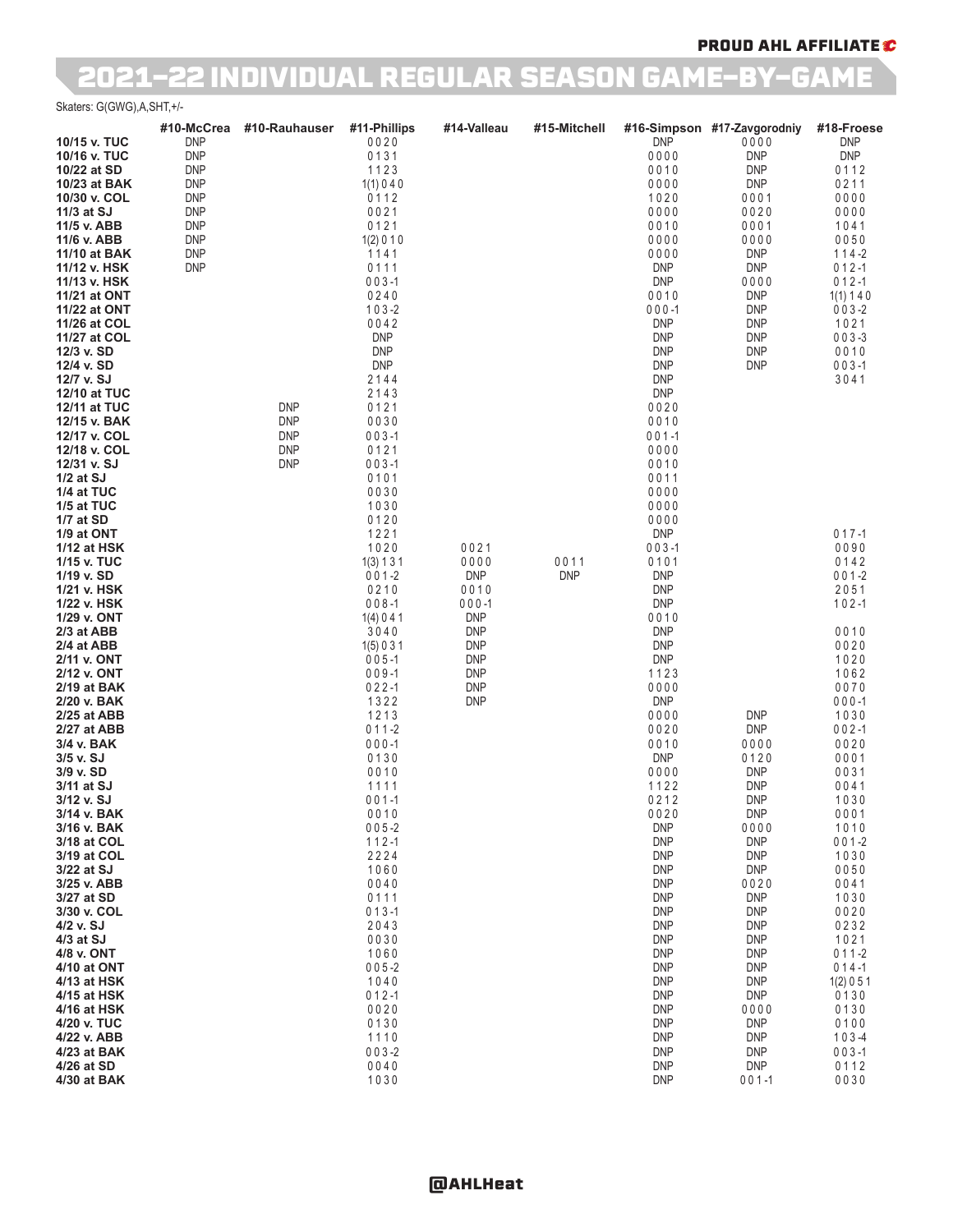PROUD AHL AFFILIATE

# 2021–22 INDIVIDUAL REGULAR SEASON GAME-BY-GAME

Skaters: G(GWG),A,SHT,+/-

| | #10-McCrea | #10-Rauhauser | #11-Phillips | #14-Valleau | #15-Mitchell | #16-Simpson | #17-Zavgorodniy | #18-Froese |
|---|---|---|---|---|---|---|---|---|
| 10/15 v. TUC | DNP | | 0 0 2 0 | | | DNP | 0 0 0 0 | DNP |
| 10/16 v. TUC | DNP | | 0 1 3 1 | | | 0 0 0 0 | DNP | DNP |
| 10/22 at SD | DNP | | 1 1 2 3 | | | 0 0 1 0 | DNP | 0 1 1 2 |
| 10/23 at BAK | DNP | | 1(1) 0 4 0 | | | 0 0 0 0 | DNP | 0 2 1 1 |
| 10/30 v. COL | DNP | | 0 1 1 2 | | | 1 0 2 0 | 0 0 0 1 | 0 0 0 0 |
| 11/3 at SJ | DNP | | 0 0 2 1 | | | 0 0 0 0 | 0 0 2 0 | 0 0 0 0 |
| 11/5 v. ABB | DNP | | 0 1 2 1 | | | 0 0 1 0 | 0 0 0 1 | 1 0 4 1 |
| 11/6 v. ABB | DNP | | 1(2) 0 1 0 | | | 0 0 0 0 | 0 0 0 0 | 0 0 5 0 |
| 11/10 at BAK | DNP | | 1 1 4 1 | | | 0 0 0 0 | DNP | 1 1 4 -2 |
| 11/12 v. HSK | DNP | | 0 1 1 1 | | | DNP | DNP | 0 1 2 -1 |
| 11/13 v. HSK | | | 0 0 3 -1 | | | DNP | 0 0 0 0 | 0 1 2 -1 |
| 11/21 at ONT | | | 0 2 4 0 | | | 0 0 1 0 | DNP | 1(1) 1 4 0 |
| 11/22 at ONT | | | 1 0 3 -2 | | | 0 0 0 -1 | DNP | 0 0 3 -2 |
| 11/26 at COL | | | 0 0 4 2 | | | DNP | DNP | 1 0 2 1 |
| 11/27 at COL | | | DNP | | | DNP | DNP | 0 0 3 -3 |
| 12/3 v. SD | | | DNP | | | DNP | DNP | 0 0 1 0 |
| 12/4 v. SD | | | DNP | | | DNP | DNP | 0 0 3 -1 |
| 12/7 v. SJ | | | 2 1 4 4 | | | DNP | | 3 0 4 1 |
| 12/10 at TUC | | | 2 1 4 3 | | | DNP | | |
| 12/11 at TUC | | DNP | 0 1 2 1 | | | 0 0 2 0 | | |
| 12/15 v. BAK | | DNP | 0 0 3 0 | | | 0 0 1 0 | | |
| 12/17 v. COL | | DNP | 0 0 3 -1 | | | 0 0 1 -1 | | |
| 12/18 v. COL | | DNP | 0 1 2 1 | | | 0 0 0 0 | | |
| 12/31 v. SJ | | DNP | 0 0 3 -1 | | | 0 0 1 0 | | |
| 1/2 at SJ | | | 0 1 0 1 | | | 0 0 1 1 | | |
| 1/4 at TUC | | | 0 0 3 0 | | | 0 0 0 0 | | |
| 1/5 at TUC | | | 1 0 3 0 | | | 0 0 0 0 | | |
| 1/7 at SD | | | 0 1 2 0 | | | 0 0 0 0 | | |
| 1/9 at ONT | | | 1 2 2 1 | | | DNP | | 0 1 7 -1 |
| 1/12 at HSK | | | 1 0 2 0 | 0 0 2 1 | | 0 0 3 -1 | | 0 0 9 0 |
| 1/15 v. TUC | | | 1(3) 1 3 1 | 0 0 0 0 | 0 0 1 1 | 0 1 0 1 | | 0 1 4 2 |
| 1/19 v. SD | | | 0 0 1 -2 | DNP | DNP | DNP | | 0 0 1 -2 |
| 1/21 v. HSK | | | 0 2 1 0 | 0 0 1 0 | | DNP | | 2 0 5 1 |
| 1/22 v. HSK | | | 0 0 8 -1 | 0 0 0 -1 | | DNP | | 1 0 2 -1 |
| 1/29 v. ONT | | | 1(4) 0 4 1 | DNP | | 0 0 1 0 | | |
| 2/3 at ABB | | | 3 0 4 0 | DNP | | DNP | | 0 0 1 0 |
| 2/4 at ABB | | | 1(5) 0 3 1 | DNP | | DNP | | 0 0 2 0 |
| 2/11 v. ONT | | | 0 0 5 -1 | DNP | | DNP | | 1 0 2 0 |
| 2/12 v. ONT | | | 0 0 9 -1 | DNP | | 1 1 2 3 | | 1 0 6 2 |
| 2/19 at BAK | | | 0 2 2 -1 | DNP | | 0 0 0 0 | | 0 0 7 0 |
| 2/20 v. BAK | | | 1 3 2 2 | DNP | | DNP | | 0 0 0 -1 |
| 2/25 at ABB | | | 1 2 1 3 | | | 0 0 0 0 | DNP | 1 0 3 0 |
| 2/27 at ABB | | | 0 1 1 -2 | | | 0 0 2 0 | DNP | 0 0 2 -1 |
| 3/4 v. BAK | | | 0 0 0 -1 | | | 0 0 1 0 | 0 0 0 0 | 0 0 2 0 |
| 3/5 v. SJ | | | 0 1 3 0 | | | DNP | 0 1 2 0 | 0 0 0 1 |
| 3/9 v. SD | | | 0 0 1 0 | | | 0 0 0 0 | DNP | 0 0 3 1 |
| 3/11 at SJ | | | 1 1 1 1 | | | 1 1 2 2 | DNP | 0 0 4 1 |
| 3/12 v. SJ | | | 0 0 1 -1 | | | 0 2 1 2 | DNP | 1 0 3 0 |
| 3/14 v. BAK | | | 0 0 1 0 | | | 0 0 2 0 | DNP | 0 0 0 1 |
| 3/16 v. BAK | | | 0 0 5 -2 | | | DNP | 0 0 0 0 | 1 0 1 0 |
| 3/18 at COL | | | 1 1 2 -1 | | | DNP | DNP | 0 0 1 -2 |
| 3/19 at COL | | | 2 2 2 4 | | | DNP | DNP | 1 0 3 0 |
| 3/22 at SJ | | | 1 0 6 0 | | | DNP | DNP | 0 0 5 0 |
| 3/25 v. ABB | | | 0 0 4 0 | | | DNP | 0 0 2 0 | 0 0 4 1 |
| 3/27 at SD | | | 0 1 1 1 | | | DNP | DNP | 1 0 3 0 |
| 3/30 v. COL | | | 0 1 3 -1 | | | DNP | DNP | 0 0 2 0 |
| 4/2 v. SJ | | | 2 0 4 3 | | | DNP | DNP | 0 2 3 2 |
| 4/3 at SJ | | | 0 0 3 0 | | | DNP | DNP | 1 0 2 1 |
| 4/8 v. ONT | | | 1 0 6 0 | | | DNP | DNP | 0 1 1 -2 |
| 4/10 at ONT | | | 0 0 5 -2 | | | DNP | DNP | 0 1 4 -1 |
| 4/13 at HSK | | | 1 0 4 0 | | | DNP | DNP | 1(2) 0 5 1 |
| 4/15 at HSK | | | 0 1 2 -1 | | | DNP | DNP | 0 1 3 0 |
| 4/16 at HSK | | | 0 0 2 0 | | | DNP | 0 0 0 0 | 0 1 3 0 |
| 4/20 v. TUC | | | 0 1 3 0 | | | DNP | DNP | 0 1 0 0 |
| 4/22 v. ABB | | | 1 1 1 0 | | | DNP | DNP | 1 0 3 -4 |
| 4/23 at BAK | | | 0 0 3 -2 | | | DNP | DNP | 0 0 3 -1 |
| 4/26 at SD | | | 0 0 4 0 | | | DNP | DNP | 0 1 1 2 |
| 4/30 at BAK | | | 1 0 3 0 | | | DNP | 0 0 1 -1 | 0 0 3 0 |

@AHLHeat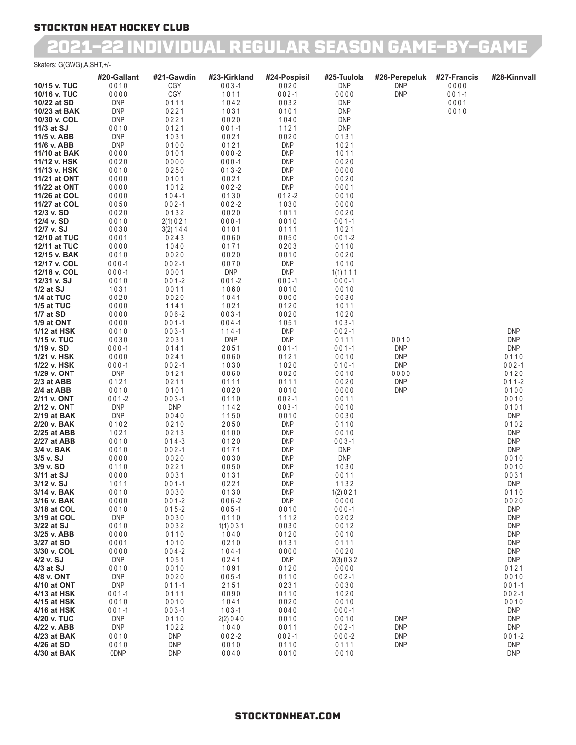## STOCKTON HEAT HOCKEY CLUB

# 2021–22 INDIVIDUAL REGULAR SEASON GAME-BY-GAME

Skaters: G(GWG),A,SHT,+/-

| | #20-Gallant | #21-Gawdin | #23-Kirkland | #24-Pospisil | #25-Tuulola | #26-Perepeluk | #27-Francis | #28-Kinnvall |
|---|---|---|---|---|---|---|---|---|
| 10/15 v. TUC | 0 0 1 0 | CGY | 0 0 3 -1 | 0 0 2 0 | DNP | DNP | 0 0 0 0 | |
| 10/16 v. TUC | 0 0 0 0 | CGY | 1 0 1 1 | 0 0 2 -1 | 0 0 0 0 | DNP | 0 0 1 -1 | |
| 10/22 at SD | DNP | 0 1 1 1 | 1 0 4 2 | 0 0 3 2 | DNP | | 0 0 0 1 | |
| 10/23 at BAK | DNP | 0 2 2 1 | 1 0 3 1 | 0 1 0 1 | DNP | | 0 0 1 0 | |
| 10/30 v. COL | DNP | 0 2 2 1 | 0 0 2 0 | 1 0 4 0 | DNP | | | |
| 11/3 at SJ | 0 0 1 0 | 0 1 2 1 | 0 0 1 -1 | 1 1 2 1 | DNP | | | |
| 11/5 v. ABB | DNP | 1 0 3 1 | 0 0 2 1 | 0 0 2 0 | 0 1 3 1 | | | |
| 11/6 v. ABB | DNP | 0 1 0 0 | 0 1 2 1 | DNP | 1 0 2 1 | | | |
| 11/10 at BAK | 0 0 0 0 | 0 1 0 1 | 0 0 0 -2 | DNP | 1 0 1 1 | | | |
| 11/12 v. HSK | 0 0 2 0 | 0 0 0 0 | 0 0 0 -1 | DNP | 0 0 2 0 | | | |
| 11/13 v. HSK | 0 0 1 0 | 0 2 5 0 | 0 1 3 -2 | DNP | 0 0 0 0 | | | |
| 11/21 at ONT | 0 0 0 0 | 0 1 0 1 | 0 0 2 1 | DNP | 0 0 2 0 | | | |
| 11/22 at ONT | 0 0 0 0 | 1 0 1 2 | 0 0 2 -2 | DNP | 0 0 0 1 | | | |
| 11/26 at COL | 0 0 0 0 | 1 0 4 -1 | 0 1 3 0 | 0 1 2 -2 | 0 0 1 0 | | | |
| 11/27 at COL | 0 0 5 0 | 0 0 2 -1 | 0 0 2 -2 | 1 0 3 0 | 0 0 0 0 | | | |
| 12/3 v. SD | 0 0 2 0 | 0 1 3 2 | 0 0 2 0 | 1 0 1 1 | 0 0 2 0 | | | |
| 12/4 v. SD | 0 0 1 0 | 2(1) 0 2 1 | 0 0 0 -1 | 0 0 1 0 | 0 0 1 -1 | | | |
| 12/7 v. SJ | 0 0 3 0 | 3(2) 1 4 4 | 0 1 0 1 | 0 1 1 1 | 1 0 2 1 | | | |
| 12/10 at TUC | 0 0 0 1 | 0 2 4 3 | 0 0 6 0 | 0 0 5 0 | 0 0 1 -2 | | | |
| 12/11 at TUC | 0 0 0 0 | 1 0 4 0 | 0 1 7 1 | 0 2 0 3 | 0 1 1 0 | | | |
| 12/15 v. BAK | 0 0 1 0 | 0 0 2 0 | 0 0 2 0 | 0 0 1 0 | 0 0 2 0 | | | |
| 12/17 v. COL | 0 0 0 -1 | 0 0 2 -1 | 0 0 7 0 | DNP | 1 0 1 0 | | | |
| 12/18 v. COL | 0 0 0 -1 | 0 0 0 1 | DNP | DNP | 1(1) 1 1 1 | | | |
| 12/31 v. SJ | 0 0 1 0 | 0 0 1 -2 | 0 0 1 -2 | 0 0 0 -1 | 0 0 0 -1 | | | |
| 1/2 at SJ | 1 0 3 1 | 0 0 1 1 | 1 0 6 0 | 0 0 1 0 | 0 0 1 0 | | | |
| 1/4 at TUC | 0 0 2 0 | 0 0 2 0 | 1 0 4 1 | 0 0 0 0 | 0 0 3 0 | | | |
| 1/5 at TUC | 0 0 0 0 | 1 1 4 1 | 1 0 2 1 | 0 1 2 0 | 1 0 1 1 | | | |
| 1/7 at SD | 0 0 0 0 | 0 0 6 -2 | 0 0 3 -1 | 0 0 2 0 | 1 0 2 0 | | | |
| 1/9 at ONT | 0 0 0 0 | 0 0 1 -1 | 0 0 4 -1 | 1 0 5 1 | 1 0 3 -1 | | | |
| 1/12 at HSK | 0 0 1 0 | 0 0 3 -1 | 1 1 4 -1 | DNP | 0 0 2 -1 | | | DNP |
| 1/15 v. TUC | 0 0 3 0 | 2 0 3 1 | DNP | DNP | 0 1 1 1 | 0 0 1 0 | | DNP |
| 1/19 v. SD | 0 0 0 -1 | 0 1 4 1 | 2 0 5 1 | 0 0 1 -1 | 0 0 1 -1 | DNP | | DNP |
| 1/21 v. HSK | 0 0 0 0 | 0 2 4 1 | 0 0 6 0 | 0 1 2 1 | 0 0 1 0 | DNP | | 0 1 1 0 |
| 1/22 v. HSK | 0 0 0 -1 | 0 0 2 -1 | 1 0 3 0 | 1 0 2 0 | 0 1 0 -1 | DNP | | 0 0 2 -1 |
| 1/29 v. ONT | DNP | 0 1 2 1 | 0 0 6 0 | 0 0 2 0 | 0 0 1 0 | 0 0 0 0 | | 0 1 2 0 |
| 2/3 at ABB | 0 1 2 1 | 0 2 1 1 | 0 1 1 1 | 0 1 1 1 | 0 0 2 0 | DNP | | 0 1 1 -2 |
| 2/4 at ABB | 0 0 1 0 | 0 1 0 1 | 0 0 2 0 | 0 0 1 0 | 0 0 0 0 | DNP | | 0 1 0 0 |
| 2/11 v. ONT | 0 0 1 -2 | 0 0 3 -1 | 0 1 1 0 | 0 0 2 -1 | 0 0 1 1 | | | 0 0 1 0 |
| 2/12 v. ONT | DNP | DNP | 1 1 4 2 | 0 0 3 -1 | 0 0 1 0 | | | 0 1 0 1 |
| 2/19 at BAK | DNP | 0 0 4 0 | 1 1 5 0 | 0 0 1 0 | 0 0 3 0 | | | DNP |
| 2/20 v. BAK | 0 1 0 2 | 0 2 1 0 | 2 0 5 0 | DNP | 0 1 1 0 | | | 0 1 0 2 |
| 2/25 at ABB | 1 0 2 1 | 0 2 1 3 | 0 1 0 0 | DNP | 0 0 1 0 | | | DNP |
| 2/27 at ABB | 0 0 1 0 | 0 1 4 -3 | 0 1 2 0 | DNP | 0 0 3 -1 | | | DNP |
| 3/4 v. BAK | 0 0 1 0 | 0 0 2 -1 | 0 1 7 1 | DNP | DNP | | | DNP |
| 3/5 v. SJ | 0 0 0 0 | 0 0 2 0 | 0 0 3 0 | DNP | DNP | | | 0 0 1 0 |
| 3/9 v. SD | 0 1 1 0 | 0 2 2 1 | 0 0 5 0 | DNP | 1 0 3 0 | | | 0 0 1 0 |
| 3/11 at SJ | 0 0 0 0 | 0 0 3 1 | 0 1 3 1 | DNP | 0 0 1 1 | | | 0 0 3 1 |
| 3/12 v. SJ | 1 0 1 1 | 0 0 1 -1 | 0 2 2 1 | DNP | 1 1 3 2 | | | DNP |
| 3/14 v. BAK | 0 0 1 0 | 0 0 3 0 | 0 1 3 0 | DNP | 1(2) 0 2 1 | | | 0 1 1 0 |
| 3/16 v. BAK | 0 0 0 0 | 0 0 1 -2 | 0 0 6 -2 | DNP | 0 0 0 0 | | | 0 0 2 0 |
| 3/18 at COL | 0 0 1 0 | 0 1 5 -2 | 0 0 5 -1 | 0 0 1 0 | 0 0 0 -1 | | | DNP |
| 3/19 at COL | DNP | 0 0 3 0 | 0 1 1 0 | 1 1 1 2 | 0 2 0 2 | | | DNP |
| 3/22 at SJ | 0 0 1 0 | 0 0 3 2 | 1(1) 0 3 1 | 0 0 3 0 | 0 0 1 2 | | | DNP |
| 3/25 v. ABB | 0 0 0 0 | 0 1 1 0 | 1 0 4 0 | 0 1 2 0 | 0 0 1 0 | | | DNP |
| 3/27 at SD | 0 0 0 1 | 1 0 1 0 | 0 2 1 0 | 0 1 3 1 | 0 1 1 1 | | | DNP |
| 3/30 v. COL | 0 0 0 0 | 0 0 4 -2 | 1 0 4 -1 | 0 0 0 0 | 0 0 2 0 | | | DNP |
| 4/2 v. SJ | DNP | 1 0 5 1 | 0 2 4 1 | DNP | 2(3) 0 3 2 | | | DNP |
| 4/3 at SJ | 0 0 1 0 | 0 0 1 0 | 1 0 9 1 | 0 1 2 0 | 0 0 0 0 | | | 0 1 2 1 |
| 4/8 v. ONT | DNP | 0 0 2 0 | 0 0 5 -1 | 0 1 1 0 | 0 0 2 -1 | | | 0 0 1 0 |
| 4/10 at ONT | DNP | 0 1 1 -1 | 2 1 5 1 | 0 2 3 1 | 0 0 3 0 | | | 0 0 1 -1 |
| 4/13 at HSK | 0 0 1 -1 | 0 1 1 1 | 0 0 9 0 | 0 1 1 0 | 1 0 2 0 | | | 0 0 2 -1 |
| 4/15 at HSK | 0 0 1 0 | 0 0 1 0 | 1 0 4 1 | 0 0 2 0 | 0 0 1 0 | | | 0 0 1 0 |
| 4/16 at HSK | 0 0 1 -1 | 0 0 3 -1 | 1 0 3 -1 | 0 0 4 0 | 0 0 0 -1 | | | DNP |
| 4/20 v. TUC | DNP | 0 1 1 0 | 2(2) 0 4 0 | 0 0 1 0 | 0 0 1 0 | DNP | | DNP |
| 4/22 v. ABB | DNP | 1 0 2 2 | 1 0 4 0 | 0 0 1 1 | 0 0 2 -1 | DNP | | DNP |
| 4/23 at BAK | 0 0 1 0 | DNP | 0 0 2 -2 | 0 0 2 -1 | 0 0 0 -2 | DNP | | 0 0 1 -2 |
| 4/26 at SD | 0 0 1 0 | DNP | 0 0 1 0 | 0 1 1 0 | 0 1 1 1 | DNP | | DNP |
| 4/30 at BAK | 0DNP | DNP | 0 0 4 0 | 0 0 1 0 | 0 0 1 0 | | | DNP |

STOCKTONHEAT.COM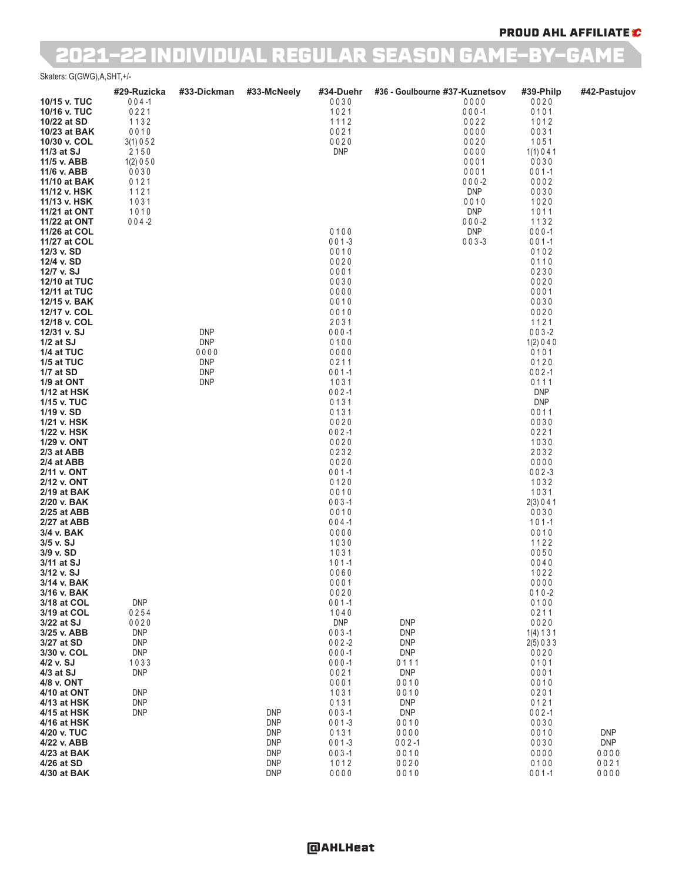# 2021-22 INDIVIDUAL REGULAR SEASON GAME-BY-GAME

Skaters: G(GWG),A,SHT,+/-

| | #29-Ruzicka | #33-Dickman | #33-McNeely | #34-Duehr | #36 - Goulbourne | #37-Kuznetsov | #39-Philp | #42-Pastujov |
|---|---|---|---|---|---|---|---|---|
| **10/15 v. TUC** | 0 0 4 -1 | | | 0 0 3 0 | | 0 0 0 0 | 0 0 2 0 | |
| **10/16 v. TUC** | 0 2 2 1 | | | 1 0 2 1 | | 0 0 0 -1 | 0 1 0 1 | |
| **10/22 at SD** | 1 1 3 2 | | | 1 1 1 2 | | 0 0 2 2 | 1 0 1 2 | |
| **10/23 at BAK** | 0 0 1 0 | | | 0 0 2 1 | | 0 0 0 0 | 0 0 3 1 | |
| **10/30 v. COL** | 3(1) 0 5 2 | | | 0 0 2 0 | | 0 0 2 0 | 1 0 5 1 | |
| **11/3 at SJ** | 2 1 5 0 | | | DNP | | 0 0 0 0 | 1(1) 0 4 1 | |
| **11/5 v. ABB** | 1(2) 0 5 0 | | | | | 0 0 0 1 | 0 0 3 0 | |
| **11/6 v. ABB** | 0 0 3 0 | | | | | 0 0 0 1 | 0 0 1 -1 | |
| **11/10 at BAK** | 0 1 2 1 | | | | | 0 0 0 -2 | 0 0 0 2 | |
| **11/12 v. HSK** | 1 1 2 1 | | | | | DNP | 0 0 3 0 | |
| **11/13 v. HSK** | 1 0 3 1 | | | | | 0 0 1 0 | 1 0 2 0 | |
| **11/21 at ONT** | 1 0 1 0 | | | | | DNP | 1 0 1 1 | |
| **11/22 at ONT** | 0 0 4 -2 | | | | | 0 0 0 -2 | 1 1 3 2 | |
| **11/26 at COL** | | | | 0 1 0 0 | | DNP | 0 0 0 -1 | |
| **11/27 at COL** | | | | 0 0 1 -3 | | 0 0 3 -3 | 0 0 1 -1 | |
| **12/3 v. SD** | | | | 0 0 1 0 | | | 0 1 0 2 | |
| **12/4 v. SD** | | | | 0 0 2 0 | | | 0 1 1 0 | |
| **12/7 v. SJ** | | | | 0 0 0 1 | | | 0 2 3 0 | |
| **12/10 at TUC** | | | | 0 0 3 0 | | | 0 0 2 0 | |
| **12/11 at TUC** | | | | 0 0 0 0 | | | 0 0 0 1 | |
| **12/15 v. BAK** | | | | 0 0 1 0 | | | 0 0 3 0 | |
| **12/17 v. COL** | | | | 0 0 1 0 | | | 0 0 2 0 | |
| **12/18 v. COL** | | | | 2 0 3 1 | | | 1 1 2 1 | |
| **12/31 v. SJ** | | DNP | | 0 0 0 -1 | | | 0 0 3 -2 | |
| **1/2 at SJ** | | DNP | | 0 1 0 0 | | | 1(2) 0 4 0 | |
| **1/4 at TUC** | | 0 0 0 0 | | 0 0 0 0 | | | 0 1 0 1 | |
| **1/5 at TUC** | | DNP | | 0 2 1 1 | | | 0 1 2 0 | |
| **1/7 at SD** | | DNP | | 0 0 1 -1 | | | 0 0 2 -1 | |
| **1/9 at ONT** | | DNP | | 1 0 3 1 | | | 0 1 1 1 | |
| **1/12 at HSK** | | | | 0 0 2 -1 | | | DNP | |
| **1/15 v. TUC** | | | | 0 1 3 1 | | | DNP | |
| **1/19 v. SD** | | | | 0 1 3 1 | | | 0 0 1 1 | |
| **1/21 v. HSK** | | | | 0 0 2 0 | | | 0 0 3 0 | |
| **1/22 v. HSK** | | | | 0 0 2 -1 | | | 0 2 2 1 | |
| **1/29 v. ONT** | | | | 0 0 2 0 | | | 1 0 3 0 | |
| **2/3 at ABB** | | | | 0 2 3 2 | | | 2 0 3 2 | |
| **2/4 at ABB** | | | | 0 0 2 0 | | | 0 0 0 0 | |
| **2/11 v. ONT** | | | | 0 0 1 -1 | | | 0 0 2 -3 | |
| **2/12 v. ONT** | | | | 0 1 2 0 | | | 1 0 3 2 | |
| **2/19 at BAK** | | | | 0 0 1 0 | | | 1 0 3 1 | |
| **2/20 v. BAK** | | | | 0 0 3 -1 | | | 2(3) 0 4 1 | |
| **2/25 at ABB** | | | | 0 0 1 0 | | | 0 0 3 0 | |
| **2/27 at ABB** | | | | 0 0 4 -1 | | | 1 0 1 -1 | |
| **3/4 v. BAK** | | | | 0 0 0 0 | | | 0 0 1 0 | |
| **3/5 v. SJ** | | | | 1 0 3 0 | | | 1 1 2 2 | |
| **3/9 v. SD** | | | | 1 0 3 1 | | | 0 0 5 0 | |
| **3/11 at SJ** | | | | 1 0 1 -1 | | | 0 0 4 0 | |
| **3/12 v. SJ** | | | | 0 0 6 0 | | | 1 0 2 2 | |
| **3/14 v. BAK** | | | | 0 0 0 1 | | | 0 0 0 0 | |
| **3/16 v. BAK** | | | | 0 0 2 0 | | | 0 1 0 -2 | |
| **3/18 at COL** | DNP | | | 0 0 1 -1 | | | 0 1 0 0 | |
| **3/19 at COL** | 0 2 5 4 | | | 1 0 4 0 | | | 0 2 1 1 | |
| **3/22 at SJ** | 0 0 2 0 | | | DNP | DNP | | 0 0 2 0 | |
| **3/25 v. ABB** | DNP | | | 0 0 3 -1 | DNP | | 1(4) 1 3 1 | |
| **3/27 at SD** | DNP | | | 0 0 2 -2 | DNP | | 2(5) 0 3 3 | |
| **3/30 v. COL** | DNP | | | 0 0 0 -1 | DNP | | 0 0 2 0 | |
| **4/2 v. SJ** | 1 0 3 3 | | | 0 0 0 -1 | 0 1 1 1 | | 0 1 0 1 | |
| **4/3 at SJ** | DNP | | | 0 0 2 1 | DNP | | 0 0 0 1 | |
| **4/8 v. ONT** | | | | 0 0 0 1 | 0 0 1 0 | | 0 0 1 0 | |
| **4/10 at ONT** | DNP | | | 1 0 3 1 | 0 0 1 0 | | 0 2 0 1 | |
| **4/13 at HSK** | DNP | | | 0 1 3 1 | DNP | | 0 1 2 1 | |
| **4/15 at HSK** | DNP | | DNP | 0 0 3 -1 | DNP | | 0 0 2 -1 | |
| **4/16 at HSK** | | | DNP | 0 0 1 -3 | 0 0 1 0 | | 0 0 3 0 | |
| **4/20 v. TUC** | | | DNP | 0 1 3 1 | 0 0 0 0 | | 0 0 1 0 | DNP |
| **4/22 v. ABB** | | | DNP | 0 0 1 -3 | 0 0 2 -1 | | 0 0 3 0 | DNP |
| **4/23 at BAK** | | | DNP | 0 0 3 -1 | 0 0 1 0 | | 0 0 0 0 | 0 0 0 0 |
| **4/26 at SD** | | | DNP | 1 0 1 2 | 0 0 2 0 | | 0 1 0 0 | 0 0 2 1 |
| **4/30 at BAK** | | | DNP | 0 0 0 0 | 0 0 1 0 | | 0 0 1 -1 | 0 0 0 0 |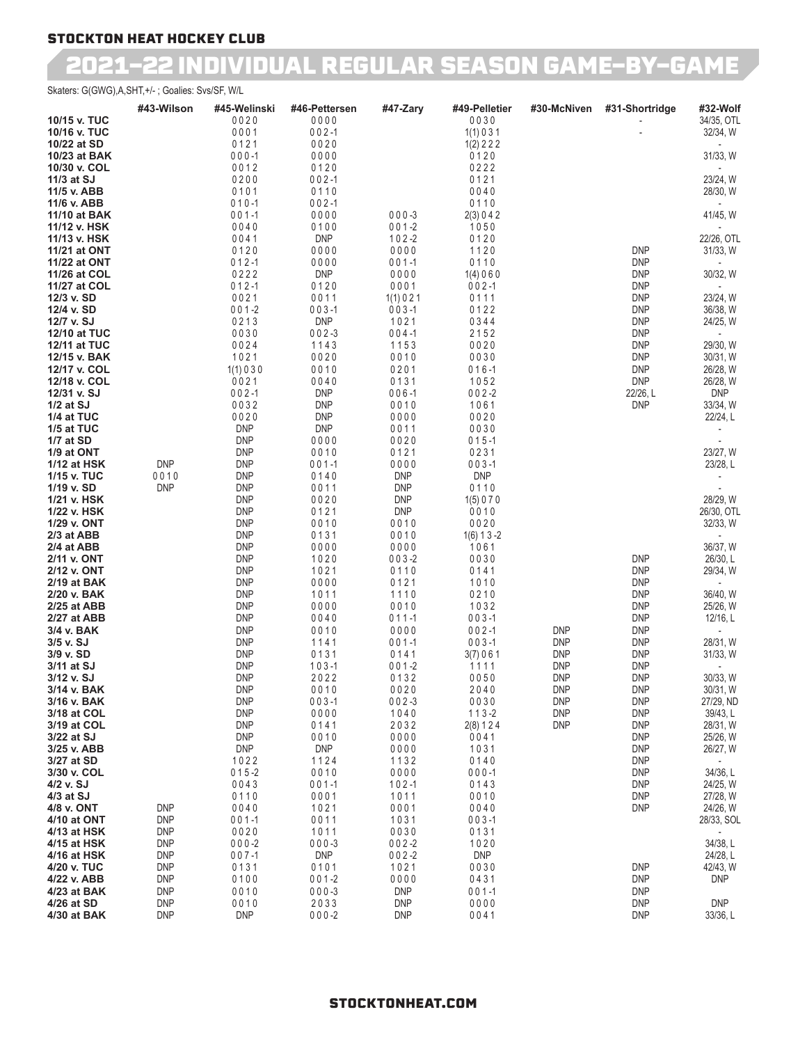## STOCKTON HEAT HOCKEY CLUB

# 2021-22 INDIVIDUAL REGULAR SEASON GAME-BY-GAME

Skaters: G(GWG),A,SHT,+/- ; Goalies: Svs/SF, W/L

| | #43-Wilson | #45-Welinski | #46-Pettersen | #47-Zary | #49-Pelletier | #30-McNiven | #31-Shortridge | #32-Wolf |
|---|---|---|---|---|---|---|---|---|
| 10/15 v. TUC | | 0 0 2 0 | 0 0 0 0 | | 0 0 3 0 | | - | 34/35, OTL |
| 10/16 v. TUC | | 0 0 0 1 | 0 0 2 -1 | | 1(1) 0 3 1 | | - | 32/34, W |
| 10/22 at SD | | 0 1 2 1 | 0 0 2 0 | | 1(2) 2 2 2 | | | - |
| 10/23 at BAK | | 0 0 0 -1 | 0 0 0 0 | | 0 1 2 0 | | | 31/33, W |
| 10/30 v. COL | | 0 0 1 2 | 0 1 2 0 | | 0 2 2 2 | | | - |
| 11/3 at SJ | | 0 2 0 0 | 0 0 2 -1 | | 0 1 2 1 | | | 23/24, W |
| 11/5 v. ABB | | 0 1 0 1 | 0 1 1 0 | | 0 0 4 0 | | | 28/30, W |
| 11/6 v. ABB | | 0 1 0 -1 | 0 0 2 -1 | | 0 1 1 0 | | | - |
| 11/10 at BAK | | 0 0 1 -1 | 0 0 0 0 | 0 0 0 -3 | 2(3) 0 4 2 | | | 41/45, W |
| 11/12 v. HSK | | 0 0 4 0 | 0 1 0 0 | 0 0 1 -2 | 1 0 5 0 | | | - |
| 11/13 v. HSK | | 0 0 4 1 | DNP | 1 0 2 -2 | 0 1 2 0 | | | 22/26, OTL |
| 11/21 at ONT | | 0 1 2 0 | 0 0 0 0 | 0 0 0 0 | 1 1 2 0 | | DNP | 31/33, W |
| 11/22 at ONT | | 0 1 2 -1 | 0 0 0 0 | 0 0 1 -1 | 0 1 1 0 | | DNP | - |
| 11/26 at COL | | 0 2 2 2 | DNP | 0 0 0 0 | 1(4) 0 6 0 | | DNP | 30/32, W |
| 11/27 at COL | | 0 1 2 -1 | 0 1 2 0 | 0 0 0 1 | 0 0 2 -1 | | DNP | - |
| 12/3 v. SD | | 0 0 2 1 | 0 0 1 1 | 1(1) 0 2 1 | 0 1 1 1 | | DNP | 23/24, W |
| 12/4 v. SD | | 0 0 1 -2 | 0 0 3 -1 | 0 0 3 -1 | 0 1 2 2 | | DNP | 36/38, W |
| 12/7 v. SJ | | 0 2 1 3 | DNP | 1 0 2 1 | 0 3 4 4 | | DNP | 24/25, W |
| 12/10 at TUC | | 0 0 3 0 | 0 0 2 -3 | 0 0 4 -1 | 2 1 5 2 | | DNP | - |
| 12/11 at TUC | | 0 0 2 4 | 1 1 4 3 | 1 1 5 3 | 0 0 2 0 | | DNP | 29/30, W |
| 12/15 v. BAK | | 1 0 2 1 | 0 0 2 0 | 0 0 1 0 | 0 0 3 0 | | DNP | 30/31, W |
| 12/17 v. COL | | 1(1) 0 3 0 | 0 0 1 0 | 0 2 0 1 | 0 1 6 -1 | | DNP | 26/28, W |
| 12/18 v. COL | | 0 0 2 1 | 0 0 4 0 | 0 1 3 1 | 1 0 5 2 | | DNP | 26/28, W |
| 12/31 v. SJ | | 0 0 2 -1 | DNP | 0 0 6 -1 | 0 0 2 -2 | | 22/26, L | DNP |
| 1/2 at SJ | | 0 0 3 2 | DNP | 0 0 1 0 | 1 0 6 1 | | DNP | 33/34, W |
| 1/4 at TUC | | 0 0 2 0 | DNP | 0 0 0 0 | 0 0 2 0 | | | 22/24, L |
| 1/5 at TUC | | DNP | DNP | 0 0 1 1 | 0 0 3 0 | | | - |
| 1/7 at SD | | DNP | 0 0 0 0 | 0 0 2 0 | 0 1 5 -1 | | | - |
| 1/9 at ONT | | DNP | 0 0 1 0 | 0 1 2 1 | 0 2 3 1 | | | 23/27, W |
| 1/12 at HSK | DNP | DNP | 0 0 1 -1 | 0 0 0 0 | 0 0 3 -1 | | | 23/28, L |
| 1/15 v. TUC | 0 0 1 0 | DNP | 0 1 4 0 | DNP | DNP | | | - |
| 1/19 v. SD | DNP | DNP | 0 0 1 1 | DNP | 0 1 1 0 | | | - |
| 1/21 v. HSK | | DNP | 0 0 2 0 | DNP | 1(5) 0 7 0 | | | 28/29, W |
| 1/22 v. HSK | | DNP | 0 1 2 1 | DNP | 0 0 1 0 | | | 26/30, OTL |
| 1/29 v. ONT | | DNP | 0 0 1 0 | 0 0 1 0 | 0 0 2 0 | | | 32/33, W |
| 2/3 at ABB | | DNP | 0 1 3 1 | 0 0 1 0 | 1(6) 1 3 -2 | | | - |
| 2/4 at ABB | | DNP | 0 0 0 0 | 0 0 0 0 | 1 0 6 1 | | | 36/37, W |
| 2/11 v. ONT | | DNP | 1 0 2 0 | 0 0 3 -2 | 0 0 3 0 | | DNP | 26/30, L |
| 2/12 v. ONT | | DNP | 1 0 2 1 | 0 1 1 0 | 0 1 4 1 | | DNP | 29/34, W |
| 2/19 at BAK | | DNP | 0 0 0 0 | 0 1 2 1 | 1 0 1 0 | | DNP | - |
| 2/20 v. BAK | | DNP | 1 0 1 1 | 1 1 1 0 | 0 2 1 0 | | DNP | 36/40, W |
| 2/25 at ABB | | DNP | 0 0 0 0 | 0 0 1 0 | 1 0 3 2 | | DNP | 25/26, W |
| 2/27 at ABB | | DNP | 0 0 4 0 | 0 1 1 -1 | 0 0 3 -1 | | DNP | 12/16, L |
| 3/4 v. BAK | | DNP | 0 0 1 0 | 0 0 0 0 | 0 0 2 -1 | DNP | DNP | - |
| 3/5 v. SJ | | DNP | 1 1 4 1 | 0 0 1 -1 | 0 0 3 -1 | DNP | DNP | 28/31, W |
| 3/9 v. SD | | DNP | 0 1 3 1 | 0 1 4 1 | 3(7) 0 6 1 | DNP | DNP | 31/33, W |
| 3/11 at SJ | | DNP | 1 0 3 -1 | 0 0 1 -2 | 1 1 1 1 | DNP | DNP | - |
| 3/12 v. SJ | | DNP | 2 0 2 2 | 0 1 3 2 | 0 0 5 0 | DNP | DNP | 30/33, W |
| 3/14 v. BAK | | DNP | 0 0 1 0 | 0 0 2 0 | 2 0 4 0 | DNP | DNP | 30/31, W |
| 3/16 v. BAK | | DNP | 0 0 3 -1 | 0 0 2 -3 | 0 0 3 0 | DNP | DNP | 27/29, ND |
| 3/18 at COL | | DNP | 0 0 0 0 | 1 0 4 0 | 1 1 3 -2 | DNP | DNP | 39/43, L |
| 3/19 at COL | | DNP | 0 1 4 1 | 2 0 3 2 | 2(8) 1 2 4 | DNP | DNP | 28/31, W |
| 3/22 at SJ | | DNP | 0 0 1 0 | 0 0 0 0 | 0 0 4 1 | | DNP | 25/26, W |
| 3/25 v. ABB | | DNP | DNP | 0 0 0 0 | 1 0 3 1 | | DNP | 26/27, W |
| 3/27 at SD | | 1 0 2 2 | 1 1 2 4 | 1 1 3 2 | 0 1 4 0 | | DNP | - |
| 3/30 v. COL | | 0 1 5 -2 | 0 0 1 0 | 0 0 0 0 | 0 0 0 -1 | | DNP | 34/36, L |
| 4/2 v. SJ | | 0 0 4 3 | 0 0 1 -1 | 1 0 2 -1 | 0 1 4 3 | | DNP | 24/25, W |
| 4/3 at SJ | | 0 1 1 0 | 0 0 0 1 | 1 0 1 1 | 0 0 1 0 | | DNP | 27/28, W |
| 4/8 v. ONT | DNP | 0 0 4 0 | 1 0 2 1 | 0 0 0 1 | 0 0 4 0 | | DNP | 24/26, W |
| 4/10 at ONT | DNP | 0 0 1 -1 | 0 0 1 1 | 1 0 3 1 | 0 0 3 -1 | | | 28/33, SOL |
| 4/13 at HSK | DNP | 0 0 2 0 | 1 0 1 1 | 0 0 3 0 | 0 1 3 1 | | | - |
| 4/15 at HSK | DNP | 0 0 0 -2 | 0 0 0 -3 | 0 0 2 -2 | 1 0 2 0 | | | 34/38, L |
| 4/16 at HSK | DNP | 0 0 7 -1 | DNP | 0 0 2 -2 | DNP | | | 24/28, L |
| 4/20 v. TUC | DNP | 0 1 3 1 | 0 1 0 1 | 1 0 2 1 | 0 0 3 0 | | DNP | 42/43, W |
| 4/22 v. ABB | DNP | 0 1 0 0 | 0 0 1 -2 | 0 0 0 0 | 0 4 3 1 | | DNP | DNP |
| 4/23 at BAK | DNP | 0 0 1 0 | 0 0 0 -3 | DNP | 0 0 1 -1 | | DNP | |
| 4/26 at SD | DNP | 0 0 1 0 | 2 0 3 3 | DNP | 0 0 0 0 | | DNP | DNP |
| 4/30 at BAK | DNP | DNP | 0 0 0 -2 | DNP | 0 0 4 1 | | DNP | 33/36, L |

STOCKTONHEAT.COM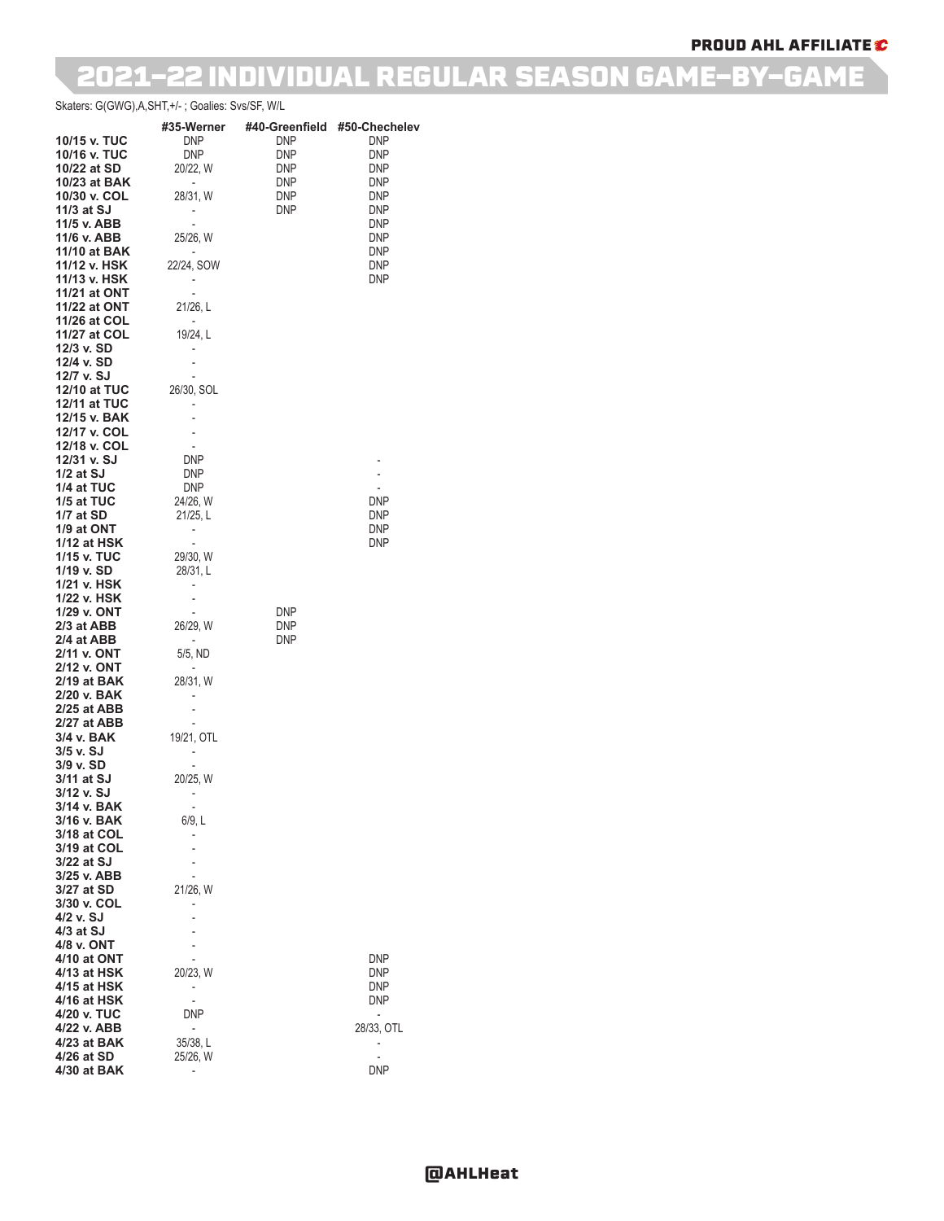## 2021-22 INDIVIDUAL REGULAR SEASON GAME-BY-GAME

Skaters: G(GWG),A,SHT,+/- ; Goalies: Svs/SF, W/L

| | #35-Werner | #40-Greenfield | #50-Chechelev |
|---|---|---|---|
| 10/15 v. TUC | DNP | DNP | DNP |
| 10/16 v. TUC | DNP | DNP | DNP |
| 10/22 at SD | 20/22, W | DNP | DNP |
| 10/23 at BAK | - | DNP | DNP |
| 10/30 v. COL | 28/31, W | DNP | DNP |
| 11/3 at SJ | - | DNP | DNP |
| 11/5 v. ABB | - | | DNP |
| 11/6 v. ABB | 25/26, W | | DNP |
| 11/10 at BAK | - | | DNP |
| 11/12 v. HSK | 22/24, SOW | | DNP |
| 11/13 v. HSK | - | | DNP |
| 11/21 at ONT | - | | |
| 11/22 at ONT | 21/26, L | | |
| 11/26 at COL | - | | |
| 11/27 at COL | 19/24, L | | |
| 12/3 v. SD | - | | |
| 12/4 v. SD | - | | |
| 12/7 v. SJ | - | | |
| 12/10 at TUC | 26/30, SOL | | |
| 12/11 at TUC | - | | |
| 12/15 v. BAK | - | | |
| 12/17 v. COL | - | | |
| 12/18 v. COL | - | | |
| 12/31 v. SJ | DNP | | - |
| 1/2 at SJ | DNP | | - |
| 1/4 at TUC | DNP | | - |
| 1/5 at TUC | 24/26, W | | DNP |
| 1/7 at SD | 21/25, L | | DNP |
| 1/9 at ONT | - | | DNP |
| 1/12 at HSK | - | | DNP |
| 1/15 v. TUC | 29/30, W | | |
| 1/19 v. SD | 28/31, L | | |
| 1/21 v. HSK | - | | |
| 1/22 v. HSK | - | | |
| 1/29 v. ONT | - | DNP | |
| 2/3 at ABB | 26/29, W | DNP | |
| 2/4 at ABB | - | DNP | |
| 2/11 v. ONT | 5/5, ND | | |
| 2/12 v. ONT | - | | |
| 2/19 at BAK | 28/31, W | | |
| 2/20 v. BAK | - | | |
| 2/25 at ABB | - | | |
| 2/27 at ABB | - | | |
| 3/4 v. BAK | 19/21, OTL | | |
| 3/5 v. SJ | - | | |
| 3/9 v. SD | - | | |
| 3/11 at SJ | 20/25, W | | |
| 3/12 v. SJ | - | | |
| 3/14 v. BAK | - | | |
| 3/16 v. BAK | 6/9, L | | |
| 3/18 at COL | - | | |
| 3/19 at COL | - | | |
| 3/22 at SJ | - | | |
| 3/25 v. ABB | - | | |
| 3/27 at SD | 21/26, W | | |
| 3/30 v. COL | - | | |
| 4/2 v. SJ | - | | |
| 4/3 at SJ | - | | |
| 4/8 v. ONT | - | | |
| 4/10 at ONT | - | | DNP |
| 4/13 at HSK | 20/23, W | | DNP |
| 4/15 at HSK | - | | DNP |
| 4/16 at HSK | - | | DNP |
| 4/20 v. TUC | DNP | | - |
| 4/22 v. ABB | - | | 28/33, OTL |
| 4/23 at BAK | 35/38, L | | - |
| 4/26 at SD | 25/26, W | | - |
| 4/30 at BAK | - | | DNP |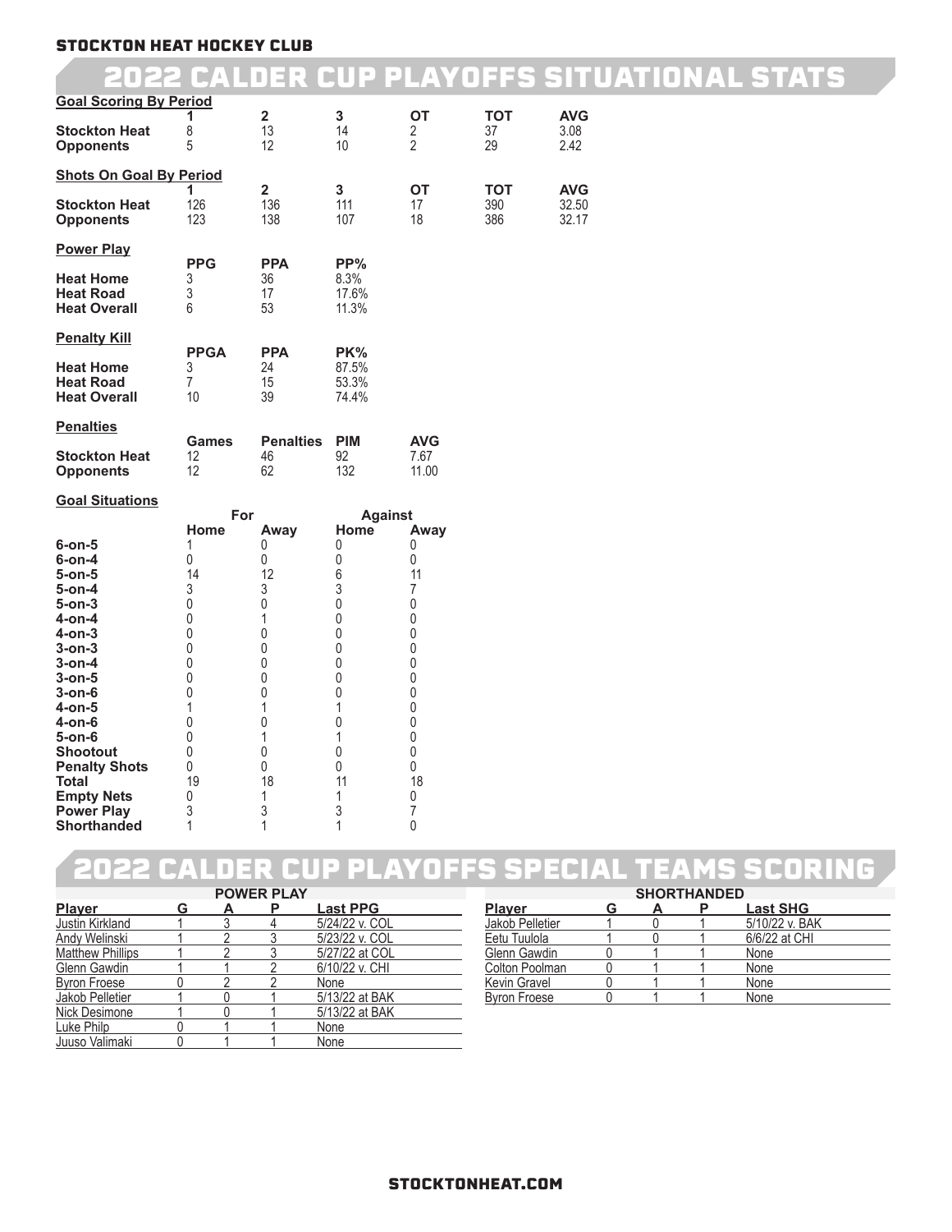STOCKTON HEAT HOCKEY CLUB

# 2022 CALDER CUP PLAYOFFS SITUATIONAL STATS

**Goal Scoring By Period**

| | 1 | 2 | 3 | OT | TOT | AVG |
|---|---|---|---|---|---|---|
| **Stockton Heat** | 8 | 13 | 14 | 2 | 37 | 3.08 |
| **Opponents** | 5 | 12 | 10 | 2 | 29 | 2.42 |

**Shots On Goal By Period**

| | 1 | 2 | 3 | OT | TOT | AVG |
|---|---|---|---|---|---|---|
| **Stockton Heat** | 126 | 136 | 111 | 17 | 390 | 32.50 |
| **Opponents** | 123 | 138 | 107 | 18 | 386 | 32.17 |

**Power Play**

| | PPG | PPA | PP% |
|---|---|---|---|
| **Heat Home** | 3 | 36 | 8.3% |
| **Heat Road** | 3 | 17 | 17.6% |
| **Heat Overall** | 6 | 53 | 11.3% |

**Penalty Kill**

| | PPGA | PPA | PK% |
|---|---|---|---|
| **Heat Home** | 3 | 24 | 87.5% |
| **Heat Road** | 7 | 15 | 53.3% |
| **Heat Overall** | 10 | 39 | 74.4% |

**Penalties**

| | Games | Penalties | PIM | AVG |
|---|---|---|---|---|
| **Stockton Heat** | 12 | 46 | 92 | 7.67 |
| **Opponents** | 12 | 62 | 132 | 11.00 |

**Goal Situations**

| | For | | Against | |
|---|---|---|---|---|
| | Home | Away | Home | Away |
| **6-on-5** | 1 | 0 | 0 | 0 |
| **6-on-4** | 0 | 0 | 0 | 0 |
| **5-on-5** | 14 | 12 | 6 | 11 |
| **5-on-4** | 3 | 3 | 3 | 7 |
| **5-on-3** | 0 | 0 | 0 | 0 |
| **4-on-4** | 0 | 1 | 0 | 0 |
| **4-on-3** | 0 | 0 | 0 | 0 |
| **3-on-3** | 0 | 0 | 0 | 0 |
| **3-on-4** | 0 | 0 | 0 | 0 |
| **3-on-5** | 0 | 0 | 0 | 0 |
| **3-on-6** | 0 | 0 | 0 | 0 |
| **4-on-5** | 1 | 1 | 1 | 0 |
| **4-on-6** | 0 | 0 | 0 | 0 |
| **5-on-6** | 0 | 1 | 1 | 0 |
| **Shootout** | 0 | 0 | 0 | 0 |
| **Penalty Shots** | 0 | 0 | 0 | 0 |
| **Total** | 19 | 18 | 11 | 18 |
| **Empty Nets** | 0 | 1 | 1 | 0 |
| **Power Play** | 3 | 3 | 3 | 7 |
| **Shorthanded** | 1 | 1 | 1 | 0 |

# 2022 CALDER CUP PLAYOFFS SPECIAL TEAMS SCORING

**POWER PLAY**

| Player | G | A | P | Last PPG |
|---|---|---|---|---|
| Justin Kirkland | 1 | 3 | 4 | 5/24/22 v. COL |
| Andy Welinski | 1 | 2 | 3 | 5/23/22 v. COL |
| Matthew Phillips | 1 | 2 | 3 | 5/27/22 at COL |
| Glenn Gawdin | 1 | 1 | 2 | 6/10/22 v. CHI |
| Byron Froese | 0 | 2 | 2 | None |
| Jakob Pelletier | 1 | 0 | 1 | 5/13/22 at BAK |
| Nick Desimone | 1 | 0 | 1 | 5/13/22 at BAK |
| Luke Philp | 0 | 1 | 1 | None |
| Juuso Valimaki | 0 | 1 | 1 | None |

**SHORTHANDED**

| Player | G | A | P | Last SHG |
|---|---|---|---|---|
| Jakob Pelletier | 1 | 0 | 1 | 5/10/22 v. BAK |
| Eetu Tuulola | 1 | 0 | 1 | 6/6/22 at CHI |
| Glenn Gawdin | 0 | 1 | 1 | None |
| Colton Poolman | 0 | 1 | 1 | None |
| Kevin Gravel | 0 | 1 | 1 | None |
| Byron Froese | 0 | 1 | 1 | None |

STOCKTONHEAT.COM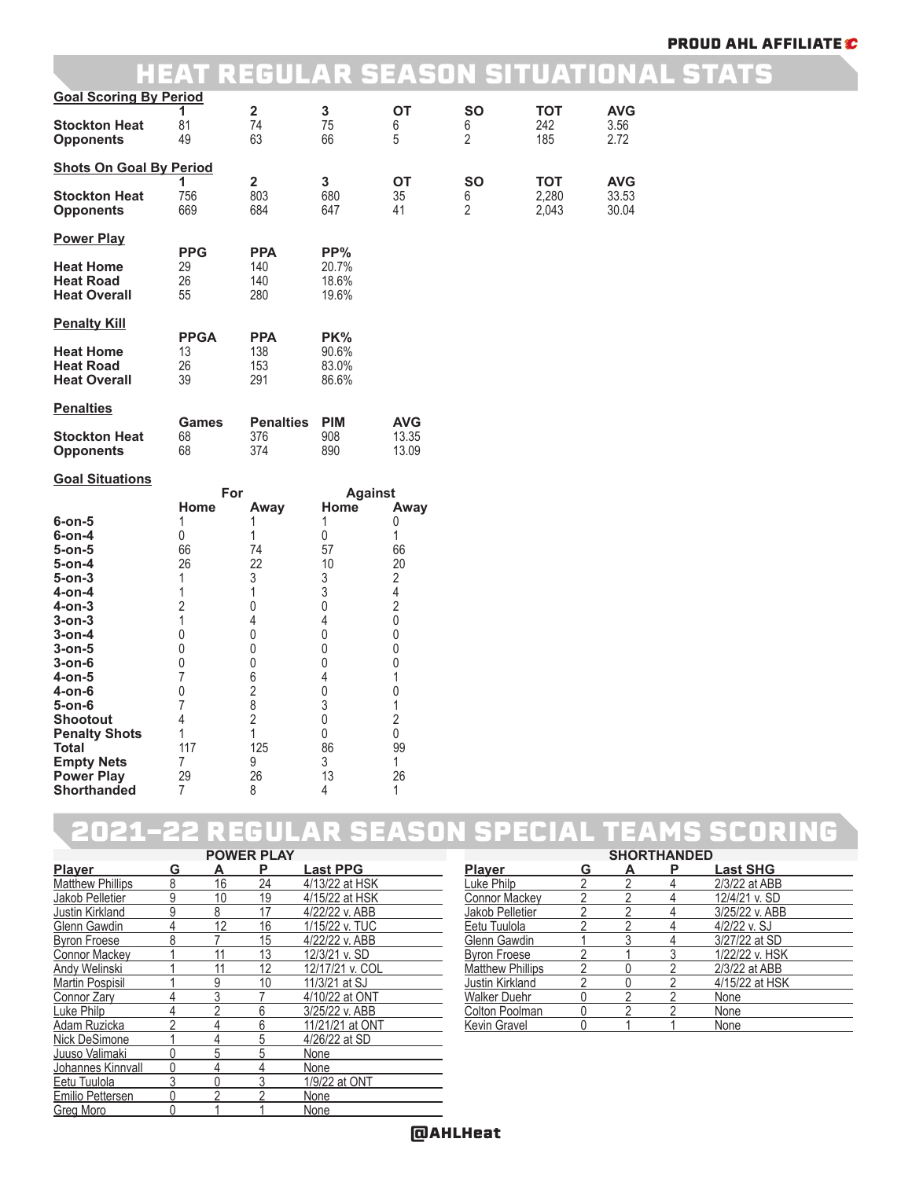PROUD AHL AFFILIATE

# HEAT REGULAR SEASON SITUATIONAL STATS

**Goal Scoring By Period**

| | 1 | 2 | 3 | OT | SO | TOT | AVG |
|---|---|---|---|---|---|---|---|
| **Stockton Heat** | 81 | 74 | 75 | 6 | 6 | 242 | 3.56 |
| **Opponents** | 49 | 63 | 66 | 5 | 2 | 185 | 2.72 |

**Shots On Goal By Period**

| | 1 | 2 | 3 | OT | SO | TOT | AVG |
|---|---|---|---|---|---|---|---|
| **Stockton Heat** | 756 | 803 | 680 | 35 | 6 | 2,280 | 33.53 |
| **Opponents** | 669 | 684 | 647 | 41 | 2 | 2,043 | 30.04 |

**Power Play**

| | PPG | PPA | PP% |
|---|---|---|---|
| **Heat Home** | 29 | 140 | 20.7% |
| **Heat Road** | 26 | 140 | 18.6% |
| **Heat Overall** | 55 | 280 | 19.6% |

**Penalty Kill**

| | PPGA | PPA | PK% |
|---|---|---|---|
| **Heat Home** | 13 | 138 | 90.6% |
| **Heat Road** | 26 | 153 | 83.0% |
| **Heat Overall** | 39 | 291 | 86.6% |

**Penalties**

| | Games | Penalties | PIM | AVG |
|---|---|---|---|---|
| **Stockton Heat** | 68 | 376 | 908 | 13.35 |
| **Opponents** | 68 | 374 | 890 | 13.09 |

**Goal Situations**

| | For | | Against | |
|---|---|---|---|---|
| | Home | Away | Home | Away |
| **6-on-5** | 1 | 1 | 1 | 0 |
| **6-on-4** | 0 | 1 | 0 | 1 |
| **5-on-5** | 66 | 74 | 57 | 66 |
| **5-on-4** | 26 | 22 | 10 | 20 |
| **5-on-3** | 1 | 3 | 3 | 2 |
| **4-on-4** | 1 | 1 | 3 | 4 |
| **4-on-3** | 2 | 0 | 0 | 2 |
| **3-on-3** | 1 | 4 | 4 | 0 |
| **3-on-4** | 0 | 0 | 0 | 0 |
| **3-on-5** | 0 | 0 | 0 | 0 |
| **3-on-6** | 0 | 0 | 0 | 0 |
| **4-on-5** | 7 | 6 | 4 | 1 |
| **4-on-6** | 0 | 2 | 0 | 0 |
| **5-on-6** | 7 | 8 | 3 | 1 |
| **Shootout** | 4 | 2 | 0 | 2 |
| **Penalty Shots** | 1 | 1 | 0 | 0 |
| **Total** | 117 | 125 | 86 | 99 |
| **Empty Nets** | 7 | 9 | 3 | 1 |
| **Power Play** | 29 | 26 | 13 | 26 |
| **Shorthanded** | 7 | 8 | 4 | 1 |

# 2021-22 REGULAR SEASON SPECIAL TEAMS SCORING

**POWER PLAY**

| Player | G | A | P | Last PPG |
|---|---|---|---|---|
| Matthew Phillips | 8 | 16 | 24 | 4/13/22 at HSK |
| Jakob Pelletier | 9 | 10 | 19 | 4/15/22 at HSK |
| Justin Kirkland | 9 | 8 | 17 | 4/22/22 v. ABB |
| Glenn Gawdin | 4 | 12 | 16 | 1/15/22 v. TUC |
| Byron Froese | 8 | 7 | 15 | 4/22/22 v. ABB |
| Connor Mackey | 1 | 11 | 13 | 12/3/21 v. SD |
| Andy Welinski | 1 | 11 | 12 | 12/17/21 v. COL |
| Martin Pospisil | 1 | 9 | 10 | 11/3/21 at SJ |
| Connor Zary | 4 | 3 | 7 | 4/10/22 at ONT |
| Luke Philp | 4 | 2 | 6 | 3/25/22 v. ABB |
| Adam Ruzicka | 2 | 4 | 6 | 11/21/21 at ONT |
| Nick DeSimone | 1 | 4 | 5 | 4/26/22 at SD |
| Juuso Valimaki | 0 | 5 | 5 | None |
| Johannes Kinnvall | 0 | 4 | 4 | None |
| Eetu Tuulola | 3 | 0 | 3 | 1/9/22 at ONT |
| Emilio Pettersen | 0 | 2 | 2 | None |
| Greg Moro | 0 | 1 | 1 | None |

**SHORTHANDED**

| Player | G | A | P | Last SHG |
|---|---|---|---|---|
| Luke Philp | 2 | 2 | 4 | 2/3/22 at ABB |
| Connor Mackey | 2 | 2 | 4 | 12/4/21 v. SD |
| Jakob Pelletier | 2 | 2 | 4 | 3/25/22 v. ABB |
| Eetu Tuulola | 2 | 2 | 4 | 4/2/22 v. SJ |
| Glenn Gawdin | 1 | 3 | 4 | 3/27/22 at SD |
| Byron Froese | 2 | 1 | 3 | 1/22/22 v. HSK |
| Matthew Phillips | 2 | 0 | 2 | 2/3/22 at ABB |
| Justin Kirkland | 2 | 0 | 2 | 4/15/22 at HSK |
| Walker Duehr | 0 | 2 | 2 | None |
| Colton Poolman | 0 | 2 | 2 | None |
| Kevin Gravel | 0 | 1 | 1 | None |

@AHLHeat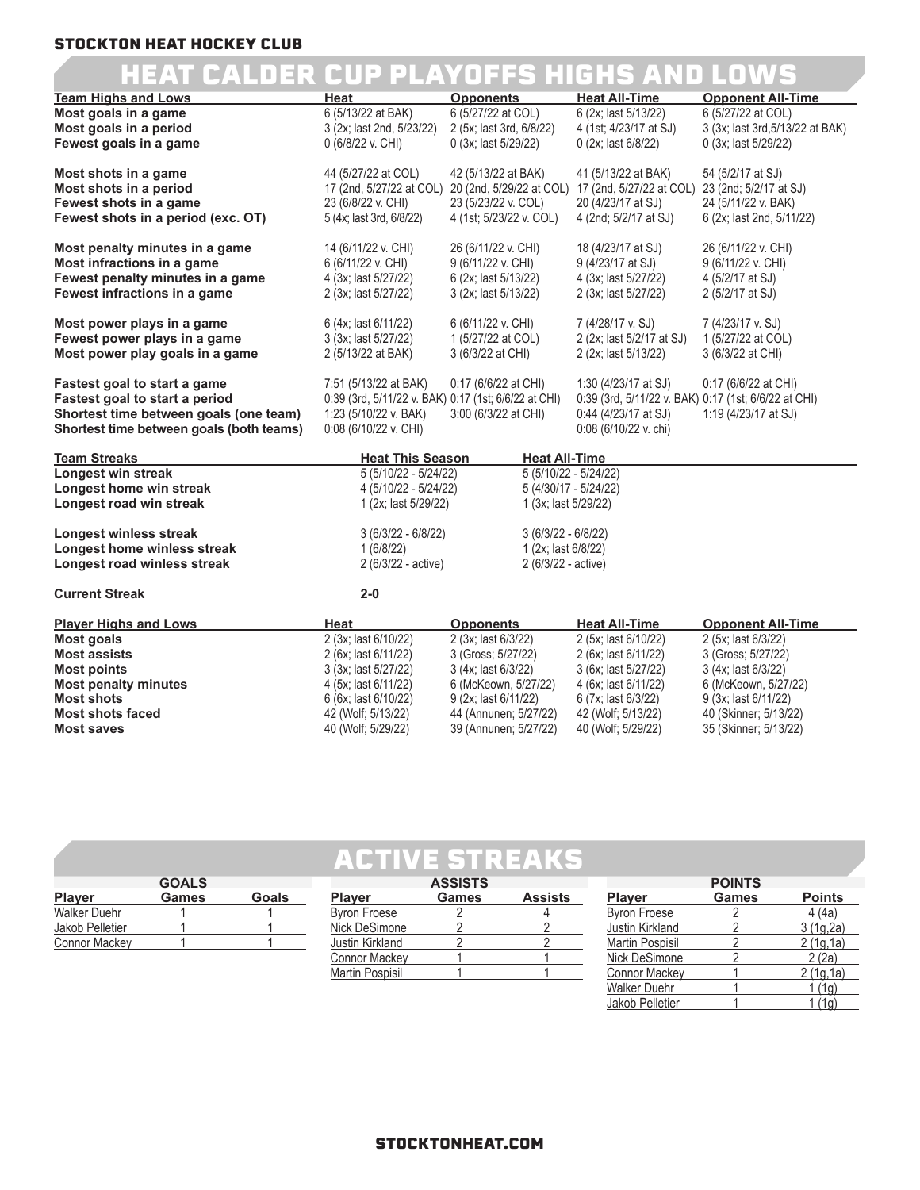**STOCKTON HEAT HOCKEY CLUB**

# HEAT CALDER CUP PLAYOFFS HIGHS AND LOWS

| Team Highs and Lows | Heat | Opponents | Heat All-Time | Opponent All-Time |
|---|---|---|---|---|
| **Most goals in a game** | 6 (5/13/22 at BAK) | 6 (5/27/22 at COL) | 6 (2x; last 5/13/22) | 6 (5/27/22 at COL) |
| **Most goals in a period** | 3 (2x; last 2nd, 5/23/22) | 2 (5x; last 3rd, 6/8/22) | 4 (1st; 4/23/17 at SJ) | 3 (3x; last 3rd,5/13/22 at BAK) |
| **Fewest goals in a game** | 0 (6/8/22 v. CHI) | 0 (3x; last 5/29/22) | 0 (2x; last 6/8/22) | 0 (3x; last 5/29/22) |
| **Most shots in a game** | 44 (5/27/22 at COL) | 42 (5/13/22 at BAK) | 41 (5/13/22 at BAK) | 54 (5/2/17 at SJ) |
| **Most shots in a period** | 17 (2nd, 5/27/22 at COL) | 20 (2nd, 5/29/22 at COL) | 17 (2nd, 5/27/22 at COL) | 23 (2nd; 5/2/17 at SJ) |
| **Fewest shots in a game** | 23 (6/8/22 v. CHI) | 23 (5/23/22 v. COL) | 20 (4/23/17 at SJ) | 24 (5/11/22 v. BAK) |
| **Fewest shots in a period (exc. OT)** | 5 (4x; last 3rd, 6/8/22) | 4 (1st; 5/23/22 v. COL) | 4 (2nd; 5/2/17 at SJ) | 6 (2x; last 2nd, 5/11/22) |
| **Most penalty minutes in a game** | 14 (6/11/22 v. CHI) | 26 (6/11/22 v. CHI) | 18 (4/23/17 at SJ) | 26 (6/11/22 v. CHI) |
| **Most infractions in a game** | 6 (6/11/22 v. CHI) | 9 (6/11/22 v. CHI) | 9 (4/23/17 at SJ) | 9 (6/11/22 v. CHI) |
| **Fewest penalty minutes in a game** | 4 (3x; last 5/27/22) | 6 (2x; last 5/13/22) | 4 (3x; last 5/27/22) | 4 (5/2/17 at SJ) |
| **Fewest infractions in a game** | 2 (3x; last 5/27/22) | 3 (2x; last 5/13/22) | 2 (3x; last 5/27/22) | 2 (5/2/17 at SJ) |
| **Most power plays in a game** | 6 (4x; last 6/11/22) | 6 (6/11/22 v. CHI) | 7 (4/28/17 v. SJ) | 7 (4/23/17 v. SJ) |
| **Fewest power plays in a game** | 3 (3x; last 5/27/22) | 1 (5/27/22 at COL) | 2 (2x; last 5/2/17 at SJ) | 1 (5/27/22 at COL) |
| **Most power play goals in a game** | 2 (5/13/22 at BAK) | 3 (6/3/22 at CHI) | 2 (2x; last 5/13/22) | 3 (6/3/22 at CHI) |
| **Fastest goal to start a game** | 7:51 (5/13/22 at BAK) | 0:17 (6/6/22 at CHI) | 1:30 (4/23/17 at SJ) | 0:17 (6/6/22 at CHI) |
| **Fastest goal to start a period** | 0:39 (3rd, 5/11/22 v. BAK) | 0:17 (1st; 6/6/22 at CHI) | 0:39 (3rd, 5/11/22 v. BAK) | 0:17 (1st; 6/6/22 at CHI) |
| **Shortest time between goals (one team)** | 1:23 (5/10/22 v. BAK) | 3:00 (6/3/22 at CHI) | 0:44 (4/23/17 at SJ) | 1:19 (4/23/17 at SJ) |
| **Shortest time between goals (both teams)** | 0:08 (6/10/22 v. CHI) | | 0:08 (6/10/22 v. chi) | |

| Team Streaks | Heat This Season | Heat All-Time |
|---|---|---|
| **Longest win streak** | 5 (5/10/22 - 5/24/22) | 5 (5/10/22 - 5/24/22) |
| **Longest home win streak** | 4 (5/10/22 - 5/24/22) | 5 (4/30/17 - 5/24/22) |
| **Longest road win streak** | 1 (2x; last 5/29/22) | 1 (3x; last 5/29/22) |
| **Longest winless streak** | 3 (6/3/22 - 6/8/22) | 3 (6/3/22 - 6/8/22) |
| **Longest home winless streak** | 1 (6/8/22) | 1 (2x; last 6/8/22) |
| **Longest road winless streak** | 2 (6/3/22 - active) | 2 (6/3/22 - active) |
| **Current Streak** | **2-0** | |

| Player Highs and Lows | Heat | Opponents | Heat All-Time | Opponent All-Time |
|---|---|---|---|---|
| **Most goals** | 2 (3x; last 6/10/22) | 2 (3x; last 6/3/22) | 2 (5x; last 6/10/22) | 2 (5x; last 6/3/22) |
| **Most assists** | 2 (6x; last 6/11/22) | 3 (Gross; 5/27/22) | 2 (6x; last 6/11/22) | 3 (Gross; 5/27/22) |
| **Most points** | 3 (3x; last 5/27/22) | 3 (4x; last 6/3/22) | 3 (6x; last 5/27/22) | 3 (4x; last 6/3/22) |
| **Most penalty minutes** | 4 (5x; last 6/11/22) | 6 (McKeown, 5/27/22) | 4 (6x; last 6/11/22) | 6 (McKeown, 5/27/22) |
| **Most shots** | 6 (6x; last 6/10/22) | 9 (2x; last 6/11/22) | 6 (7x; last 6/3/22) | 9 (3x; last 6/11/22) |
| **Most shots faced** | 42 (Wolf; 5/13/22) | 44 (Annunen; 5/27/22) | 42 (Wolf; 5/13/22) | 40 (Skinner; 5/13/22) |
| **Most saves** | 40 (Wolf; 5/29/22) | 39 (Annunen; 5/27/22) | 40 (Wolf; 5/29/22) | 35 (Skinner; 5/13/22) |

# ACTIVE STREAKS

**GOALS**

| Player | Games | Goals |
|---|---|---|
| Walker Duehr | 1 | 1 |
| Jakob Pelletier | 1 | 1 |
| Connor Mackey | 1 | 1 |

**ASSISTS**

| Player | Games | Assists |
|---|---|---|
| Byron Froese | 2 | 4 |
| Nick DeSimone | 2 | 2 |
| Justin Kirkland | 2 | 2 |
| Connor Mackey | 1 | 1 |
| Martin Pospisil | 1 | 1 |

**POINTS**

| Player | Games | Points |
|---|---|---|
| Byron Froese | 2 | 4 (4a) |
| Justin Kirkland | 2 | 3 (1g,2a) |
| Martin Pospisil | 2 | 2 (1g,1a) |
| Nick DeSimone | 2 | 2 (2a) |
| Connor Mackey | 1 | 2 (1g,1a) |
| Walker Duehr | 1 | 1 (1g) |
| Jakob Pelletier | 1 | 1 (1g) |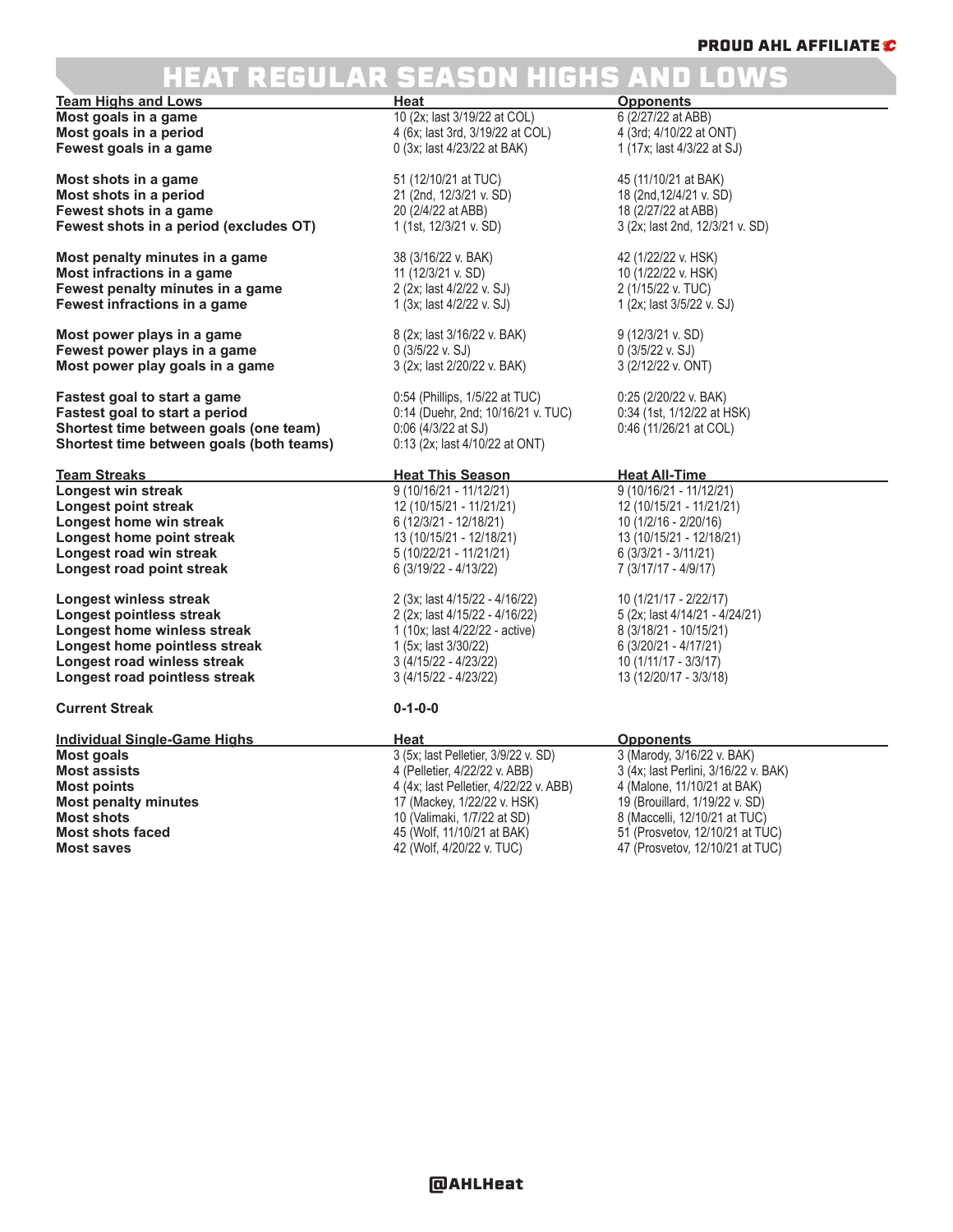# HEAT REGULAR SEASON HIGHS AND LOWS

| Team Highs and Lows | Heat | Opponents |
|---|---|---|
| **Most goals in a game** | 10 (2x; last 3/19/22 at COL) | 6 (2/27/22 at ABB) |
| **Most goals in a period** | 4 (6x; last 3rd, 3/19/22 at COL) | 4 (3rd; 4/10/22 at ONT) |
| **Fewest goals in a game** | 0 (3x; last 4/23/22 at BAK) | 1 (17x; last 4/3/22 at SJ) |
| **Most shots in a game** | 51 (12/10/21 at TUC) | 45 (11/10/21 at BAK) |
| **Most shots in a period** | 21 (2nd, 12/3/21 v. SD) | 18 (2nd,12/4/21 v. SD) |
| **Fewest shots in a game** | 20 (2/4/22 at ABB) | 18 (2/27/22 at ABB) |
| **Fewest shots in a period (excludes OT)** | 1 (1st, 12/3/21 v. SD) | 3 (2x; last 2nd, 12/3/21 v. SD) |
| **Most penalty minutes in a game** | 38 (3/16/22 v. BAK) | 42 (1/22/22 v. HSK) |
| **Most infractions in a game** | 11 (12/3/21 v. SD) | 10 (1/22/22 v. HSK) |
| **Fewest penalty minutes in a game** | 2 (2x; last 4/2/22 v. SJ) | 2 (1/15/22 v. TUC) |
| **Fewest infractions in a game** | 1 (3x; last 4/2/22 v. SJ) | 1 (2x; last 3/5/22 v. SJ) |
| **Most power plays in a game** | 8 (2x; last 3/16/22 v. BAK) | 9 (12/3/21 v. SD) |
| **Fewest power plays in a game** | 0 (3/5/22 v. SJ) | 0 (3/5/22 v. SJ) |
| **Most power play goals in a game** | 3 (2x; last 2/20/22 v. BAK) | 3 (2/12/22 v. ONT) |
| **Fastest goal to start a game** | 0:54 (Phillips, 1/5/22 at TUC) | 0:25 (2/20/22 v. BAK) |
| **Fastest goal to start a period** | 0:14 (Duehr, 2nd; 10/16/21 v. TUC) | 0:34 (1st, 1/12/22 at HSK) |
| **Shortest time between goals (one team)** | 0:06 (4/3/22 at SJ) | 0:46 (11/26/21 at COL) |
| **Shortest time between goals (both teams)** | 0:13 (2x; last 4/10/22 at ONT) | |

| Team Streaks | Heat This Season | Heat All-Time |
|---|---|---|
| **Longest win streak** | 9 (10/16/21 - 11/12/21) | 9 (10/16/21 - 11/12/21) |
| **Longest point streak** | 12 (10/15/21 - 11/21/21) | 12 (10/15/21 - 11/21/21) |
| **Longest home win streak** | 6 (12/3/21 - 12/18/21) | 10 (1/2/16 - 2/20/16) |
| **Longest home point streak** | 13 (10/15/21 - 12/18/21) | 13 (10/15/21 - 12/18/21) |
| **Longest road win streak** | 5 (10/22/21 - 11/21/21) | 6 (3/3/21 - 3/11/21) |
| **Longest road point streak** | 6 (3/19/22 - 4/13/22) | 7 (3/17/17 - 4/9/17) |
| **Longest winless streak** | 2 (3x; last 4/15/22 - 4/16/22) | 10 (1/21/17 - 2/22/17) |
| **Longest pointless streak** | 2 (2x; last 4/15/22 - 4/16/22) | 5 (2x; last 4/14/21 - 4/24/21) |
| **Longest home winless streak** | 1 (10x; last 4/22/22 - active) | 8 (3/18/21 - 10/15/21) |
| **Longest home pointless streak** | 1 (5x; last 3/30/22) | 6 (3/20/21 - 4/17/21) |
| **Longest road winless streak** | 3 (4/15/22 - 4/23/22) | 10 (1/11/17 - 3/3/17) |
| **Longest road pointless streak** | 3 (4/15/22 - 4/23/22) | 13 (12/20/17 - 3/3/18) |
| **Current Streak** | **0-1-0-0** | |

| Individual Single-Game Highs | Heat | Opponents |
|---|---|---|
| **Most goals** | 3 (5x; last Pelletier, 3/9/22 v. SD) | 3 (Marody, 3/16/22 v. BAK) |
| **Most assists** | 4 (Pelletier, 4/22/22 v. ABB) | 3 (4x; last Perlini, 3/16/22 v. BAK) |
| **Most points** | 4 (4x; last Pelletier, 4/22/22 v. ABB) | 4 (Malone, 11/10/21 at BAK) |
| **Most penalty minutes** | 17 (Mackey, 1/22/22 v. HSK) | 19 (Brouillard, 1/19/22 v. SD) |
| **Most shots** | 10 (Valimaki, 1/7/22 at SD) | 8 (Maccelli, 12/10/21 at TUC) |
| **Most shots faced** | 45 (Wolf, 11/10/21 at BAK) | 51 (Prosvetov, 12/10/21 at TUC) |
| **Most saves** | 42 (Wolf, 4/20/22 v. TUC) | 47 (Prosvetov, 12/10/21 at TUC) |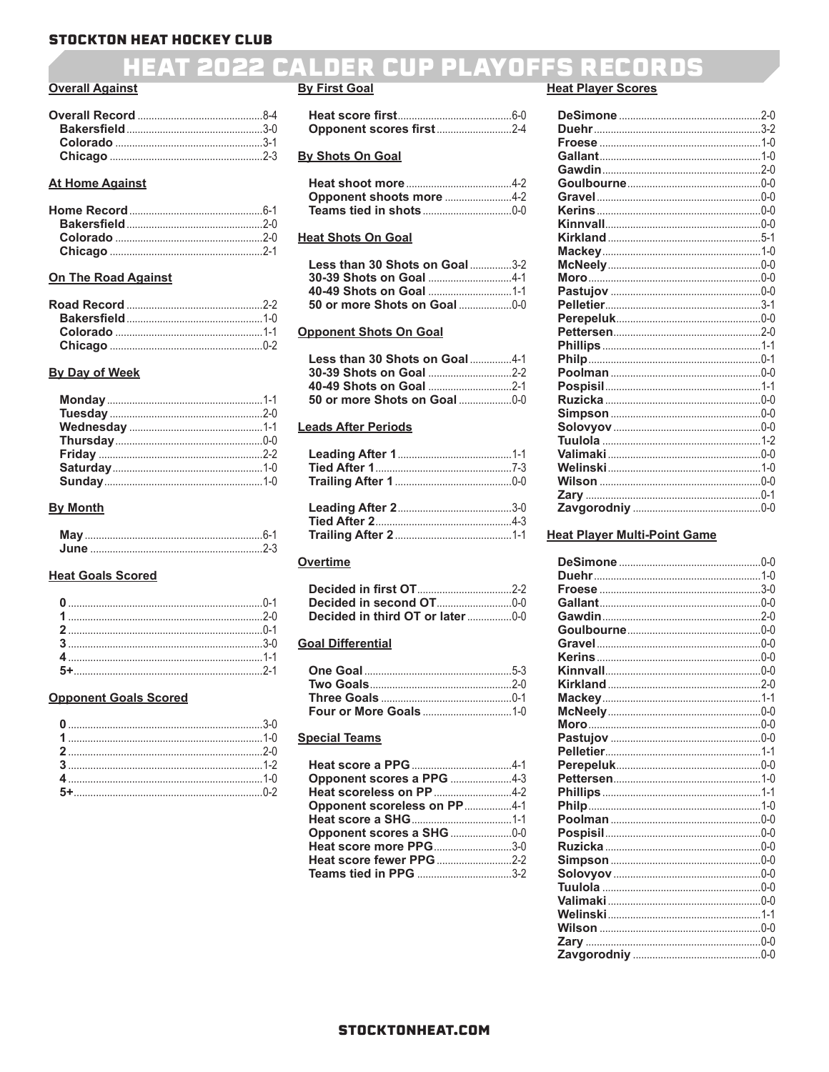# STOCKTON HEAT HOCKEY CLUB

## HEAT 2022 CALDER CUP PLAYOFFS RECORDS

### Overall Against

| | |
|---|---|
| **Overall Record** | 8-4 |
| **Bakersfield** | 3-0 |
| **Colorado** | 3-1 |
| **Chicago** | 2-3 |

### At Home Against

| | |
|---|---|
| **Home Record** | 6-1 |
| **Bakersfield** | 2-0 |
| **Colorado** | 2-0 |
| **Chicago** | 2-1 |

### On The Road Against

| | |
|---|---|
| **Road Record** | 2-2 |
| **Bakersfield** | 1-0 |
| **Colorado** | 1-1 |
| **Chicago** | 0-2 |

### By Day of Week

| | |
|---|---|
| **Monday** | 1-1 |
| **Tuesday** | 2-0 |
| **Wednesday** | 1-1 |
| **Thursday** | 0-0 |
| **Friday** | 2-2 |
| **Saturday** | 1-0 |
| **Sunday** | 1-0 |

### By Month

| | |
|---|---|
| **May** | 6-1 |
| **June** | 2-3 |

### Heat Goals Scored

| | |
|---|---|
| **0** | 0-1 |
| **1** | 2-0 |
| **2** | 0-1 |
| **3** | 3-0 |
| **4** | 1-1 |
| **5+** | 2-1 |

### Opponent Goals Scored

| | |
|---|---|
| **0** | 3-0 |
| **1** | 1-0 |
| **2** | 2-0 |
| **3** | 1-2 |
| **4** | 1-0 |
| **5+** | 0-2 |

### By First Goal

| | |
|---|---|
| **Heat score first** | 6-0 |
| **Opponent scores first** | 2-4 |

### By Shots On Goal

| | |
|---|---|
| **Heat shoot more** | 4-2 |
| **Opponent shoots more** | 4-2 |
| **Teams tied in shots** | 0-0 |

### Heat Shots On Goal

| | |
|---|---|
| **Less than 30 Shots on Goal** | 3-2 |
| **30-39 Shots on Goal** | 4-1 |
| **40-49 Shots on Goal** | 1-1 |
| **50 or more Shots on Goal** | 0-0 |

### Opponent Shots On Goal

| | |
|---|---|
| **Less than 30 Shots on Goal** | 4-1 |
| **30-39 Shots on Goal** | 2-2 |
| **40-49 Shots on Goal** | 2-1 |
| **50 or more Shots on Goal** | 0-0 |

### Leads After Periods

| | |
|---|---|
| **Leading After 1** | 1-1 |
| **Tied After 1** | 7-3 |
| **Trailing After 1** | 0-0 |
| **Leading After 2** | 3-0 |
| **Tied After 2** | 4-3 |
| **Trailing After 2** | 1-1 |

### Overtime

| | |
|---|---|
| **Decided in first OT** | 2-2 |
| **Decided in second OT** | 0-0 |
| **Decided in third OT or later** | 0-0 |

### Goal Differential

| | |
|---|---|
| **One Goal** | 5-3 |
| **Two Goals** | 2-0 |
| **Three Goals** | 0-1 |
| **Four or More Goals** | 1-0 |

### Special Teams

| | |
|---|---|
| **Heat score a PPG** | 4-1 |
| **Opponent scores a PPG** | 4-3 |
| **Heat scoreless on PP** | 4-2 |
| **Opponent scoreless on PP** | 4-1 |
| **Heat score a SHG** | 1-1 |
| **Opponent scores a SHG** | 0-0 |
| **Heat score more PPG** | 3-0 |
| **Heat score fewer PPG** | 2-2 |
| **Teams tied in PPG** | 3-2 |

### Heat Player Scores

| | |
|---|---|
| **DeSimone** | 2-0 |
| **Duehr** | 3-2 |
| **Froese** | 1-0 |
| **Gallant** | 1-0 |
| **Gawdin** | 2-0 |
| **Goulbourne** | 0-0 |
| **Gravel** | 0-0 |
| **Kerins** | 0-0 |
| **Kinnvall** | 0-0 |
| **Kirkland** | 5-1 |
| **Mackey** | 1-0 |
| **McNeely** | 0-0 |
| **Moro** | 0-0 |
| **Pastujov** | 0-0 |
| **Pelletier** | 3-1 |
| **Perepeluk** | 0-0 |
| **Pettersen** | 2-0 |
| **Phillips** | 1-1 |
| **Philp** | 0-1 |
| **Poolman** | 0-0 |
| **Pospisil** | 1-1 |
| **Ruzicka** | 0-0 |
| **Simpson** | 0-0 |
| **Solovyov** | 0-0 |
| **Tuulola** | 1-2 |
| **Valimaki** | 0-0 |
| **Welinski** | 1-0 |
| **Wilson** | 0-0 |
| **Zary** | 0-1 |
| **Zavgorodniy** | 0-0 |

### Heat Player Multi-Point Game

| | |
|---|---|
| **DeSimone** | 0-0 |
| **Duehr** | 1-0 |
| **Froese** | 3-0 |
| **Gallant** | 0-0 |
| **Gawdin** | 2-0 |
| **Goulbourne** | 0-0 |
| **Gravel** | 0-0 |
| **Kerins** | 0-0 |
| **Kinnvall** | 0-0 |
| **Kirkland** | 2-0 |
| **Mackey** | 1-1 |
| **McNeely** | 0-0 |
| **Moro** | 0-0 |
| **Pastujov** | 0-0 |
| **Pelletier** | 1-1 |
| **Perepeluk** | 0-0 |
| **Pettersen** | 1-0 |
| **Phillips** | 1-1 |
| **Philp** | 1-0 |
| **Poolman** | 0-0 |
| **Pospisil** | 0-0 |
| **Ruzicka** | 0-0 |
| **Simpson** | 0-0 |
| **Solovyov** | 0-0 |
| **Tuulola** | 0-0 |
| **Valimaki** | 0-0 |
| **Welinski** | 1-1 |
| **Wilson** | 0-0 |
| **Zary** | 0-0 |
| **Zavgorodniy** | 0-0 |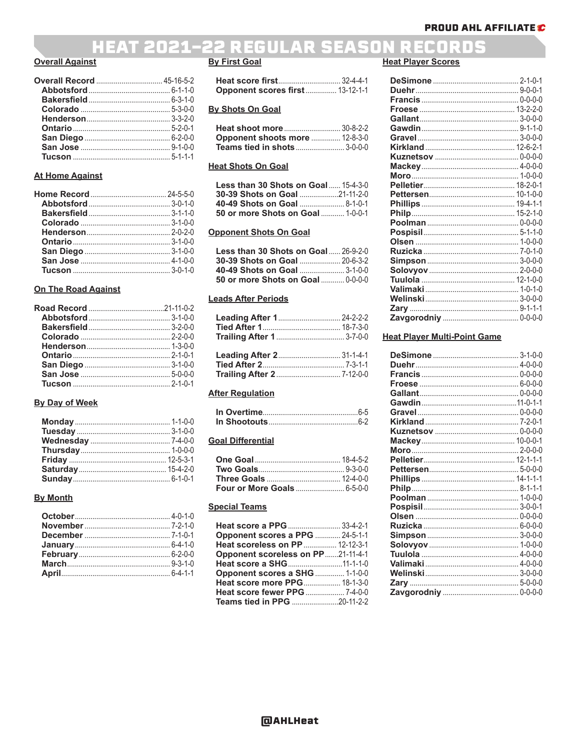# HEAT 2021-22 REGULAR SEASON RECORDS

PROUD AHL AFFILIATE

## Overall Against

| | |
|---|---|
| **Overall Record** | 45-16-5-2 |
| Abbotsford | 6-1-1-0 |
| Bakersfield | 6-3-1-0 |
| Colorado | 5-3-0-0 |
| Henderson | 3-3-2-0 |
| Ontario | 5-2-0-1 |
| San Diego | 6-2-0-0 |
| San Jose | 9-1-0-0 |
| Tucson | 5-1-1-1 |

## At Home Against

| | |
|---|---|
| **Home Record** | 24-5-5-0 |
| Abbotsford | 3-0-1-0 |
| Bakersfield | 3-1-1-0 |
| Colorado | 3-1-0-0 |
| Henderson | 2-0-2-0 |
| Ontario | 3-1-0-0 |
| San Diego | 3-1-0-0 |
| San Jose | 4-1-0-0 |
| Tucson | 3-0-1-0 |

## On The Road Against

| | |
|---|---|
| **Road Record** | 21-11-0-2 |
| Abbotsford | 3-1-0-0 |
| Bakersfield | 3-2-0-0 |
| Colorado | 2-2-0-0 |
| Henderson | 1-3-0-0 |
| Ontario | 2-1-0-1 |
| San Diego | 3-1-0-0 |
| San Jose | 5-0-0-0 |
| Tucson | 2-1-0-1 |

## By Day of Week

| | |
|---|---|
| Monday | 1-1-0-0 |
| Tuesday | 3-1-0-0 |
| Wednesday | 7-4-0-0 |
| Thursday | 1-0-0-0 |
| Friday | 12-5-3-1 |
| Saturday | 15-4-2-0 |
| Sunday | 6-1-0-1 |

## By Month

| | |
|---|---|
| October | 4-0-1-0 |
| November | 7-2-1-0 |
| December | 7-1-0-1 |
| January | 6-4-1-0 |
| February | 6-2-0-0 |
| March | 9-3-1-0 |
| April | 6-4-1-1 |

## By First Goal

| | |
|---|---|
| Heat score first | 32-4-4-1 |
| Opponent scores first | 13-12-1-1 |

## By Shots On Goal

| | |
|---|---|
| Heat shoot more | 30-8-2-2 |
| Opponent shoots more | 12-8-3-0 |
| Teams tied in shots | 3-0-0-0 |

## Heat Shots On Goal

| | |
|---|---|
| Less than 30 Shots on Goal | 15-4-3-0 |
| 30-39 Shots on Goal | 21-11-2-0 |
| 40-49 Shots on Goal | 8-1-0-1 |
| 50 or more Shots on Goal | 1-0-0-1 |

## Opponent Shots On Goal

| | |
|---|---|
| Less than 30 Shots on Goal | 26-9-2-0 |
| 30-39 Shots on Goal | 20-6-3-2 |
| 40-49 Shots on Goal | 3-1-0-0 |
| 50 or more Shots on Goal | 0-0-0-0 |

## Leads After Periods

| | |
|---|---|
| Leading After 1 | 24-2-2-2 |
| Tied After 1 | 18-7-3-0 |
| Trailing After 1 | 3-7-0-0 |
| Leading After 2 | 31-1-4-1 |
| Tied After 2 | 7-3-1-1 |
| Trailing After 2 | 7-12-0-0 |

## After Regulation

| | |
|---|---|
| In Overtime | 6-5 |
| In Shootouts | 6-2 |

## Goal Differential

| | |
|---|---|
| One Goal | 18-4-5-2 |
| Two Goals | 9-3-0-0 |
| Three Goals | 12-4-0-0 |
| Four or More Goals | 6-5-0-0 |

## Special Teams

| | |
|---|---|
| Heat score a PPG | 33-4-2-1 |
| Opponent scores a PPG | 24-5-1-1 |
| Heat scoreless on PP | 12-12-3-1 |
| Opponent scoreless on PP | 21-11-4-1 |
| Heat score a SHG | 11-1-1-0 |
| Opponent scores a SHG | 1-1-0-0 |
| Heat score more PPG | 18-1-3-0 |
| Heat score fewer PPG | 7-4-0-0 |
| Teams tied in PPG | 20-11-2-2 |

## Heat Player Scores

| | |
|---|---|
| DeSimone | 2-1-0-1 |
| Duehr | 9-0-0-1 |
| Francis | 0-0-0-0 |
| Froese | 13-2-2-0 |
| Gallant | 3-0-0-0 |
| Gawdin | 9-1-1-0 |
| Gravel | 3-0-0-0 |
| Kirkland | 12-6-2-1 |
| Kuznetsov | 0-0-0-0 |
| Mackey | 4-0-0-0 |
| Moro | 1-0-0-0 |
| Pelletier | 18-2-0-1 |
| Pettersen | 10-1-0-0 |
| Phillips | 19-4-1-1 |
| Philp | 15-2-1-0 |
| Poolman | 0-0-0-0 |
| Pospisil | 5-1-1-0 |
| Olsen | 1-0-0-0 |
| Ruzicka | 7-0-1-0 |
| Simpson | 3-0-0-0 |
| Solovyov | 2-0-0-0 |
| Tuulola | 12-1-0-0 |
| Valimaki | 1-0-1-0 |
| Welinski | 3-0-0-0 |
| Zary | 9-1-1-1 |
| Zavgorodniy | 0-0-0-0 |

## Heat Player Multi-Point Game

| | |
|---|---|
| DeSimone | 3-1-0-0 |
| Duehr | 4-0-0-0 |
| Francis | 0-0-0-0 |
| Froese | 6-0-0-0 |
| Gallant | 0-0-0-0 |
| Gawdin | 11-0-1-1 |
| Gravel | 0-0-0-0 |
| Kirkland | 7-2-0-1 |
| Kuznetsov | 0-0-0-0 |
| Mackey | 10-0-0-1 |
| Moro | 2-0-0-0 |
| Pelletier | 12-1-1-1 |
| Pettersen | 5-0-0-0 |
| Phillips | 14-1-1-1 |
| Philp | 8-1-1-1 |
| Poolman | 1-0-0-0 |
| Pospisil | 3-0-0-1 |
| Olsen | 0-0-0-0 |
| Ruzicka | 6-0-0-0 |
| Simpson | 3-0-0-0 |
| Solovyov | 1-0-0-0 |
| Tuulola | 4-0-0-0 |
| Valimaki | 4-0-0-0 |
| Welinski | 3-0-0-0 |
| Zary | 5-0-0-0 |
| Zavgorodniy | 0-0-0-0 |

@AHLHeat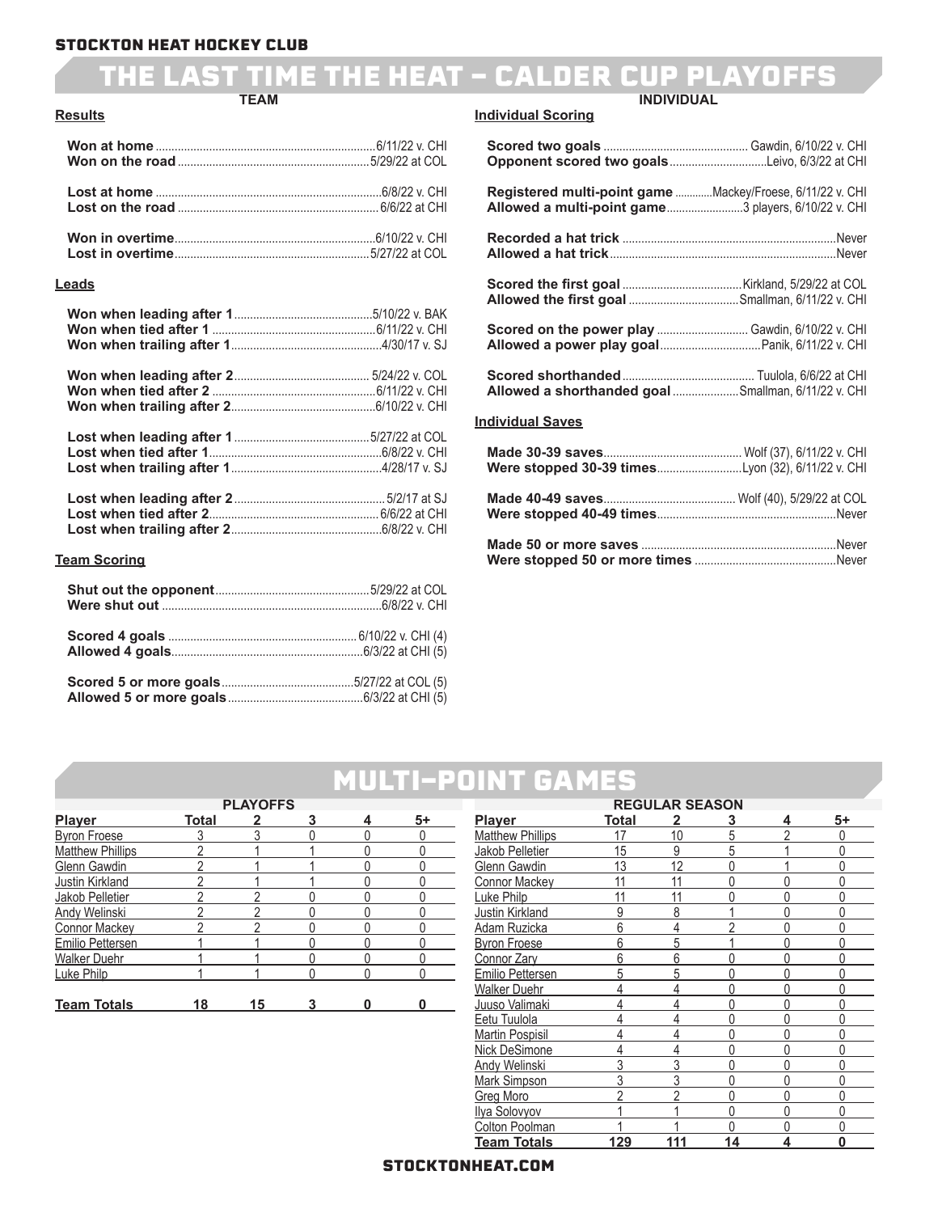## STOCKTON HEAT HOCKEY CLUB

# THE LAST TIME THE HEAT – CALDER CUP PLAYOFFS

## TEAM

### Results

**Won at home** ........ 6/11/22 v. CHI
**Won on the road** ........ 5/29/22 at COL

**Lost at home** ........ 6/8/22 v. CHI
**Lost on the road** ........ 6/6/22 at CHI

**Won in overtime** ........ 6/10/22 v. CHI
**Lost in overtime** ........ 5/27/22 at COL

### Leads

**Won when leading after 1** ........ 5/10/22 v. BAK
**Won when tied after 1** ........ 6/11/22 v. CHI
**Won when trailing after 1** ........ 4/30/17 v. SJ

**Won when leading after 2** ........ 5/24/22 v. COL
**Won when tied after 2** ........ 6/11/22 v. CHI
**Won when trailing after 2** ........ 6/10/22 v. CHI

**Lost when leading after 1** ........ 5/27/22 at COL
**Lost when tied after 1** ........ 6/8/22 v. CHI
**Lost when trailing after 1** ........ 4/28/17 v. SJ

**Lost when leading after 2** ........ 5/2/17 at SJ
**Lost when tied after 2** ........ 6/6/22 at CHI
**Lost when trailing after 2** ........ 6/8/22 v. CHI

### Team Scoring

**Shut out the opponent** ........ 5/29/22 at COL
**Were shut out** ........ 6/8/22 v. CHI

**Scored 4 goals** ........ 6/10/22 v. CHI (4)
**Allowed 4 goals** ........ 6/3/22 at CHI (5)

**Scored 5 or more goals** ........ 5/27/22 at COL (5)
**Allowed 5 or more goals** ........ 6/3/22 at CHI (5)

## INDIVIDUAL

### Individual Scoring

**Scored two goals** ........ Gawdin, 6/10/22 v. CHI
**Opponent scored two goals** ........ Leivo, 6/3/22 at CHI

**Registered multi-point game** ........ Mackey/Froese, 6/11/22 v. CHI
**Allowed a multi-point game** ........ 3 players, 6/10/22 v. CHI

**Recorded a hat trick** ........ Never
**Allowed a hat trick** ........ Never

**Scored the first goal** ........ Kirkland, 5/29/22 at COL
**Allowed the first goal** ........ Smallman, 6/11/22 v. CHI

**Scored on the power play** ........ Gawdin, 6/10/22 v. CHI
**Allowed a power play goal** ........ Panik, 6/11/22 v. CHI

**Scored shorthanded** ........ Tuulola, 6/6/22 at CHI
**Allowed a shorthanded goal** ........ Smallman, 6/11/22 v. CHI

### Individual Saves

**Made 30-39 saves** ........ Wolf (37), 6/11/22 v. CHI
**Were stopped 30-39 times** ........ Lyon (32), 6/11/22 v. CHI

**Made 40-49 saves** ........ Wolf (40), 5/29/22 at COL
**Were stopped 40-49 times** ........ Never

**Made 50 or more saves** ........ Never
**Were stopped 50 or more times** ........ Never

# MULTI-POINT GAMES

### PLAYOFFS

| Player | Total | 2 | 3 | 4 | 5+ |
|---|---|---|---|---|---|
| Byron Froese | 3 | 3 | 0 | 0 | 0 |
| Matthew Phillips | 2 | 1 | 1 | 0 | 0 |
| Glenn Gawdin | 2 | 1 | 1 | 0 | 0 |
| Justin Kirkland | 2 | 1 | 1 | 0 | 0 |
| Jakob Pelletier | 2 | 2 | 0 | 0 | 0 |
| Andy Welinski | 2 | 2 | 0 | 0 | 0 |
| Connor Mackey | 2 | 2 | 0 | 0 | 0 |
| Emilio Pettersen | 1 | 1 | 0 | 0 | 0 |
| Walker Duehr | 1 | 1 | 0 | 0 | 0 |
| Luke Philp | 1 | 1 | 0 | 0 | 0 |
| **Team Totals** | **18** | **15** | **3** | **0** | **0** |

### REGULAR SEASON

| Player | Total | 2 | 3 | 4 | 5+ |
|---|---|---|---|---|---|
| Matthew Phillips | 17 | 10 | 5 | 2 | 0 |
| Jakob Pelletier | 15 | 9 | 5 | 1 | 0 |
| Glenn Gawdin | 13 | 12 | 0 | 1 | 0 |
| Connor Mackey | 11 | 11 | 0 | 0 | 0 |
| Luke Philp | 11 | 11 | 0 | 0 | 0 |
| Justin Kirkland | 9 | 8 | 1 | 0 | 0 |
| Adam Ruzicka | 6 | 4 | 2 | 0 | 0 |
| Byron Froese | 6 | 5 | 1 | 0 | 0 |
| Connor Zary | 6 | 6 | 0 | 0 | 0 |
| Emilio Pettersen | 5 | 5 | 0 | 0 | 0 |
| Walker Duehr | 4 | 4 | 0 | 0 | 0 |
| Juuso Valimaki | 4 | 4 | 0 | 0 | 0 |
| Eetu Tuulola | 4 | 4 | 0 | 0 | 0 |
| Martin Pospisil | 4 | 4 | 0 | 0 | 0 |
| Nick DeSimone | 4 | 4 | 0 | 0 | 0 |
| Andy Welinski | 3 | 3 | 0 | 0 | 0 |
| Mark Simpson | 3 | 3 | 0 | 0 | 0 |
| Greg Moro | 2 | 2 | 0 | 0 | 0 |
| Ilya Solovyov | 1 | 1 | 0 | 0 | 0 |
| Colton Poolman | 1 | 1 | 0 | 0 | 0 |
| **Team Totals** | **129** | **111** | **14** | **4** | **0** |

STOCKTONHEAT.COM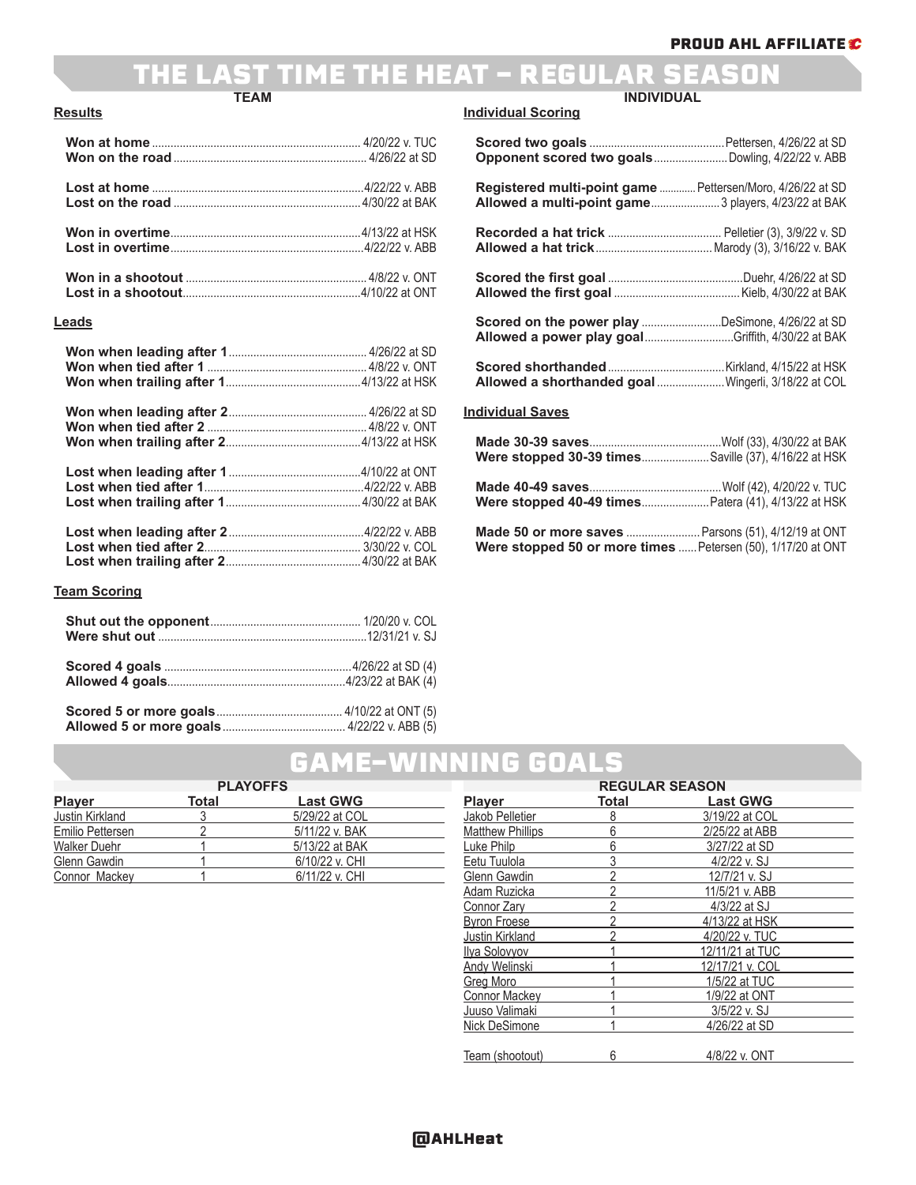PROUD AHL AFFILIATE

# THE LAST TIME THE HEAT – REGULAR SEASON

## TEAM

### Results

| | |
|---|---|
| **Won at home** | 4/20/22 v. TUC |
| **Won on the road** | 4/26/22 at SD |
| **Lost at home** | 4/22/22 v. ABB |
| **Lost on the road** | 4/30/22 at BAK |
| **Won in overtime** | 4/13/22 at HSK |
| **Lost in overtime** | 4/22/22 v. ABB |
| **Won in a shootout** | 4/8/22 v. ONT |
| **Lost in a shootout** | 4/10/22 at ONT |

### Leads

| | |
|---|---|
| **Won when leading after 1** | 4/26/22 at SD |
| **Won when tied after 1** | 4/8/22 v. ONT |
| **Won when trailing after 1** | 4/13/22 at HSK |
| **Won when leading after 2** | 4/26/22 at SD |
| **Won when tied after 2** | 4/8/22 v. ONT |
| **Won when trailing after 2** | 4/13/22 at HSK |
| **Lost when leading after 1** | 4/10/22 at ONT |
| **Lost when tied after 1** | 4/22/22 v. ABB |
| **Lost when trailing after 1** | 4/30/22 at BAK |
| **Lost when leading after 2** | 4/22/22 v. ABB |
| **Lost when tied after 2** | 3/30/22 v. COL |
| **Lost when trailing after 2** | 4/30/22 at BAK |

### Team Scoring

| | |
|---|---|
| **Shut out the opponent** | 1/20/20 v. COL |
| **Were shut out** | 12/31/21 v. SJ |
| **Scored 4 goals** | 4/26/22 at SD (4) |
| **Allowed 4 goals** | 4/23/22 at BAK (4) |
| **Scored 5 or more goals** | 4/10/22 at ONT (5) |
| **Allowed 5 or more goals** | 4/22/22 v. ABB (5) |

## INDIVIDUAL

### Individual Scoring

| | |
|---|---|
| **Scored two goals** | Pettersen, 4/26/22 at SD |
| **Opponent scored two goals** | Dowling, 4/22/22 v. ABB |
| **Registered multi-point game** | Pettersen/Moro, 4/26/22 at SD |
| **Allowed a multi-point game** | 3 players, 4/23/22 at BAK |
| **Recorded a hat trick** | Pelletier (3), 3/9/22 v. SD |
| **Allowed a hat trick** | Marody (3), 3/16/22 v. BAK |
| **Scored the first goal** | Duehr, 4/26/22 at SD |
| **Allowed the first goal** | Kielb, 4/30/22 at BAK |
| **Scored on the power play** | DeSimone, 4/26/22 at SD |
| **Allowed a power play goal** | Griffith, 4/30/22 at BAK |
| **Scored shorthanded** | Kirkland, 4/15/22 at HSK |
| **Allowed a shorthanded goal** | Wingerli, 3/18/22 at COL |

### Individual Saves

| | |
|---|---|
| **Made 30-39 saves** | Wolf (33), 4/30/22 at BAK |
| **Were stopped 30-39 times** | Saville (37), 4/16/22 at HSK |
| **Made 40-49 saves** | Wolf (42), 4/20/22 v. TUC |
| **Were stopped 40-49 times** | Patera (41), 4/13/22 at HSK |
| **Made 50 or more saves** | Parsons (51), 4/12/19 at ONT |
| **Were stopped 50 or more times** | Petersen (50), 1/17/20 at ONT |

# GAME-WINNING GOALS

## PLAYOFFS

| Player | Total | Last GWG |
|---|---|---|
| Justin Kirkland | 3 | 5/29/22 at COL |
| Emilio Pettersen | 2 | 5/11/22 v. BAK |
| Walker Duehr | 1 | 5/13/22 at BAK |
| Glenn Gawdin | 1 | 6/10/22 v. CHI |
| Connor Mackey | 1 | 6/11/22 v. CHI |

## REGULAR SEASON

| Player | Total | Last GWG |
|---|---|---|
| Jakob Pelletier | 8 | 3/19/22 at COL |
| Matthew Phillips | 6 | 2/25/22 at ABB |
| Luke Philp | 6 | 3/27/22 at SD |
| Eetu Tuulola | 3 | 4/2/22 v. SJ |
| Glenn Gawdin | 2 | 12/7/21 v. SJ |
| Adam Ruzicka | 2 | 11/5/21 v. ABB |
| Connor Zary | 2 | 4/3/22 at SJ |
| Byron Froese | 2 | 4/13/22 at HSK |
| Justin Kirkland | 2 | 4/20/22 v. TUC |
| Ilya Solovyov | 1 | 12/11/21 at TUC |
| Andy Welinski | 1 | 12/17/21 v. COL |
| Greg Moro | 1 | 1/5/22 at TUC |
| Connor Mackey | 1 | 1/9/22 at ONT |
| Juuso Valimaki | 1 | 3/5/22 v. SJ |
| Nick DeSimone | 1 | 4/26/22 at SD |
| Team (shootout) | 6 | 4/8/22 v. ONT |

@AHLHeat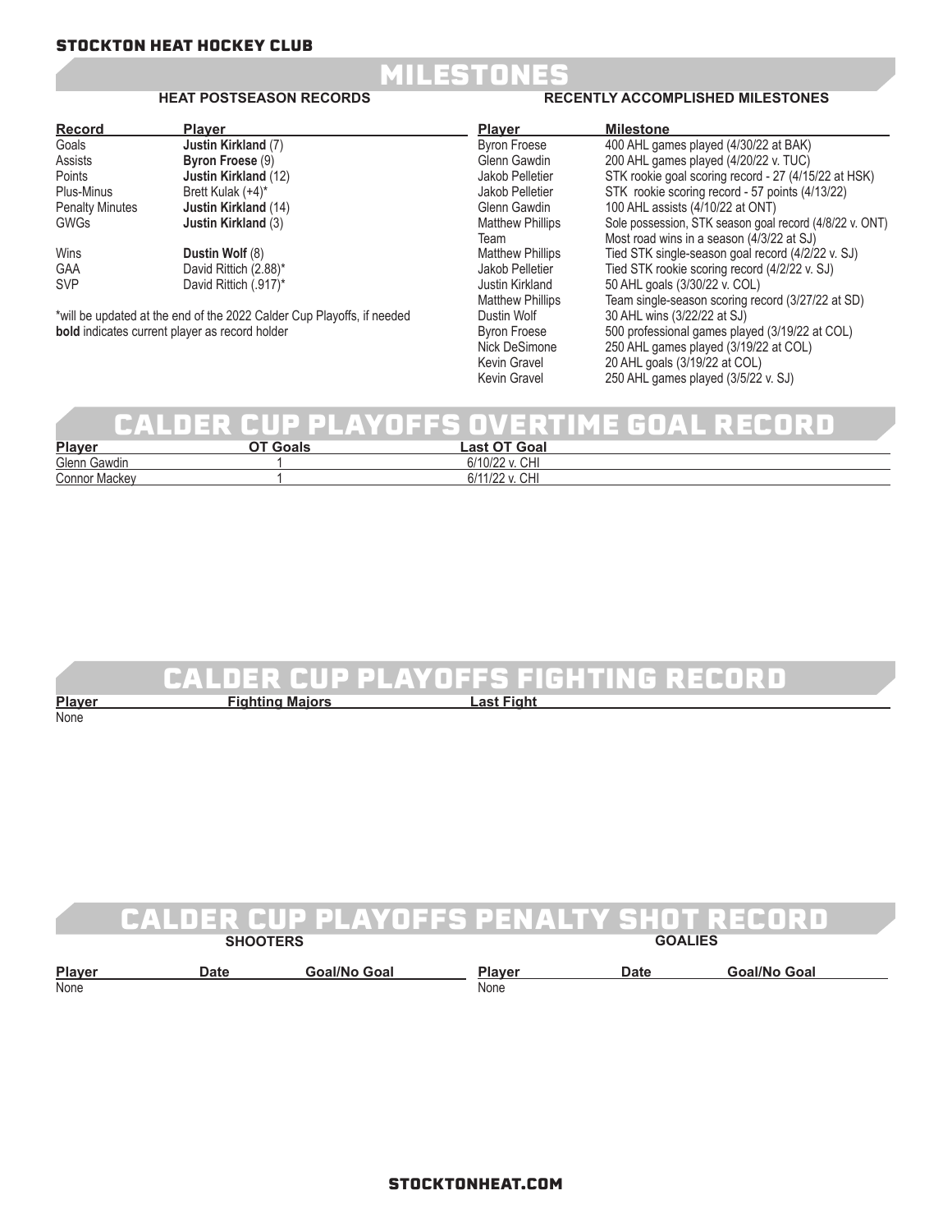# MILESTONES

### HEAT POSTSEASON RECORDS

| Record | Player |
|---|---|
| Goals | **Justin Kirkland** (7) |
| Assists | **Byron Froese** (9) |
| Points | **Justin Kirkland** (12) |
| Plus-Minus | Brett Kulak (+4)* |
| Penalty Minutes | **Justin Kirkland** (14) |
| GWGs | **Justin Kirkland** (3) |
| Wins | **Dustin Wolf** (8) |
| GAA | David Rittich (2.88)* |
| SVP | David Rittich (.917)* |

*will be updated at the end of the 2022 Calder Cup Playoffs, if needed

**bold** indicates current player as record holder

### RECENTLY ACCOMPLISHED MILESTONES

| Player | Milestone |
|---|---|
| Byron Froese | 400 AHL games played (4/30/22 at BAK) |
| Glenn Gawdin | 200 AHL games played (4/20/22 v. TUC) |
| Jakob Pelletier | STK rookie goal scoring record - 27 (4/15/22 at HSK) |
| Jakob Pelletier | STK rookie scoring record - 57 points (4/13/22) |
| Glenn Gawdin | 100 AHL assists (4/10/22 at ONT) |
| Matthew Phillips | Sole possession, STK season goal record (4/8/22 v. ONT) |
| Team | Most road wins in a season (4/3/22 at SJ) |
| Matthew Phillips | Tied STK single-season goal record (4/2/22 v. SJ) |
| Jakob Pelletier | Tied STK rookie scoring record (4/2/22 v. SJ) |
| Justin Kirkland | 50 AHL goals (3/30/22 v. COL) |
| Matthew Phillips | Team single-season scoring record (3/27/22 at SD) |
| Dustin Wolf | 30 AHL wins (3/22/22 at SJ) |
| Byron Froese | 500 professional games played (3/19/22 at COL) |
| Nick DeSimone | 250 AHL games played (3/19/22 at COL) |
| Kevin Gravel | 20 AHL goals (3/19/22 at COL) |
| Kevin Gravel | 250 AHL games played (3/5/22 v. SJ) |

# CALDER CUP PLAYOFFS OVERTIME GOAL RECORD

| Player | OT Goals | Last OT Goal |
|---|---|---|
| Glenn Gawdin | 1 | 6/10/22 v. CHI |
| Connor Mackey | 1 | 6/11/22 v. CHI |

# CALDER CUP PLAYOFFS FIGHTING RECORD

| Player | Fighting Majors | Last Fight |
|---|---|---|
| None | | |

# CALDER CUP PLAYOFFS PENALTY SHOT RECORD

### SHOOTERS

| Player | Date | Goal/No Goal |
|---|---|---|
| None | | |

### GOALIES

| Player | Date | Goal/No Goal |
|---|---|---|
| None | | |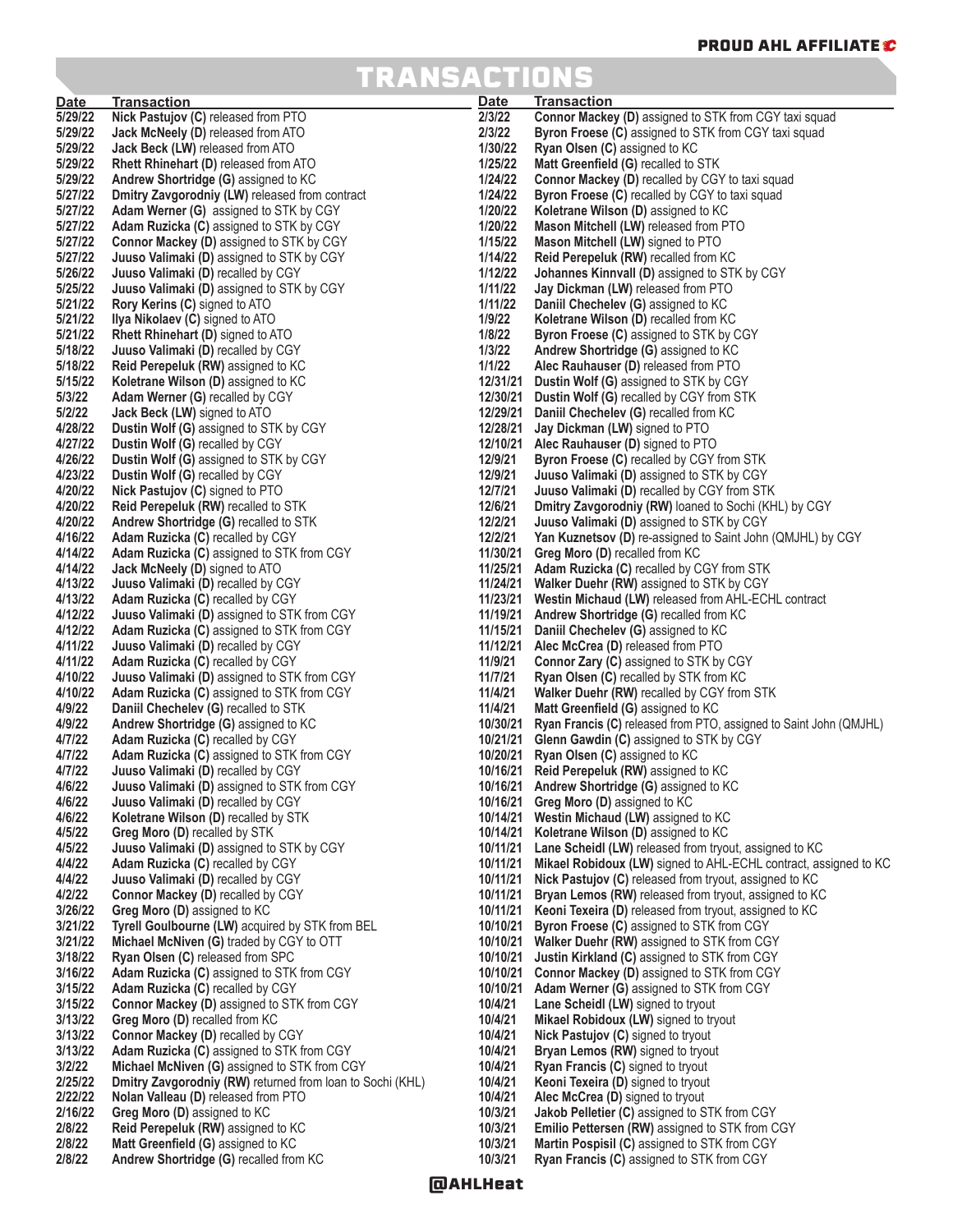PROUD AHL AFFILIATE

# TRANSACTIONS

| Date | Transaction |
|---|---|
| 5/29/22 | **Nick Pastujov (C)** released from PTO |
| 5/29/22 | **Jack McNeely (D)** released from ATO |
| 5/29/22 | **Jack Beck (LW)** released from ATO |
| 5/29/22 | **Rhett Rhinehart (D)** released from ATO |
| 5/29/22 | **Andrew Shortridge (G)** assigned to KC |
| 5/27/22 | **Dmitry Zavgorodniy (LW)** released from contract |
| 5/27/22 | **Adam Werner (G)** assigned to STK by CGY |
| 5/27/22 | **Adam Ruzicka (C)** assigned to STK by CGY |
| 5/27/22 | **Connor Mackey (D)** assigned to STK by CGY |
| 5/27/22 | **Juuso Valimaki (D)** assigned to STK by CGY |
| 5/26/22 | **Juuso Valimaki (D)** recalled by CGY |
| 5/25/22 | **Juuso Valimaki (D)** assigned to STK by CGY |
| 5/21/22 | **Rory Kerins (C)** signed to ATO |
| 5/21/22 | **Ilya Nikolaev (C)** signed to ATO |
| 5/21/22 | **Rhett Rhinehart (D)** signed to ATO |
| 5/18/22 | **Juuso Valimaki (D)** recalled by CGY |
| 5/18/22 | **Reid Perepeluk (RW)** assigned to KC |
| 5/15/22 | **Koletrane Wilson (D)** assigned to KC |
| 5/3/22 | **Adam Werner (G)** recalled by CGY |
| 5/2/22 | **Jack Beck (LW)** signed to ATO |
| 4/28/22 | **Dustin Wolf (G)** assigned to STK by CGY |
| 4/27/22 | **Dustin Wolf (G)** recalled by CGY |
| 4/26/22 | **Dustin Wolf (G)** assigned to STK by CGY |
| 4/23/22 | **Dustin Wolf (G)** recalled by CGY |
| 4/20/22 | **Nick Pastujov (C)** signed to PTO |
| 4/20/22 | **Reid Perepeluk (RW)** recalled to STK |
| 4/20/22 | **Andrew Shortridge (G)** recalled to STK |
| 4/16/22 | **Adam Ruzicka (C)** recalled by CGY |
| 4/14/22 | **Adam Ruzicka (C)** assigned to STK from CGY |
| 4/14/22 | **Jack McNeely (D)** signed to ATO |
| 4/13/22 | **Juuso Valimaki (D)** recalled by CGY |
| 4/13/22 | **Adam Ruzicka (C)** recalled by CGY |
| 4/12/22 | **Juuso Valimaki (D)** assigned to STK from CGY |
| 4/12/22 | **Adam Ruzicka (C)** assigned to STK from CGY |
| 4/11/22 | **Juuso Valimaki (D)** recalled by CGY |
| 4/11/22 | **Adam Ruzicka (C)** recalled by CGY |
| 4/10/22 | **Juuso Valimaki (D)** assigned to STK from CGY |
| 4/10/22 | **Adam Ruzicka (C)** assigned to STK from CGY |
| 4/9/22 | **Daniil Chechelev (G)** recalled to STK |
| 4/9/22 | **Andrew Shortridge (G)** assigned to KC |
| 4/7/22 | **Adam Ruzicka (C)** recalled by CGY |
| 4/7/22 | **Adam Ruzicka (C)** assigned to STK from CGY |
| 4/7/22 | **Juuso Valimaki (D)** recalled by CGY |
| 4/6/22 | **Juuso Valimaki (D)** assigned to STK from CGY |
| 4/6/22 | **Juuso Valimaki (D)** recalled by CGY |
| 4/6/22 | **Koletrane Wilson (D)** recalled by STK |
| 4/5/22 | **Greg Moro (D)** recalled by STK |
| 4/5/22 | **Juuso Valimaki (D)** assigned to STK by CGY |
| 4/4/22 | **Adam Ruzicka (C)** recalled by CGY |
| 4/4/22 | **Juuso Valimaki (D)** recalled by CGY |
| 4/2/22 | **Connor Mackey (D)** recalled by CGY |
| 3/26/22 | **Greg Moro (D)** assigned to KC |
| 3/21/22 | **Tyrell Goulbourne (LW)** acquired by STK from BEL |
| 3/21/22 | **Michael McNiven (G)** traded by CGY to OTT |
| 3/18/22 | **Ryan Olsen (C)** released from SPC |
| 3/16/22 | **Adam Ruzicka (C)** assigned to STK from CGY |
| 3/15/22 | **Adam Ruzicka (C)** recalled by CGY |
| 3/15/22 | **Connor Mackey (D)** assigned to STK from CGY |
| 3/13/22 | **Greg Moro (D)** recalled from KC |
| 3/13/22 | **Connor Mackey (D)** recalled by CGY |
| 3/13/22 | **Adam Ruzicka (C)** assigned to STK from CGY |
| 3/2/22 | **Michael McNiven (G)** assigned to STK from CGY |
| 2/25/22 | **Dmitry Zavgorodniy (RW)** returned from loan to Sochi (KHL) |
| 2/22/22 | **Nolan Valleau (D)** released from PTO |
| 2/16/22 | **Greg Moro (D)** assigned to KC |
| 2/8/22 | **Reid Perepeluk (RW)** assigned to KC |
| 2/8/22 | **Matt Greenfield (G)** assigned to KC |
| 2/8/22 | **Andrew Shortridge (G)** recalled from KC |
| 2/3/22 | **Connor Mackey (D)** assigned to STK from CGY taxi squad |
| 2/3/22 | **Byron Froese (C)** assigned to STK from CGY taxi squad |
| 1/30/22 | **Ryan Olsen (C)** assigned to KC |
| 1/25/22 | **Matt Greenfield (G)** recalled to STK |
| 1/24/22 | **Connor Mackey (D)** recalled by CGY to taxi squad |
| 1/24/22 | **Byron Froese (C)** recalled by CGY to taxi squad |
| 1/20/22 | **Koletrane Wilson (D)** assigned to KC |
| 1/20/22 | **Mason Mitchell (LW)** released from PTO |
| 1/15/22 | **Mason Mitchell (LW)** signed to PTO |
| 1/14/22 | **Reid Perepeluk (RW)** recalled from KC |
| 1/12/22 | **Johannes Kinnvall (D)** assigned to STK by CGY |
| 1/11/22 | **Jay Dickman (LW)** released from PTO |
| 1/11/22 | **Daniil Chechelev (G)** assigned to KC |
| 1/9/22 | **Koletrane Wilson (D)** recalled from KC |
| 1/8/22 | **Byron Froese (C)** assigned to STK by CGY |
| 1/3/22 | **Andrew Shortridge (G)** assigned to KC |
| 1/1/22 | **Alec Rauhauser (D)** released from PTO |
| 12/31/21 | **Dustin Wolf (G)** assigned to STK by CGY |
| 12/30/21 | **Dustin Wolf (G)** recalled by CGY from STK |
| 12/29/21 | **Daniil Chechelev (G)** recalled from KC |
| 12/28/21 | **Jay Dickman (LW)** signed to PTO |
| 12/10/21 | **Alec Rauhauser (D)** signed to PTO |
| 12/9/21 | **Byron Froese (C)** recalled by CGY from STK |
| 12/9/21 | **Juuso Valimaki (D)** assigned to STK by CGY |
| 12/7/21 | **Juuso Valimaki (D)** recalled by CGY from STK |
| 12/6/21 | **Dmitry Zavgorodniy (RW)** loaned to Sochi (KHL) by CGY |
| 12/2/21 | **Juuso Valimaki (D)** assigned to STK by CGY |
| 12/2/21 | **Yan Kuznetsov (D)** re-assigned to Saint John (QMJHL) by CGY |
| 11/30/21 | **Greg Moro (D)** recalled from KC |
| 11/25/21 | **Adam Ruzicka (C)** recalled by CGY from STK |
| 11/24/21 | **Walker Duehr (RW)** assigned to STK by CGY |
| 11/23/21 | **Westin Michaud (LW)** released from AHL-ECHL contract |
| 11/19/21 | **Andrew Shortridge (G)** recalled from KC |
| 11/15/21 | **Daniil Chechelev (G)** assigned to KC |
| 11/12/21 | **Alec McCrea (D)** released from PTO |
| 11/9/21 | **Connor Zary (C)** assigned to STK by CGY |
| 11/7/21 | **Ryan Olsen (C)** recalled by STK from KC |
| 11/4/21 | **Walker Duehr (RW)** recalled by CGY from STK |
| 11/4/21 | **Matt Greenfield (G)** assigned to KC |
| 10/30/21 | **Ryan Francis (C)** released from PTO, assigned to Saint John (QMJHL) |
| 10/21/21 | **Glenn Gawdin (C)** assigned to STK by CGY |
| 10/20/21 | **Ryan Olsen (C)** assigned to KC |
| 10/16/21 | **Reid Perepeluk (RW)** assigned to KC |
| 10/16/21 | **Andrew Shortridge (G)** assigned to KC |
| 10/16/21 | **Greg Moro (D)** assigned to KC |
| 10/14/21 | **Westin Michaud (LW)** assigned to KC |
| 10/14/21 | **Koletrane Wilson (D)** assigned to KC |
| 10/11/21 | **Lane Scheidl (LW)** released from tryout, assigned to KC |
| 10/11/21 | **Mikael Robidoux (LW)** signed to AHL-ECHL contract, assigned to KC |
| 10/11/21 | **Nick Pastujov (C)** released from tryout, assigned to KC |
| 10/11/21 | **Bryan Lemos (RW)** released from tryout, assigned to KC |
| 10/11/21 | **Keoni Texeira (D)** released from tryout, assigned to KC |
| 10/10/21 | **Byron Froese (C)** assigned to STK from CGY |
| 10/10/21 | **Walker Duehr (RW)** assigned to STK from CGY |
| 10/10/21 | **Justin Kirkland (C)** assigned to STK from CGY |
| 10/10/21 | **Connor Mackey (D)** assigned to STK from CGY |
| 10/10/21 | **Adam Werner (G)** assigned to STK from CGY |
| 10/4/21 | **Lane Scheidl (LW)** signed to tryout |
| 10/4/21 | **Mikael Robidoux (LW)** signed to tryout |
| 10/4/21 | **Nick Pastujov (C)** signed to tryout |
| 10/4/21 | **Bryan Lemos (RW)** signed to tryout |
| 10/4/21 | **Ryan Francis (C)** signed to tryout |
| 10/4/21 | **Keoni Texeira (D)** signed to tryout |
| 10/4/21 | **Alec McCrea (D)** signed to tryout |
| 10/3/21 | **Jakob Pelletier (C)** assigned to STK from CGY |
| 10/3/21 | **Emilio Pettersen (RW)** assigned to STK from CGY |
| 10/3/21 | **Martin Pospisil (C)** assigned to STK from CGY |
| 10/3/21 | **Ryan Francis (C)** assigned to STK from CGY |

@AHLHeat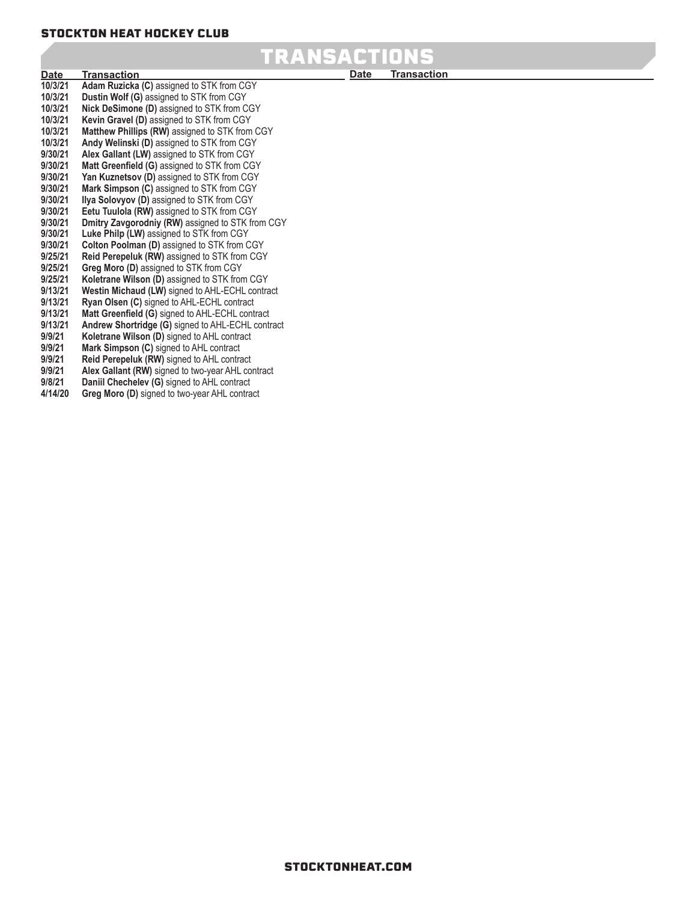# TRANSACTIONS

| Date | Transaction |
|---|---|
| 10/3/21 | **Adam Ruzicka (C)** assigned to STK from CGY |
| 10/3/21 | **Dustin Wolf (G)** assigned to STK from CGY |
| 10/3/21 | **Nick DeSimone (D)** assigned to STK from CGY |
| 10/3/21 | **Kevin Gravel (D)** assigned to STK from CGY |
| 10/3/21 | **Matthew Phillips (RW)** assigned to STK from CGY |
| 10/3/21 | **Andy Welinski (D)** assigned to STK from CGY |
| 9/30/21 | **Alex Gallant (LW)** assigned to STK from CGY |
| 9/30/21 | **Matt Greenfield (G)** assigned to STK from CGY |
| 9/30/21 | **Yan Kuznetsov (D)** assigned to STK from CGY |
| 9/30/21 | **Mark Simpson (C)** assigned to STK from CGY |
| 9/30/21 | **Ilya Solovyov (D)** assigned to STK from CGY |
| 9/30/21 | **Eetu Tuulola (RW)** assigned to STK from CGY |
| 9/30/21 | **Dmitry Zavgorodniy (RW)** assigned to STK from CGY |
| 9/30/21 | **Luke Philp (LW)** assigned to STK from CGY |
| 9/30/21 | **Colton Poolman (D)** assigned to STK from CGY |
| 9/25/21 | **Reid Perepeluk (RW)** assigned to STK from CGY |
| 9/25/21 | **Greg Moro (D)** assigned to STK from CGY |
| 9/25/21 | **Koletrane Wilson (D)** assigned to STK from CGY |
| 9/13/21 | **Westin Michaud (LW)** signed to AHL-ECHL contract |
| 9/13/21 | **Ryan Olsen (C)** signed to AHL-ECHL contract |
| 9/13/21 | **Matt Greenfield (G)** signed to AHL-ECHL contract |
| 9/13/21 | **Andrew Shortridge (G)** signed to AHL-ECHL contract |
| 9/9/21 | **Koletrane Wilson (D)** signed to AHL contract |
| 9/9/21 | **Mark Simpson (C)** signed to AHL contract |
| 9/9/21 | **Reid Perepeluk (RW)** signed to AHL contract |
| 9/9/21 | **Alex Gallant (RW)** signed to two-year AHL contract |
| 9/8/21 | **Daniil Chechelev (G)** signed to AHL contract |
| 4/14/20 | **Greg Moro (D)** signed to two-year AHL contract |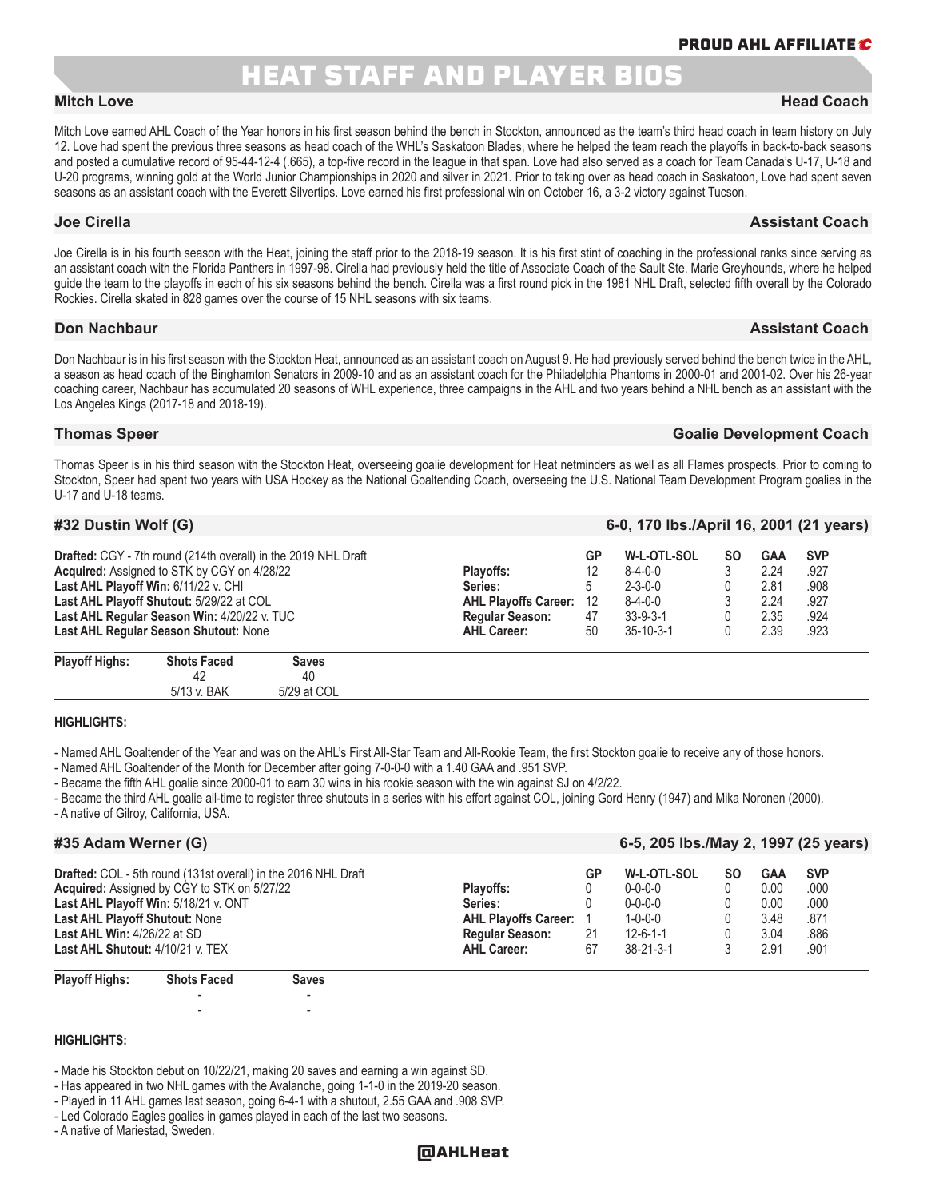# HEAT STAFF AND PLAYER BIOS

## Mitch Love — Head Coach

Mitch Love earned AHL Coach of the Year honors in his first season behind the bench in Stockton, announced as the team's third head coach in team history on July 12. Love had spent the previous three seasons as head coach of the WHL's Saskatoon Blades, where he helped the team reach the playoffs in back-to-back seasons and posted a cumulative record of 95-44-12-4 (.665), a top-five record in the league in that span. Love had also served as a coach for Team Canada's U-17, U-18 and U-20 programs, winning gold at the World Junior Championships in 2020 and silver in 2021. Prior to taking over as head coach in Saskatoon, Love had spent seven seasons as an assistant coach with the Everett Silvertips. Love earned his first professional win on October 16, a 3-2 victory against Tucson.

## Joe Cirella — Assistant Coach

Joe Cirella is in his fourth season with the Heat, joining the staff prior to the 2018-19 season. It is his first stint of coaching in the professional ranks since serving as an assistant coach with the Florida Panthers in 1997-98. Cirella had previously held the title of Associate Coach of the Sault Ste. Marie Greyhounds, where he helped guide the team to the playoffs in each of his six seasons behind the bench. Cirella was a first round pick in the 1981 NHL Draft, selected fifth overall by the Colorado Rockies. Cirella skated in 828 games over the course of 15 NHL seasons with six teams.

## Don Nachbaur — Assistant Coach

Don Nachbaur is in his first season with the Stockton Heat, announced as an assistant coach on August 9. He had previously served behind the bench twice in the AHL, a season as head coach of the Binghamton Senators in 2009-10 and as an assistant coach for the Philadelphia Phantoms in 2000-01 and 2001-02. Over his 26-year coaching career, Nachbaur has accumulated 20 seasons of WHL experience, three campaigns in the AHL and two years behind a NHL bench as an assistant with the Los Angeles Kings (2017-18 and 2018-19).

## Thomas Speer — Goalie Development Coach

Thomas Speer is in his third season with the Stockton Heat, overseeing goalie development for Heat netminders as well as all Flames prospects. Prior to coming to Stockton, Speer had spent two years with USA Hockey as the National Goaltending Coach, overseeing the U.S. National Team Development Program goalies in the U-17 and U-18 teams.

## #32 Dustin Wolf (G) — 6-0, 170 lbs./April 16, 2001 (21 years)

**Drafted:** CGY - 7th round (214th overall) in the 2019 NHL Draft
**Acquired:** Assigned to STK by CGY on 4/28/22
**Last AHL Playoff Win:** 6/11/22 v. CHI
**Last AHL Playoff Shutout:** 5/29/22 at COL
**Last AHL Regular Season Win:** 4/20/22 v. TUC
**Last AHL Regular Season Shutout:** None

| | GP | W-L-OTL-SOL | SO | GAA | SVP |
|---|---|---|---|---|---|
| **Playoffs:** | 12 | 8-4-0-0 | 3 | 2.24 | .927 |
| **Series:** | 5 | 2-3-0-0 | 0 | 2.81 | .908 |
| **AHL Playoffs Career:** | 12 | 8-4-0-0 | 3 | 2.24 | .927 |
| **Regular Season:** | 47 | 33-9-3-1 | 0 | 2.35 | .924 |
| **AHL Career:** | 50 | 35-10-3-1 | 0 | 2.39 | .923 |

| Playoff Highs: | Shots Faced | Saves |
|---|---|---|
| | 42 | 40 |
| | 5/13 v. BAK | 5/29 at COL |

**HIGHLIGHTS:**

- Named AHL Goaltender of the Year and was on the AHL's First All-Star Team and All-Rookie Team, the first Stockton goalie to receive any of those honors.
- Named AHL Goaltender of the Month for December after going 7-0-0-0 with a 1.40 GAA and .951 SVP.
- Became the fifth AHL goalie since 2000-01 to earn 30 wins in his rookie season with the win against SJ on 4/2/22.
- Became the third AHL goalie all-time to register three shutouts in a series with his effort against COL, joining Gord Henry (1947) and Mika Noronen (2000).
- A native of Gilroy, California, USA.

## #35 Adam Werner (G) — 6-5, 205 lbs./May 2, 1997 (25 years)

**Drafted:** COL - 5th round (131st overall) in the 2016 NHL Draft
**Acquired:** Assigned by CGY to STK on 5/27/22
**Last AHL Playoff Win:** 5/18/21 v. ONT
**Last AHL Playoff Shutout:** None
**Last AHL Win:** 4/26/22 at SD
**Last AHL Shutout:** 4/10/21 v. TEX

| | GP | W-L-OTL-SOL | SO | GAA | SVP |
|---|---|---|---|---|---|
| **Playoffs:** | 0 | 0-0-0-0 | 0 | 0.00 | .000 |
| **Series:** | 0 | 0-0-0-0 | 0 | 0.00 | .000 |
| **AHL Playoffs Career:** | 1 | 1-0-0-0 | 0 | 3.48 | .871 |
| **Regular Season:** | 21 | 12-6-1-1 | 0 | 3.04 | .886 |
| **AHL Career:** | 67 | 38-21-3-1 | 3 | 2.91 | .901 |

| Playoff Highs: | Shots Faced | Saves |
|---|---|---|
| | - | - |
| | - | - |

**HIGHLIGHTS:**

- Made his Stockton debut on 10/22/21, making 20 saves and earning a win against SD.
- Has appeared in two NHL games with the Avalanche, going 1-1-0 in the 2019-20 season.
- Played in 11 AHL games last season, going 6-4-1 with a shutout, 2.55 GAA and .908 SVP.
- Led Colorado Eagles goalies in games played in each of the last two seasons.
- A native of Mariestad, Sweden.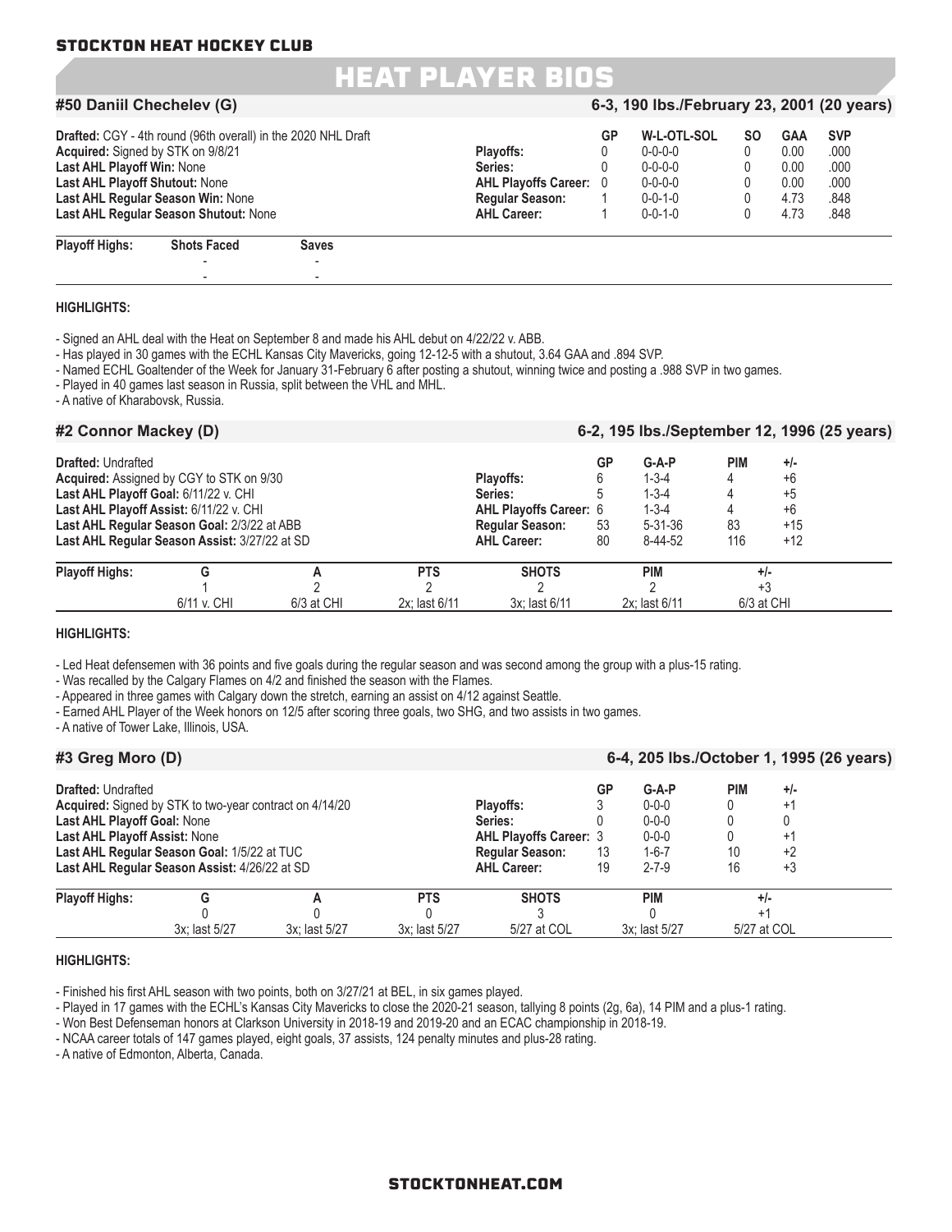# HEAT PLAYER BIOS

## #50 Daniil Chechelev (G)

6-3, 190 lbs./February 23, 2001 (20 years)

**Drafted:** CGY - 4th round (96th overall) in the 2020 NHL Draft
**Acquired:** Signed by STK on 9/8/21
**Last AHL Playoff Win:** None
**Last AHL Playoff Shutout:** None
**Last AHL Regular Season Win:** None
**Last AHL Regular Season Shutout:** None

| | GP | W-L-OTL-SOL | SO | GAA | SVP |
|---|---|---|---|---|---|
| **Playoffs:** | 0 | 0-0-0-0 | 0 | 0.00 | .000 |
| **Series:** | 0 | 0-0-0-0 | 0 | 0.00 | .000 |
| **AHL Playoffs Career:** | 0 | 0-0-0-0 | 0 | 0.00 | .000 |
| **Regular Season:** | 1 | 0-0-1-0 | 0 | 4.73 | .848 |
| **AHL Career:** | 1 | 0-0-1-0 | 0 | 4.73 | .848 |

| Playoff Highs: | Shots Faced | Saves |
|---|---|---|
| | - | - |
| | - | - |

**HIGHLIGHTS:**

- Signed an AHL deal with the Heat on September 8 and made his AHL debut on 4/22/22 v. ABB.
- Has played in 30 games with the ECHL Kansas City Mavericks, going 12-12-5 with a shutout, 3.64 GAA and .894 SVP.
- Named ECHL Goaltender of the Week for January 31-February 6 after posting a shutout, winning twice and posting a .988 SVP in two games.
- Played in 40 games last season in Russia, split between the VHL and MHL.
- A native of Kharabovsk, Russia.

## #2 Connor Mackey (D)

6-2, 195 lbs./September 12, 1996 (25 years)

**Drafted:** Undrafted
**Acquired:** Assigned by CGY to STK on 9/30
**Last AHL Playoff Goal:** 6/11/22 v. CHI
**Last AHL Playoff Assist:** 6/11/22 v. CHI
**Last AHL Regular Season Goal:** 2/3/22 at ABB
**Last AHL Regular Season Assist:** 3/27/22 at SD

| | GP | G-A-P | PIM | +/- |
|---|---|---|---|---|
| **Playoffs:** | 6 | 1-3-4 | 4 | +6 |
| **Series:** | 5 | 1-3-4 | 4 | +5 |
| **AHL Playoffs Career:** | 6 | 1-3-4 | 4 | +6 |
| **Regular Season:** | 53 | 5-31-36 | 83 | +15 |
| **AHL Career:** | 80 | 8-44-52 | 116 | +12 |

| Playoff Highs: | G | A | PTS | SHOTS | PIM | +/- |
|---|---|---|---|---|---|---|
| | 1 | 2 | 2 | 2 | 2 | +3 |
| | 6/11 v. CHI | 6/3 at CHI | 2x; last 6/11 | 3x; last 6/11 | 2x; last 6/11 | 6/3 at CHI |

**HIGHLIGHTS:**

- Led Heat defensemen with 36 points and five goals during the regular season and was second among the group with a plus-15 rating.
- Was recalled by the Calgary Flames on 4/2 and finished the season with the Flames.
- Appeared in three games with Calgary down the stretch, earning an assist on 4/12 against Seattle.
- Earned AHL Player of the Week honors on 12/5 after scoring three goals, two SHG, and two assists in two games.
- A native of Tower Lake, Illinois, USA.

## #3 Greg Moro (D)

6-4, 205 lbs./October 1, 1995 (26 years)

**Drafted:** Undrafted
**Acquired:** Signed by STK to two-year contract on 4/14/20
**Last AHL Playoff Goal:** None
**Last AHL Playoff Assist:** None
**Last AHL Regular Season Goal:** 1/5/22 at TUC
**Last AHL Regular Season Assist:** 4/26/22 at SD

| | GP | G-A-P | PIM | +/- |
|---|---|---|---|---|
| **Playoffs:** | 3 | 0-0-0 | 0 | +1 |
| **Series:** | 0 | 0-0-0 | 0 | 0 |
| **AHL Playoffs Career:** | 3 | 0-0-0 | 0 | +1 |
| **Regular Season:** | 13 | 1-6-7 | 10 | +2 |
| **AHL Career:** | 19 | 2-7-9 | 16 | +3 |

| Playoff Highs: | G | A | PTS | SHOTS | PIM | +/- |
|---|---|---|---|---|---|---|
| | 0 | 0 | 0 | 3 | 0 | +1 |
| | 3x; last 5/27 | 3x; last 5/27 | 3x; last 5/27 | 5/27 at COL | 3x; last 5/27 | 5/27 at COL |

**HIGHLIGHTS:**

- Finished his first AHL season with two points, both on 3/27/21 at BEL, in six games played.
- Played in 17 games with the ECHL's Kansas City Mavericks to close the 2020-21 season, tallying 8 points (2g, 6a), 14 PIM and a plus-1 rating.
- Won Best Defenseman honors at Clarkson University in 2018-19 and 2019-20 and an ECAC championship in 2018-19.
- NCAA career totals of 147 games played, eight goals, 37 assists, 124 penalty minutes and plus-28 rating.
- A native of Edmonton, Alberta, Canada.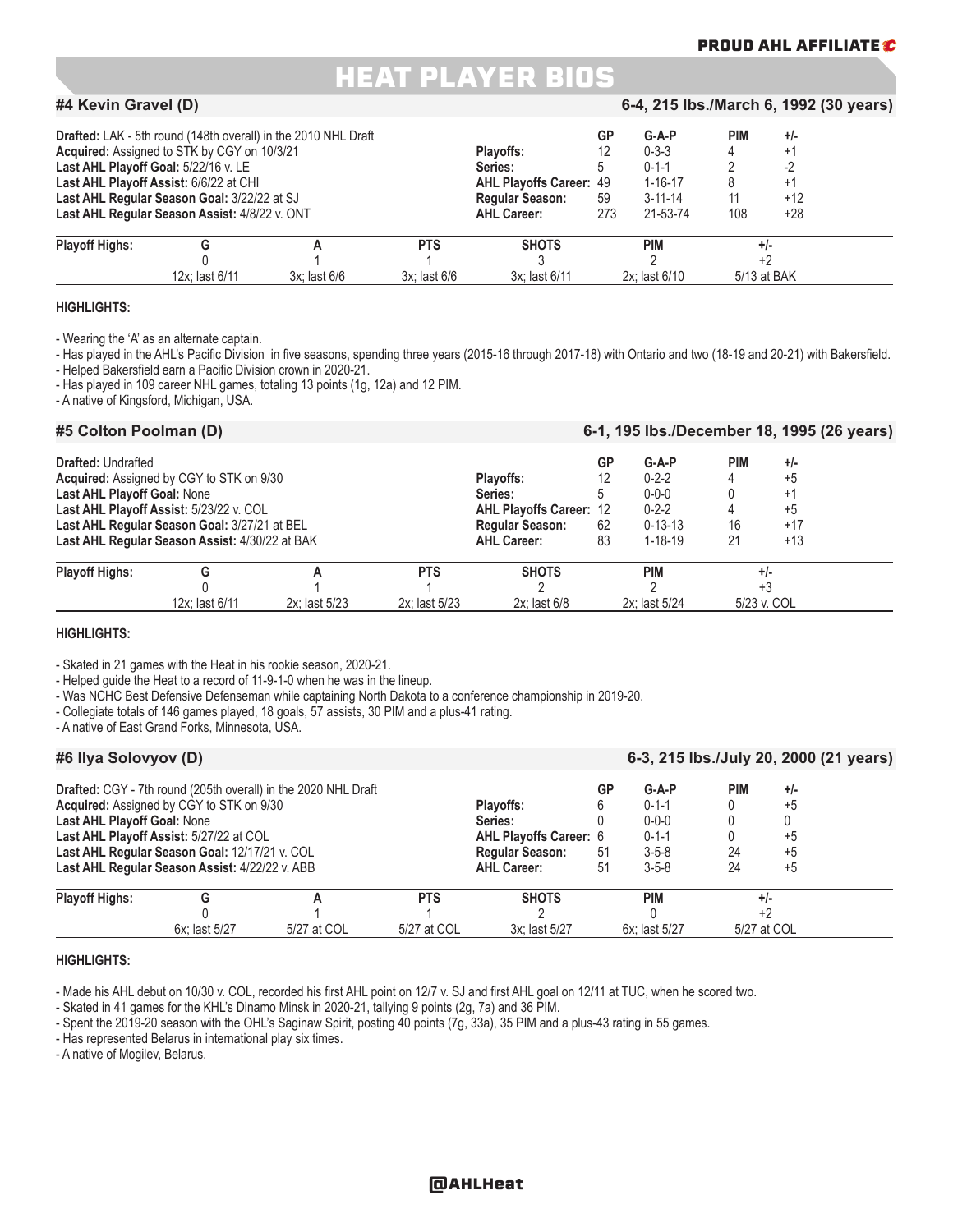# HEAT PLAYER BIOS

## #4 Kevin Gravel (D)

6-4, 215 lbs./March 6, 1992 (30 years)

**Drafted:** LAK - 5th round (148th overall) in the 2010 NHL Draft
**Acquired:** Assigned to STK by CGY on 10/3/21
**Last AHL Playoff Goal:** 5/22/16 v. LE
**Last AHL Playoff Assist:** 6/6/22 at CHI
**Last AHL Regular Season Goal:** 3/22/22 at SJ
**Last AHL Regular Season Assist:** 4/8/22 v. ONT

| | GP | G-A-P | PIM | +/- |
|---|---|---|---|---|
| **Playoffs:** | 12 | 0-3-3 | 4 | +1 |
| **Series:** | 5 | 0-1-1 | 2 | -2 |
| **AHL Playoffs Career:** | 49 | 1-16-17 | 8 | +1 |
| **Regular Season:** | 59 | 3-11-14 | 11 | +12 |
| **AHL Career:** | 273 | 21-53-74 | 108 | +28 |

| Playoff Highs: | G | A | PTS | SHOTS | PIM | +/- |
|---|---|---|---|---|---|---|
| | 0 | 1 | 1 | 3 | 2 | +2 |
| | 12x; last 6/11 | 3x; last 6/6 | 3x; last 6/6 | 3x; last 6/11 | 2x; last 6/10 | 5/13 at BAK |

**HIGHLIGHTS:**

- Wearing the 'A' as an alternate captain.
- Has played in the AHL's Pacific Division in five seasons, spending three years (2015-16 through 2017-18) with Ontario and two (18-19 and 20-21) with Bakersfield.
- Helped Bakersfield earn a Pacific Division crown in 2020-21.
- Has played in 109 career NHL games, totaling 13 points (1g, 12a) and 12 PIM.
- A native of Kingsford, Michigan, USA.

## #5 Colton Poolman (D)

6-1, 195 lbs./December 18, 1995 (26 years)

**Drafted:** Undrafted
**Acquired:** Assigned by CGY to STK on 9/30
**Last AHL Playoff Goal:** None
**Last AHL Playoff Assist:** 5/23/22 v. COL
**Last AHL Regular Season Goal:** 3/27/21 at BEL
**Last AHL Regular Season Assist:** 4/30/22 at BAK

| | GP | G-A-P | PIM | +/- |
|---|---|---|---|---|
| **Playoffs:** | 12 | 0-2-2 | 4 | +5 |
| **Series:** | 5 | 0-0-0 | 0 | +1 |
| **AHL Playoffs Career:** | 12 | 0-2-2 | 4 | +5 |
| **Regular Season:** | 62 | 0-13-13 | 16 | +17 |
| **AHL Career:** | 83 | 1-18-19 | 21 | +13 |

| Playoff Highs: | G | A | PTS | SHOTS | PIM | +/- |
|---|---|---|---|---|---|---|
| | 0 | 1 | 1 | 2 | 2 | +3 |
| | 12x; last 6/11 | 2x; last 5/23 | 2x; last 5/23 | 2x; last 6/8 | 2x; last 5/24 | 5/23 v. COL |

**HIGHLIGHTS:**

- Skated in 21 games with the Heat in his rookie season, 2020-21.
- Helped guide the Heat to a record of 11-9-1-0 when he was in the lineup.
- Was NCHC Best Defensive Defenseman while captaining North Dakota to a conference championship in 2019-20.
- Collegiate totals of 146 games played, 18 goals, 57 assists, 30 PIM and a plus-41 rating.
- A native of East Grand Forks, Minnesota, USA.

## #6 Ilya Solovyov (D)

6-3, 215 lbs./July 20, 2000 (21 years)

**Drafted:** CGY - 7th round (205th overall) in the 2020 NHL Draft
**Acquired:** Assigned by CGY to STK on 9/30
**Last AHL Playoff Goal:** None
**Last AHL Playoff Assist:** 5/27/22 at COL
**Last AHL Regular Season Goal:** 12/17/21 v. COL
**Last AHL Regular Season Assist:** 4/22/22 v. ABB

| | GP | G-A-P | PIM | +/- |
|---|---|---|---|---|
| **Playoffs:** | 6 | 0-1-1 | 0 | +5 |
| **Series:** | 0 | 0-0-0 | 0 | 0 |
| **AHL Playoffs Career:** | 6 | 0-1-1 | 0 | +5 |
| **Regular Season:** | 51 | 3-5-8 | 24 | +5 |
| **AHL Career:** | 51 | 3-5-8 | 24 | +5 |

| Playoff Highs: | G | A | PTS | SHOTS | PIM | +/- |
|---|---|---|---|---|---|---|
| | 0 | 1 | 1 | 2 | 0 | +2 |
| | 6x; last 5/27 | 5/27 at COL | 5/27 at COL | 3x; last 5/27 | 6x; last 5/27 | 5/27 at COL |

**HIGHLIGHTS:**

- Made his AHL debut on 10/30 v. COL, recorded his first AHL point on 12/7 v. SJ and first AHL goal on 12/11 at TUC, when he scored two.
- Skated in 41 games for the KHL's Dinamo Minsk in 2020-21, tallying 9 points (2g, 7a) and 36 PIM.
- Spent the 2019-20 season with the OHL's Saginaw Spirit, posting 40 points (7g, 33a), 35 PIM and a plus-43 rating in 55 games.
- Has represented Belarus in international play six times.
- A native of Mogilev, Belarus.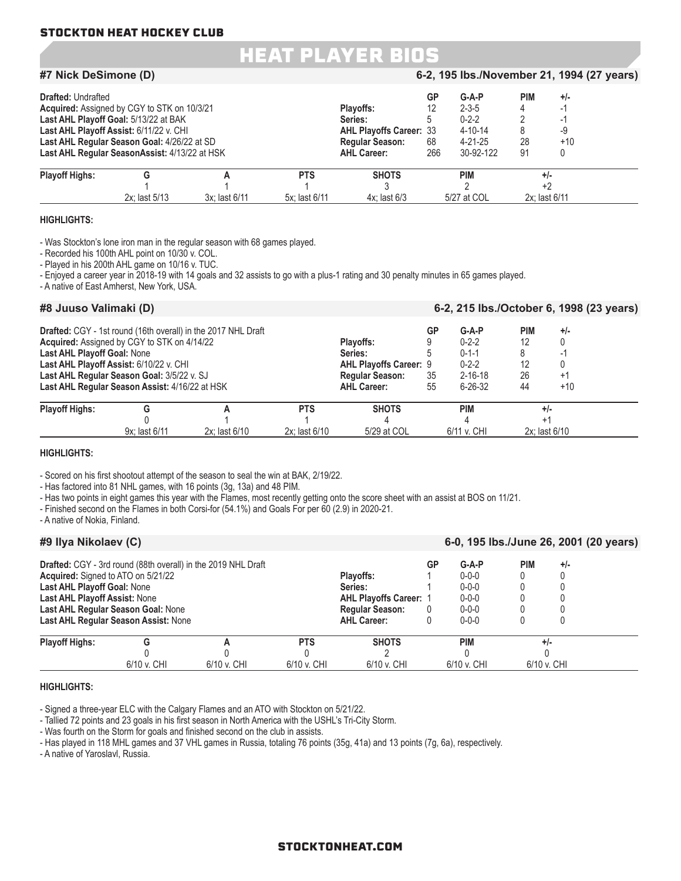# HEAT PLAYER BIOS

## #7 Nick DeSimone (D)

**6-2, 195 lbs./November 21, 1994 (27 years)**

**Drafted:** Undrafted
**Acquired:** Assigned by CGY to STK on 10/3/21
**Last AHL Playoff Goal:** 5/13/22 at BAK
**Last AHL Playoff Assist:** 6/11/22 v. CHI
**Last AHL Regular Season Goal:** 4/26/22 at SD
**Last AHL Regular SeasonAssist:** 4/13/22 at HSK

| | GP | G-A-P | PIM | +/- |
|---|---|---|---|---|
| **Playoffs:** | 12 | 2-3-5 | 4 | -1 |
| **Series:** | 5 | 0-2-2 | 2 | -1 |
| **AHL Playoffs Career:** | 33 | 4-10-14 | 8 | -9 |
| **Regular Season:** | 68 | 4-21-25 | 28 | +10 |
| **AHL Career:** | 266 | 30-92-122 | 91 | 0 |

| Playoff Highs: | G | A | PTS | SHOTS | PIM | +/- |
|---|---|---|---|---|---|---|
| | 1 | 1 | 1 | 3 | 2 | +2 |
| | 2x; last 5/13 | 3x; last 6/11 | 5x; last 6/11 | 4x; last 6/3 | 5/27 at COL | 2x; last 6/11 |

**HIGHLIGHTS:**

- Was Stockton's lone iron man in the regular season with 68 games played.
- Recorded his 100th AHL point on 10/30 v. COL.
- Played in his 200th AHL game on 10/16 v. TUC.
- Enjoyed a career year in 2018-19 with 14 goals and 32 assists to go with a plus-1 rating and 30 penalty minutes in 65 games played.
- A native of East Amherst, New York, USA.

## #8 Juuso Valimaki (D)

**6-2, 215 lbs./October 6, 1998 (23 years)**

**Drafted:** CGY - 1st round (16th overall) in the 2017 NHL Draft
**Acquired:** Assigned by CGY to STK on 4/14/22
**Last AHL Playoff Goal:** None
**Last AHL Playoff Assist:** 6/10/22 v. CHI
**Last AHL Regular Season Goal:** 3/5/22 v. SJ
**Last AHL Regular Season Assist:** 4/16/22 at HSK

| | GP | G-A-P | PIM | +/- |
|---|---|---|---|---|
| **Playoffs:** | 9 | 0-2-2 | 12 | 0 |
| **Series:** | 5 | 0-1-1 | 8 | -1 |
| **AHL Playoffs Career:** | 9 | 0-2-2 | 12 | 0 |
| **Regular Season:** | 35 | 2-16-18 | 26 | +1 |
| **AHL Career:** | 55 | 6-26-32 | 44 | +10 |

| Playoff Highs: | G | A | PTS | SHOTS | PIM | +/- |
|---|---|---|---|---|---|---|
| | 0 | 1 | 1 | 4 | 4 | +1 |
| | 9x; last 6/11 | 2x; last 6/10 | 2x; last 6/10 | 5/29 at COL | 6/11 v. CHI | 2x; last 6/10 |

**HIGHLIGHTS:**

- Scored on his first shootout attempt of the season to seal the win at BAK, 2/19/22.
- Has factored into 81 NHL games, with 16 points (3g, 13a) and 48 PIM.
- Has two points in eight games this year with the Flames, most recently getting onto the score sheet with an assist at BOS on 11/21.
- Finished second on the Flames in both Corsi-for (54.1%) and Goals For per 60 (2.9) in 2020-21.
- A native of Nokia, Finland.

## #9 Ilya Nikolaev (C)

**6-0, 195 lbs./June 26, 2001 (20 years)**

**Drafted:** CGY - 3rd round (88th overall) in the 2019 NHL Draft
**Acquired:** Signed to ATO on 5/21/22
**Last AHL Playoff Goal:** None
**Last AHL Playoff Assist:** None
**Last AHL Regular Season Goal:** None
**Last AHL Regular Season Assist:** None

| | GP | G-A-P | PIM | +/- |
|---|---|---|---|---|
| **Playoffs:** | 1 | 0-0-0 | 0 | 0 |
| **Series:** | 1 | 0-0-0 | 0 | 0 |
| **AHL Playoffs Career:** | 1 | 0-0-0 | 0 | 0 |
| **Regular Season:** | 0 | 0-0-0 | 0 | 0 |
| **AHL Career:** | 0 | 0-0-0 | 0 | 0 |

| Playoff Highs: | G | A | PTS | SHOTS | PIM | +/- |
|---|---|---|---|---|---|---|
| | 0 | 0 | 0 | 2 | 0 | 0 |
| | 6/10 v. CHI | 6/10 v. CHI | 6/10 v. CHI | 6/10 v. CHI | 6/10 v. CHI | 6/10 v. CHI |

**HIGHLIGHTS:**

- Signed a three-year ELC with the Calgary Flames and an ATO with Stockton on 5/21/22.
- Tallied 72 points and 23 goals in his first season in North America with the USHL's Tri-City Storm.
- Was fourth on the Storm for goals and finished second on the club in assists.
- Has played in 118 MHL games and 37 VHL games in Russia, totaling 76 points (35g, 41a) and 13 points (7g, 6a), respectively.
- A native of Yaroslavl, Russia.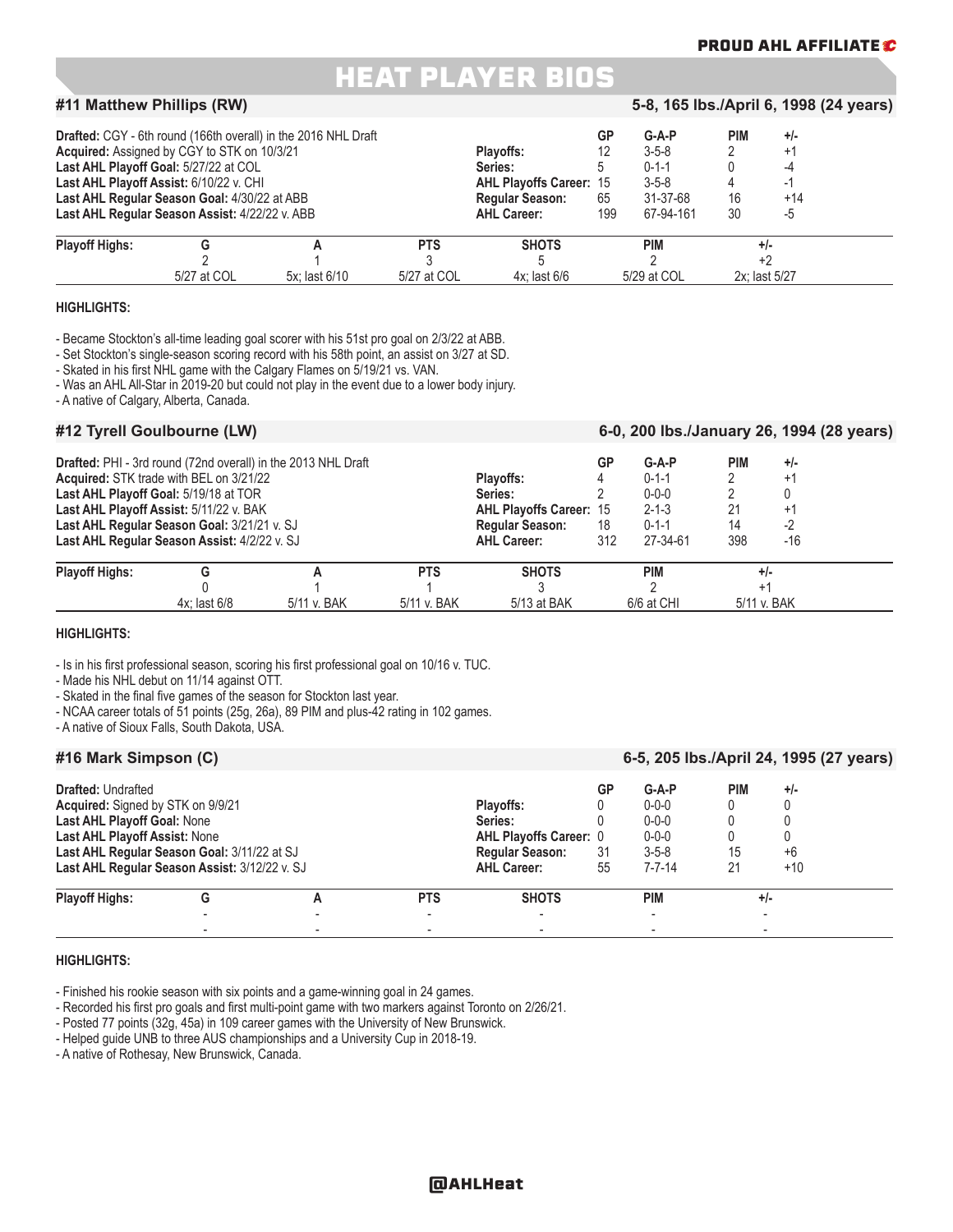PROUD AHL AFFILIATE

# HEAT PLAYER BIOS

## #11 Matthew Phillips (RW)

5-8, 165 lbs./April 6, 1998 (24 years)

**Drafted:** CGY - 6th round (166th overall) in the 2016 NHL Draft
**Acquired:** Assigned by CGY to STK on 10/3/21
**Last AHL Playoff Goal:** 5/27/22 at COL
**Last AHL Playoff Assist:** 6/10/22 v. CHI
**Last AHL Regular Season Goal:** 4/30/22 at ABB
**Last AHL Regular Season Assist:** 4/22/22 v. ABB

| | GP | G-A-P | PIM | +/- |
|---|---|---|---|---|
| **Playoffs:** | 12 | 3-5-8 | 2 | +1 |
| **Series:** | 5 | 0-1-1 | 0 | -4 |
| **AHL Playoffs Career:** | 15 | 3-5-8 | 4 | -1 |
| **Regular Season:** | 65 | 31-37-68 | 16 | +14 |
| **AHL Career:** | 199 | 67-94-161 | 30 | -5 |

| Playoff Highs: | G | A | PTS | SHOTS | PIM | +/- |
|---|---|---|---|---|---|---|
| | 2 | 1 | 3 | 5 | 2 | +2 |
| | 5/27 at COL | 5x; last 6/10 | 5/27 at COL | 4x; last 6/6 | 5/29 at COL | 2x; last 5/27 |

**HIGHLIGHTS:**

- Became Stockton's all-time leading goal scorer with his 51st pro goal on 2/3/22 at ABB.
- Set Stockton's single-season scoring record with his 58th point, an assist on 3/27 at SD.
- Skated in his first NHL game with the Calgary Flames on 5/19/21 vs. VAN.
- Was an AHL All-Star in 2019-20 but could not play in the event due to a lower body injury.
- A native of Calgary, Alberta, Canada.

## #12 Tyrell Goulbourne (LW)

6-0, 200 lbs./January 26, 1994 (28 years)

**Drafted:** PHI - 3rd round (72nd overall) in the 2013 NHL Draft
**Acquired:** STK trade with BEL on 3/21/22
**Last AHL Playoff Goal:** 5/19/18 at TOR
**Last AHL Playoff Assist:** 5/11/22 v. BAK
**Last AHL Regular Season Goal:** 3/21/21 v. SJ
**Last AHL Regular Season Assist:** 4/2/22 v. SJ

| | GP | G-A-P | PIM | +/- |
|---|---|---|---|---|
| **Playoffs:** | 4 | 0-1-1 | 2 | +1 |
| **Series:** | 2 | 0-0-0 | 2 | 0 |
| **AHL Playoffs Career:** | 15 | 2-1-3 | 21 | +1 |
| **Regular Season:** | 18 | 0-1-1 | 14 | -2 |
| **AHL Career:** | 312 | 27-34-61 | 398 | -16 |

| Playoff Highs: | G | A | PTS | SHOTS | PIM | +/- |
|---|---|---|---|---|---|---|
| | 0 | 1 | 1 | 3 | 2 | +1 |
| | 4x; last 6/8 | 5/11 v. BAK | 5/11 v. BAK | 5/13 at BAK | 6/6 at CHI | 5/11 v. BAK |

**HIGHLIGHTS:**

- Is in his first professional season, scoring his first professional goal on 10/16 v. TUC.
- Made his NHL debut on 11/14 against OTT.
- Skated in the final five games of the season for Stockton last year.
- NCAA career totals of 51 points (25g, 26a), 89 PIM and plus-42 rating in 102 games.
- A native of Sioux Falls, South Dakota, USA.

## #16 Mark Simpson (C)

6-5, 205 lbs./April 24, 1995 (27 years)

**Drafted:** Undrafted
**Acquired:** Signed by STK on 9/9/21
**Last AHL Playoff Goal:** None
**Last AHL Playoff Assist:** None
**Last AHL Regular Season Goal:** 3/11/22 at SJ
**Last AHL Regular Season Assist:** 3/12/22 v. SJ

| | GP | G-A-P | PIM | +/- |
|---|---|---|---|---|
| **Playoffs:** | 0 | 0-0-0 | 0 | 0 |
| **Series:** | 0 | 0-0-0 | 0 | 0 |
| **AHL Playoffs Career:** | 0 | 0-0-0 | 0 | 0 |
| **Regular Season:** | 31 | 3-5-8 | 15 | +6 |
| **AHL Career:** | 55 | 7-7-14 | 21 | +10 |

| Playoff Highs: | G | A | PTS | SHOTS | PIM | +/- |
|---|---|---|---|---|---|---|
| | - | - | - | - | - | - |
| | - | - | - | - | - | - |

**HIGHLIGHTS:**

- Finished his rookie season with six points and a game-winning goal in 24 games.
- Recorded his first pro goals and first multi-point game with two markers against Toronto on 2/26/21.
- Posted 77 points (32g, 45a) in 109 career games with the University of New Brunswick.
- Helped guide UNB to three AUS championships and a University Cup in 2018-19.
- A native of Rothesay, New Brunswick, Canada.

@AHLHeat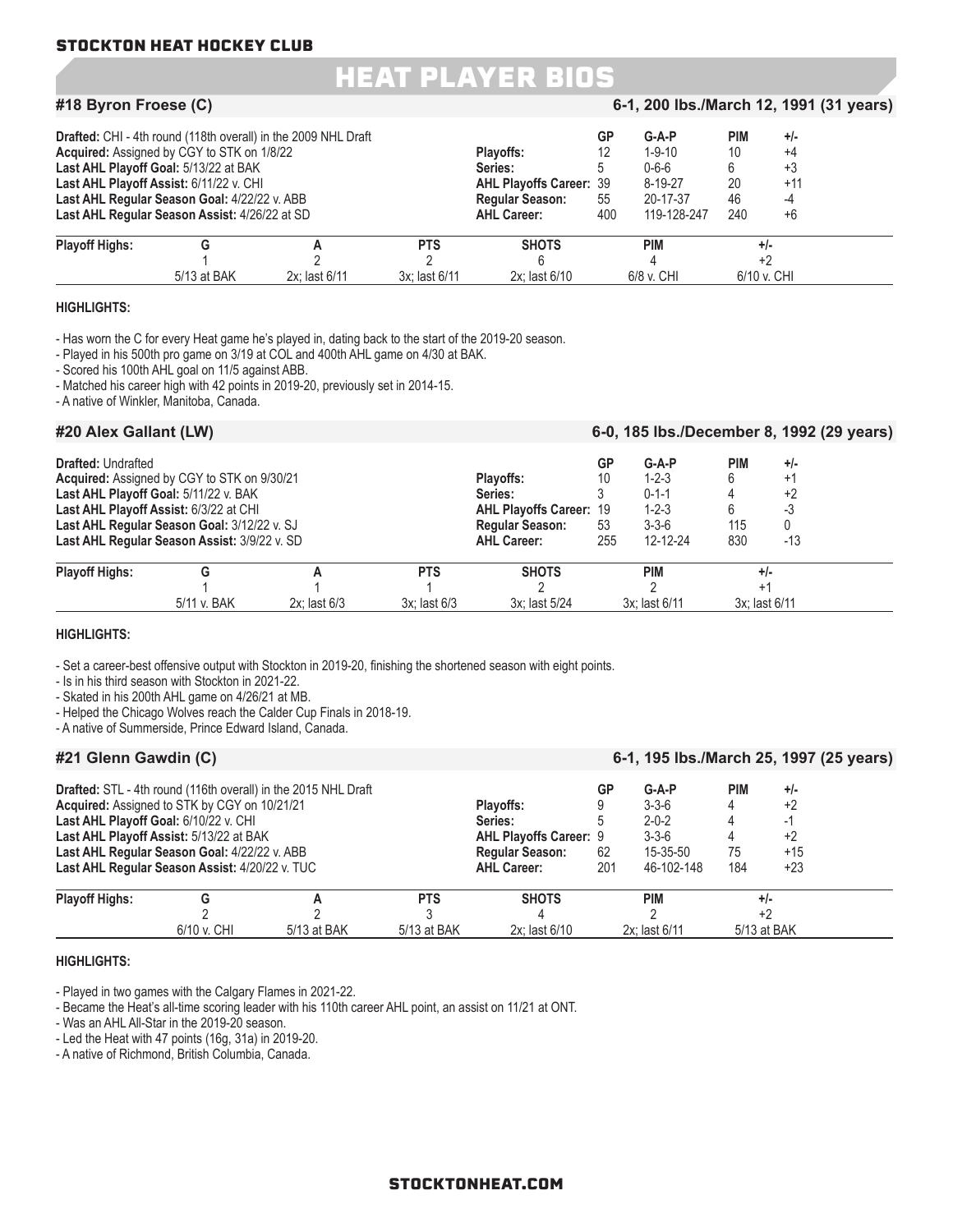STOCKTON HEAT HOCKEY CLUB

# HEAT PLAYER BIOS

## #18 Byron Froese (C)

6-1, 200 lbs./March 12, 1991 (31 years)

**Drafted:** CHI - 4th round (118th overall) in the 2009 NHL Draft
**Acquired:** Assigned by CGY to STK on 1/8/22
**Last AHL Playoff Goal:** 5/13/22 at BAK
**Last AHL Playoff Assist:** 6/11/22 v. CHI
**Last AHL Regular Season Goal:** 4/22/22 v. ABB
**Last AHL Regular Season Assist:** 4/26/22 at SD

| | GP | G-A-P | PIM | +/- |
|---|---|---|---|---|
| **Playoffs:** | 12 | 1-9-10 | 10 | +4 |
| **Series:** | 5 | 0-6-6 | 6 | +3 |
| **AHL Playoffs Career:** | 39 | 8-19-27 | 20 | +11 |
| **Regular Season:** | 55 | 20-17-37 | 46 | -4 |
| **AHL Career:** | 400 | 119-128-247 | 240 | +6 |

| Playoff Highs: | G | A | PTS | SHOTS | PIM | +/- |
|---|---|---|---|---|---|---|
| | 1 | 2 | 2 | 6 | 4 | +2 |
| | 5/13 at BAK | 2x; last 6/11 | 3x; last 6/11 | 2x; last 6/10 | 6/8 v. CHI | 6/10 v. CHI |

**HIGHLIGHTS:**

- Has worn the C for every Heat game he's played in, dating back to the start of the 2019-20 season.
- Played in his 500th pro game on 3/19 at COL and 400th AHL game on 4/30 at BAK.
- Scored his 100th AHL goal on 11/5 against ABB.
- Matched his career high with 42 points in 2019-20, previously set in 2014-15.
- A native of Winkler, Manitoba, Canada.

## #20 Alex Gallant (LW)

6-0, 185 lbs./December 8, 1992 (29 years)

**Drafted:** Undrafted
**Acquired:** Assigned by CGY to STK on 9/30/21
**Last AHL Playoff Goal:** 5/11/22 v. BAK
**Last AHL Playoff Assist:** 6/3/22 at CHI
**Last AHL Regular Season Goal:** 3/12/22 v. SJ
**Last AHL Regular Season Assist:** 3/9/22 v. SD

| | GP | G-A-P | PIM | +/- |
|---|---|---|---|---|
| **Playoffs:** | 10 | 1-2-3 | 6 | +1 |
| **Series:** | 3 | 0-1-1 | 4 | +2 |
| **AHL Playoffs Career:** | 19 | 1-2-3 | 6 | -3 |
| **Regular Season:** | 53 | 3-3-6 | 115 | 0 |
| **AHL Career:** | 255 | 12-12-24 | 830 | -13 |

| Playoff Highs: | G | A | PTS | SHOTS | PIM | +/- |
|---|---|---|---|---|---|---|
| | 1 | 1 | 1 | 2 | 2 | +1 |
| | 5/11 v. BAK | 2x; last 6/3 | 3x; last 6/3 | 3x; last 5/24 | 3x; last 6/11 | 3x; last 6/11 |

**HIGHLIGHTS:**

- Set a career-best offensive output with Stockton in 2019-20, finishing the shortened season with eight points.
- Is in his third season with Stockton in 2021-22.
- Skated in his 200th AHL game on 4/26/21 at MB.
- Helped the Chicago Wolves reach the Calder Cup Finals in 2018-19.
- A native of Summerside, Prince Edward Island, Canada.

## #21 Glenn Gawdin (C)

6-1, 195 lbs./March 25, 1997 (25 years)

**Drafted:** STL - 4th round (116th overall) in the 2015 NHL Draft
**Acquired:** Assigned to STK by CGY on 10/21/21
**Last AHL Playoff Goal:** 6/10/22 v. CHI
**Last AHL Playoff Assist:** 5/13/22 at BAK
**Last AHL Regular Season Goal:** 4/22/22 v. ABB
**Last AHL Regular Season Assist:** 4/20/22 v. TUC

| | GP | G-A-P | PIM | +/- |
|---|---|---|---|---|
| **Playoffs:** | 9 | 3-3-6 | 4 | +2 |
| **Series:** | 5 | 2-0-2 | 4 | -1 |
| **AHL Playoffs Career:** | 9 | 3-3-6 | 4 | +2 |
| **Regular Season:** | 62 | 15-35-50 | 75 | +15 |
| **AHL Career:** | 201 | 46-102-148 | 184 | +23 |

| Playoff Highs: | G | A | PTS | SHOTS | PIM | +/- |
|---|---|---|---|---|---|---|
| | 2 | 2 | 3 | 4 | 2 | +2 |
| | 6/10 v. CHI | 5/13 at BAK | 5/13 at BAK | 2x; last 6/10 | 2x; last 6/11 | 5/13 at BAK |

**HIGHLIGHTS:**

- Played in two games with the Calgary Flames in 2021-22.
- Became the Heat's all-time scoring leader with his 110th career AHL point, an assist on 11/21 at ONT.
- Was an AHL All-Star in the 2019-20 season.
- Led the Heat with 47 points (16g, 31a) in 2019-20.
- A native of Richmond, British Columbia, Canada.

STOCKTONHEAT.COM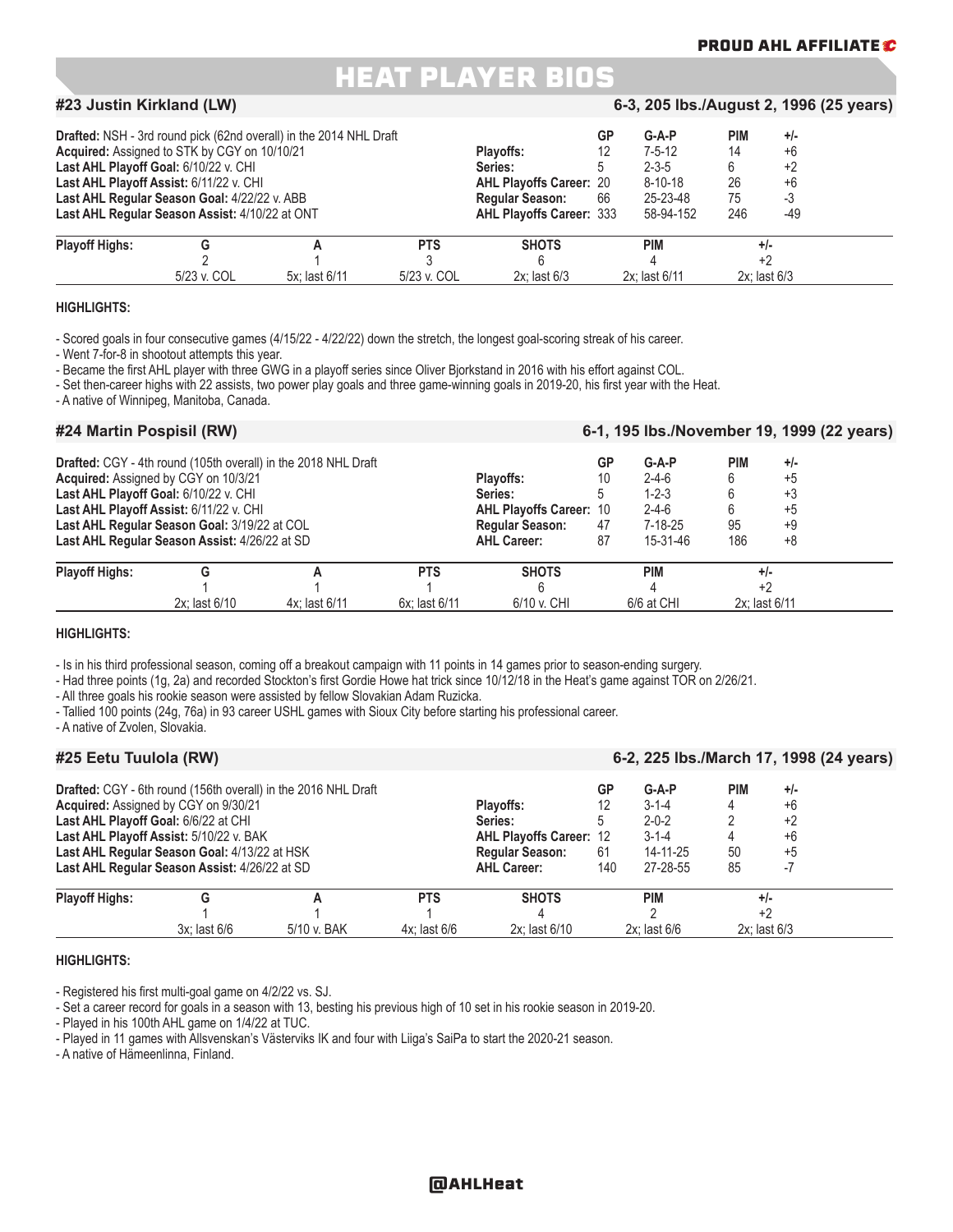# HEAT PLAYER BIOS

## #23 Justin Kirkland (LW)

6-3, 205 lbs./August 2, 1996 (25 years)

**Drafted:** NSH - 3rd round pick (62nd overall) in the 2014 NHL Draft
**Acquired:** Assigned to STK by CGY on 10/10/21
**Last AHL Playoff Goal:** 6/10/22 v. CHI
**Last AHL Playoff Assist:** 6/11/22 v. CHI
**Last AHL Regular Season Goal:** 4/22/22 v. ABB
**Last AHL Regular Season Assist:** 4/10/22 at ONT

| | GP | G-A-P | PIM | +/- |
|---|---|---|---|---|
| **Playoffs:** | 12 | 7-5-12 | 14 | +6 |
| **Series:** | 5 | 2-3-5 | 6 | +2 |
| **AHL Playoffs Career:** | 20 | 8-10-18 | 26 | +6 |
| **Regular Season:** | 66 | 25-23-48 | 75 | -3 |
| **AHL Playoffs Career:** | 333 | 58-94-152 | 246 | -49 |

| Playoff Highs: | G | A | PTS | SHOTS | PIM | +/- |
|---|---|---|---|---|---|---|
| | 2 | 1 | 3 | 6 | 4 | +2 |
| | 5/23 v. COL | 5x; last 6/11 | 5/23 v. COL | 2x; last 6/3 | 2x; last 6/11 | 2x; last 6/3 |

**HIGHLIGHTS:**

- Scored goals in four consecutive games (4/15/22 - 4/22/22) down the stretch, the longest goal-scoring streak of his career.
- Went 7-for-8 in shootout attempts this year.
- Became the first AHL player with three GWG in a playoff series since Oliver Bjorkstand in 2016 with his effort against COL.
- Set then-career highs with 22 assists, two power play goals and three game-winning goals in 2019-20, his first year with the Heat.
- A native of Winnipeg, Manitoba, Canada.

## #24 Martin Pospisil (RW)

6-1, 195 lbs./November 19, 1999 (22 years)

**Drafted:** CGY - 4th round (105th overall) in the 2018 NHL Draft
**Acquired:** Assigned by CGY on 10/3/21
**Last AHL Playoff Goal:** 6/10/22 v. CHI
**Last AHL Playoff Assist:** 6/11/22 v. CHI
**Last AHL Regular Season Goal:** 3/19/22 at COL
**Last AHL Regular Season Assist:** 4/26/22 at SD

| | GP | G-A-P | PIM | +/- |
|---|---|---|---|---|
| **Playoffs:** | 10 | 2-4-6 | 6 | +5 |
| **Series:** | 5 | 1-2-3 | 6 | +3 |
| **AHL Playoffs Career:** | 10 | 2-4-6 | 6 | +5 |
| **Regular Season:** | 47 | 7-18-25 | 95 | +9 |
| **AHL Career:** | 87 | 15-31-46 | 186 | +8 |

| Playoff Highs: | G | A | PTS | SHOTS | PIM | +/- |
|---|---|---|---|---|---|---|
| | 1 | 1 | 1 | 6 | 4 | +2 |
| | 2x; last 6/10 | 4x; last 6/11 | 6x; last 6/11 | 6/10 v. CHI | 6/6 at CHI | 2x; last 6/11 |

**HIGHLIGHTS:**

- Is in his third professional season, coming off a breakout campaign with 11 points in 14 games prior to season-ending surgery.
- Had three points (1g, 2a) and recorded Stockton's first Gordie Howe hat trick since 10/12/18 in the Heat's game against TOR on 2/26/21.
- All three goals his rookie season were assisted by fellow Slovakian Adam Ruzicka.
- Tallied 100 points (24g, 76a) in 93 career USHL games with Sioux City before starting his professional career.
- A native of Zvolen, Slovakia.

## #25 Eetu Tuulola (RW)

6-2, 225 lbs./March 17, 1998 (24 years)

**Drafted:** CGY - 6th round (156th overall) in the 2016 NHL Draft
**Acquired:** Assigned by CGY on 9/30/21
**Last AHL Playoff Goal:** 6/6/22 at CHI
**Last AHL Playoff Assist:** 5/10/22 v. BAK
**Last AHL Regular Season Goal:** 4/13/22 at HSK
**Last AHL Regular Season Assist:** 4/26/22 at SD

| | GP | G-A-P | PIM | +/- |
|---|---|---|---|---|
| **Playoffs:** | 12 | 3-1-4 | 4 | +6 |
| **Series:** | 5 | 2-0-2 | 2 | +2 |
| **AHL Playoffs Career:** | 12 | 3-1-4 | 4 | +6 |
| **Regular Season:** | 61 | 14-11-25 | 50 | +5 |
| **AHL Career:** | 140 | 27-28-55 | 85 | -7 |

| Playoff Highs: | G | A | PTS | SHOTS | PIM | +/- |
|---|---|---|---|---|---|---|
| | 1 | 1 | 1 | 4 | 2 | +2 |
| | 3x; last 6/6 | 5/10 v. BAK | 4x; last 6/6 | 2x; last 6/10 | 2x; last 6/6 | 2x; last 6/3 |

**HIGHLIGHTS:**

- Registered his first multi-goal game on 4/2/22 vs. SJ.
- Set a career record for goals in a season with 13, besting his previous high of 10 set in his rookie season in 2019-20.
- Played in his 100th AHL game on 1/4/22 at TUC.
- Played in 11 games with Allsvenskan's Västerviks IK and four with Liiga's SaiPa to start the 2020-21 season.
- A native of Hämeenlinna, Finland.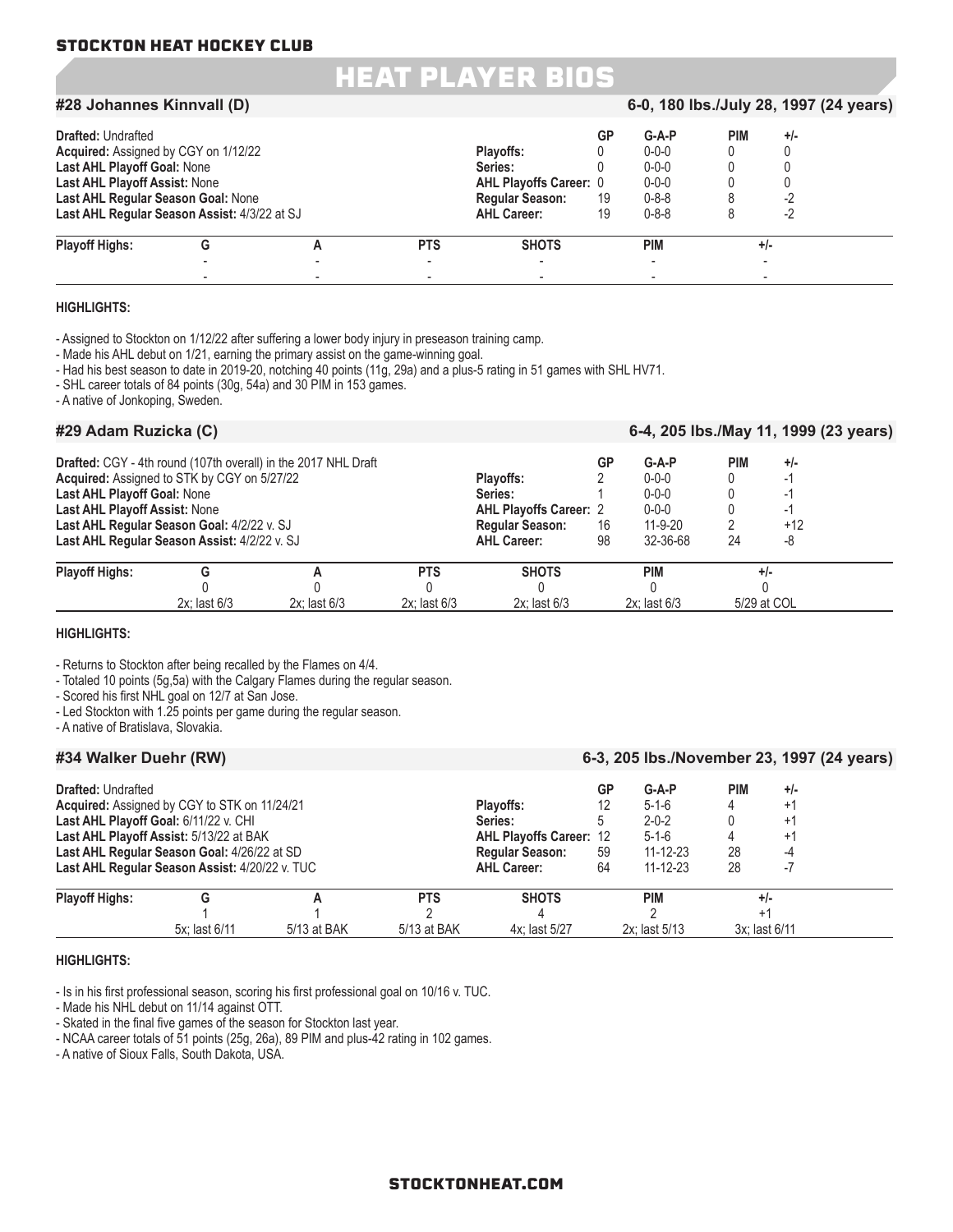# HEAT PLAYER BIOS

## #28 Johannes Kinnvall (D)

**6-0, 180 lbs./July 28, 1997 (24 years)**

**Drafted:** Undrafted
**Acquired:** Assigned by CGY on 1/12/22
**Last AHL Playoff Goal:** None
**Last AHL Playoff Assist:** None
**Last AHL Regular Season Goal:** None
**Last AHL Regular Season Assist:** 4/3/22 at SJ

| | GP | G-A-P | PIM | +/- |
|---|---|---|---|---|
| **Playoffs:** | 0 | 0-0-0 | 0 | 0 |
| **Series:** | 0 | 0-0-0 | 0 | 0 |
| **AHL Playoffs Career:** | 0 | 0-0-0 | 0 | 0 |
| **Regular Season:** | 19 | 0-8-8 | 8 | -2 |
| **AHL Career:** | 19 | 0-8-8 | 8 | -2 |

| Playoff Highs: | G | A | PTS | SHOTS | PIM | +/- |
|---|---|---|---|---|---|---|
| | - | - | - | - | - | - |
| | - | - | - | - | - | - |

**HIGHLIGHTS:**

- Assigned to Stockton on 1/12/22 after suffering a lower body injury in preseason training camp.
- Made his AHL debut on 1/21, earning the primary assist on the game-winning goal.
- Had his best season to date in 2019-20, notching 40 points (11g, 29a) and a plus-5 rating in 51 games with SHL HV71.
- SHL career totals of 84 points (30g, 54a) and 30 PIM in 153 games.
- A native of Jonkoping, Sweden.

## #29 Adam Ruzicka (C)

**6-4, 205 lbs./May 11, 1999 (23 years)**

**Drafted:** CGY - 4th round (107th overall) in the 2017 NHL Draft
**Acquired:** Assigned to STK by CGY on 5/27/22
**Last AHL Playoff Goal:** None
**Last AHL Playoff Assist:** None
**Last AHL Regular Season Goal:** 4/2/22 v. SJ
**Last AHL Regular Season Assist:** 4/2/22 v. SJ

| | GP | G-A-P | PIM | +/- |
|---|---|---|---|---|
| **Playoffs:** | 2 | 0-0-0 | 0 | -1 |
| **Series:** | 1 | 0-0-0 | 0 | -1 |
| **AHL Playoffs Career:** | 2 | 0-0-0 | 0 | -1 |
| **Regular Season:** | 16 | 11-9-20 | 2 | +12 |
| **AHL Career:** | 98 | 32-36-68 | 24 | -8 |

| Playoff Highs: | G | A | PTS | SHOTS | PIM | +/- |
|---|---|---|---|---|---|---|
| | 0 | 0 | 0 | 0 | 0 | 0 |
| | 2x; last 6/3 | 2x; last 6/3 | 2x; last 6/3 | 2x; last 6/3 | 2x; last 6/3 | 5/29 at COL |

**HIGHLIGHTS:**

- Returns to Stockton after being recalled by the Flames on 4/4.
- Totaled 10 points (5g,5a) with the Calgary Flames during the regular season.
- Scored his first NHL goal on 12/7 at San Jose.
- Led Stockton with 1.25 points per game during the regular season.
- A native of Bratislava, Slovakia.

## #34 Walker Duehr (RW)

**6-3, 205 lbs./November 23, 1997 (24 years)**

**Drafted:** Undrafted
**Acquired:** Assigned by CGY to STK on 11/24/21
**Last AHL Playoff Goal:** 6/11/22 v. CHI
**Last AHL Playoff Assist:** 5/13/22 at BAK
**Last AHL Regular Season Goal:** 4/26/22 at SD
**Last AHL Regular Season Assist:** 4/20/22 v. TUC

| | GP | G-A-P | PIM | +/- |
|---|---|---|---|---|
| **Playoffs:** | 12 | 5-1-6 | 4 | +1 |
| **Series:** | 5 | 2-0-2 | 0 | +1 |
| **AHL Playoffs Career:** | 12 | 5-1-6 | 4 | +1 |
| **Regular Season:** | 59 | 11-12-23 | 28 | -4 |
| **AHL Career:** | 64 | 11-12-23 | 28 | -7 |

| Playoff Highs: | G | A | PTS | SHOTS | PIM | +/- |
|---|---|---|---|---|---|---|
| | 1 | 1 | 2 | 4 | 2 | +1 |
| | 5x; last 6/11 | 5/13 at BAK | 5/13 at BAK | 4x; last 5/27 | 2x; last 5/13 | 3x; last 6/11 |

**HIGHLIGHTS:**

- Is in his first professional season, scoring his first professional goal on 10/16 v. TUC.
- Made his NHL debut on 11/14 against OTT.
- Skated in the final five games of the season for Stockton last year.
- NCAA career totals of 51 points (25g, 26a), 89 PIM and plus-42 rating in 102 games.
- A native of Sioux Falls, South Dakota, USA.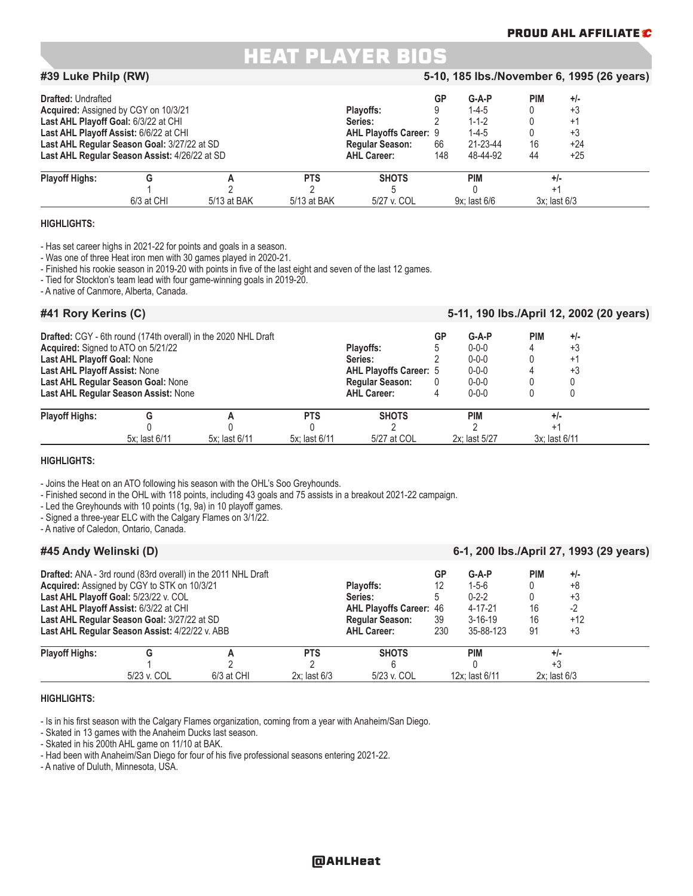# HEAT PLAYER BIOS

## #39 Luke Philp (RW)

**5-10, 185 lbs./November 6, 1995 (26 years)**

**Drafted:** Undrafted
**Acquired:** Assigned by CGY on 10/3/21
**Last AHL Playoff Goal:** 6/3/22 at CHI
**Last AHL Playoff Assist:** 6/6/22 at CHI
**Last AHL Regular Season Goal:** 3/27/22 at SD
**Last AHL Regular Season Assist:** 4/26/22 at SD

| | GP | G-A-P | PIM | +/- |
|---|---|---|---|---|
| **Playoffs:** | 9 | 1-4-5 | 0 | +3 |
| **Series:** | 2 | 1-1-2 | 0 | +1 |
| **AHL Playoffs Career:** | 9 | 1-4-5 | 0 | +3 |
| **Regular Season:** | 66 | 21-23-44 | 16 | +24 |
| **AHL Career:** | 148 | 48-44-92 | 44 | +25 |

| Playoff Highs: | G | A | PTS | SHOTS | PIM | +/- |
|---|---|---|---|---|---|---|
| | 1 | 2 | 2 | 5 | 0 | +1 |
| | 6/3 at CHI | 5/13 at BAK | 5/13 at BAK | 5/27 v. COL | 9x; last 6/6 | 3x; last 6/3 |

**HIGHLIGHTS:**

- Has set career highs in 2021-22 for points and goals in a season.
- Was one of three Heat iron men with 30 games played in 2020-21.
- Finished his rookie season in 2019-20 with points in five of the last eight and seven of the last 12 games.
- Tied for Stockton's team lead with four game-winning goals in 2019-20.
- A native of Canmore, Alberta, Canada.

## #41 Rory Kerins (C)

**5-11, 190 lbs./April 12, 2002 (20 years)**

**Drafted:** CGY - 6th round (174th overall) in the 2020 NHL Draft
**Acquired:** Signed to ATO on 5/21/22
**Last AHL Playoff Goal:** None
**Last AHL Playoff Assist:** None
**Last AHL Regular Season Goal:** None
**Last AHL Regular Season Assist:** None

| | GP | G-A-P | PIM | +/- |
|---|---|---|---|---|
| **Playoffs:** | 5 | 0-0-0 | 4 | +3 |
| **Series:** | 2 | 0-0-0 | 0 | +1 |
| **AHL Playoffs Career:** | 5 | 0-0-0 | 4 | +3 |
| **Regular Season:** | 0 | 0-0-0 | 0 | 0 |
| **AHL Career:** | 4 | 0-0-0 | 0 | 0 |

| Playoff Highs: | G | A | PTS | SHOTS | PIM | +/- |
|---|---|---|---|---|---|---|
| | 0 | 0 | 0 | 2 | 2 | +1 |
| | 5x; last 6/11 | 5x; last 6/11 | 5x; last 6/11 | 5/27 at COL | 2x; last 5/27 | 3x; last 6/11 |

**HIGHLIGHTS:**

- Joins the Heat on an ATO following his season with the OHL's Soo Greyhounds.
- Finished second in the OHL with 118 points, including 43 goals and 75 assists in a breakout 2021-22 campaign.
- Led the Greyhounds with 10 points (1g, 9a) in 10 playoff games.
- Signed a three-year ELC with the Calgary Flames on 3/1/22.
- A native of Caledon, Ontario, Canada.

## #45 Andy Welinski (D)

**6-1, 200 lbs./April 27, 1993 (29 years)**

**Drafted:** ANA - 3rd round (83rd overall) in the 2011 NHL Draft
**Acquired:** Assigned by CGY to STK on 10/3/21
**Last AHL Playoff Goal:** 5/23/22 v. COL
**Last AHL Playoff Assist:** 6/3/22 at CHI
**Last AHL Regular Season Goal:** 3/27/22 at SD
**Last AHL Regular Season Assist:** 4/22/22 v. ABB

| | GP | G-A-P | PIM | +/- |
|---|---|---|---|---|
| **Playoffs:** | 12 | 1-5-6 | 0 | +8 |
| **Series:** | 5 | 0-2-2 | 0 | +3 |
| **AHL Playoffs Career:** | 46 | 4-17-21 | 16 | -2 |
| **Regular Season:** | 39 | 3-16-19 | 16 | +12 |
| **AHL Career:** | 230 | 35-88-123 | 91 | +3 |

| Playoff Highs: | G | A | PTS | SHOTS | PIM | +/- |
|---|---|---|---|---|---|---|
| | 1 | 2 | 2 | 6 | 0 | +3 |
| | 5/23 v. COL | 6/3 at CHI | 2x; last 6/3 | 5/23 v. COL | 12x; last 6/11 | 2x; last 6/3 |

**HIGHLIGHTS:**

- Is in his first season with the Calgary Flames organization, coming from a year with Anaheim/San Diego.
- Skated in 13 games with the Anaheim Ducks last season.
- Skated in his 200th AHL game on 11/10 at BAK.
- Had been with Anaheim/San Diego for four of his five professional seasons entering 2021-22.
- A native of Duluth, Minnesota, USA.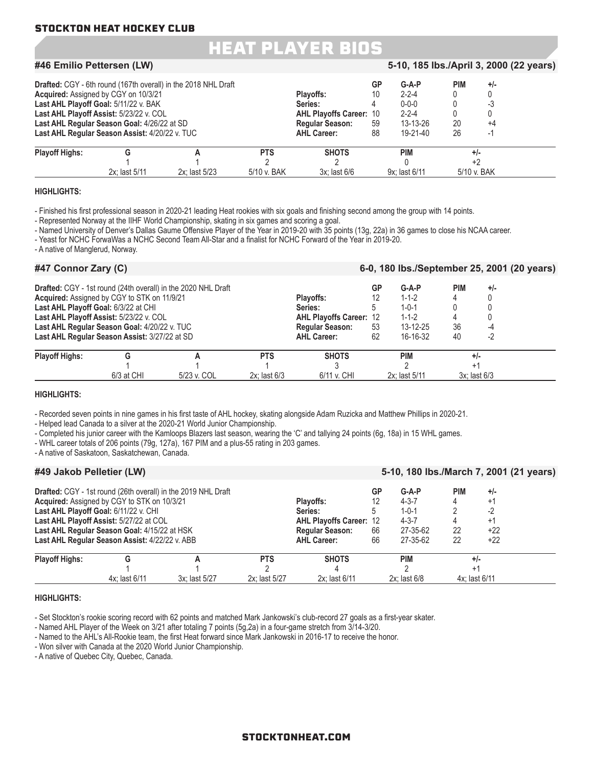# HEAT PLAYER BIOS

## #46 Emilio Pettersen (LW)

5-10, 185 lbs./April 3, 2000 (22 years)

**Drafted:** CGY - 6th round (167th overall) in the 2018 NHL Draft
**Acquired:** Assigned by CGY on 10/3/21
**Last AHL Playoff Goal:** 5/11/22 v. BAK
**Last AHL Playoff Assist:** 5/23/22 v. COL
**Last AHL Regular Season Goal:** 4/26/22 at SD
**Last AHL Regular Season Assist:** 4/20/22 v. TUC

| | GP | G-A-P | PIM | +/- |
|---|---|---|---|---|
| **Playoffs:** | 10 | 2-2-4 | 0 | 0 |
| **Series:** | 4 | 0-0-0 | 0 | -3 |
| **AHL Playoffs Career:** | 10 | 2-2-4 | 0 | 0 |
| **Regular Season:** | 59 | 13-13-26 | 20 | +4 |
| **AHL Career:** | 88 | 19-21-40 | 26 | -1 |

| **Playoff Highs:** | G | A | PTS | SHOTS | PIM | +/- |
|---|---|---|---|---|---|---|
| | 1 | 1 | 2 | 2 | 0 | +2 |
| | 2x; last 5/11 | 2x; last 5/23 | 5/10 v. BAK | 3x; last 6/6 | 9x; last 6/11 | 5/10 v. BAK |

**HIGHLIGHTS:**

- Finished his first professional season in 2020-21 leading Heat rookies with six goals and finishing second among the group with 14 points.
- Represented Norway at the IIHF World Championship, skating in six games and scoring a goal.
- Named University of Denver's Dallas Gaume Offensive Player of the Year in 2019-20 with 35 points (13g, 22a) in 36 games to close his NCAA career.
- Yeast for NCHC ForwaWas a NCHC Second Team All-Star and a finalist for NCHC Forward of the Year in 2019-20.
- A native of Manglerud, Norway.

## #47 Connor Zary (C)

6-0, 180 lbs./September 25, 2001 (20 years)

**Drafted:** CGY - 1st round (24th overall) in the 2020 NHL Draft
**Acquired:** Assigned by CGY to STK on 11/9/21
**Last AHL Playoff Goal:** 6/3/22 at CHI
**Last AHL Playoff Assist:** 5/23/22 v. COL
**Last AHL Regular Season Goal:** 4/20/22 v. TUC
**Last AHL Regular Season Assist:** 3/27/22 at SD

| | GP | G-A-P | PIM | +/- |
|---|---|---|---|---|
| **Playoffs:** | 12 | 1-1-2 | 4 | 0 |
| **Series:** | 5 | 1-0-1 | 0 | 0 |
| **AHL Playoffs Career:** | 12 | 1-1-2 | 4 | 0 |
| **Regular Season:** | 53 | 13-12-25 | 36 | -4 |
| **AHL Career:** | 62 | 16-16-32 | 40 | -2 |

| **Playoff Highs:** | G | A | PTS | SHOTS | PIM | +/- |
|---|---|---|---|---|---|---|
| | 1 | 1 | 1 | 3 | 2 | +1 |
| | 6/3 at CHI | 5/23 v. COL | 2x; last 6/3 | 6/11 v. CHI | 2x; last 5/11 | 3x; last 6/3 |

**HIGHLIGHTS:**

- Recorded seven points in nine games in his first taste of AHL hockey, skating alongside Adam Ruzicka and Matthew Phillips in 2020-21.
- Helped lead Canada to a silver at the 2020-21 World Junior Championship.
- Completed his junior career with the Kamloops Blazers last season, wearing the 'C' and tallying 24 points (6g, 18a) in 15 WHL games.
- WHL career totals of 206 points (79g, 127a), 167 PIM and a plus-55 rating in 203 games.
- A native of Saskatoon, Saskatchewan, Canada.

## #49 Jakob Pelletier (LW)

5-10, 180 lbs./March 7, 2001 (21 years)

**Drafted:** CGY - 1st round (26th overall) in the 2019 NHL Draft
**Acquired:** Assigned by CGY to STK on 10/3/21
**Last AHL Playoff Goal:** 6/11/22 v. CHI
**Last AHL Playoff Assist:** 5/27/22 at COL
**Last AHL Regular Season Goal:** 4/15/22 at HSK
**Last AHL Regular Season Assist:** 4/22/22 v. ABB

| | GP | G-A-P | PIM | +/- |
|---|---|---|---|---|
| **Playoffs:** | 12 | 4-3-7 | 4 | +1 |
| **Series:** | 5 | 1-0-1 | 2 | -2 |
| **AHL Playoffs Career:** | 12 | 4-3-7 | 4 | +1 |
| **Regular Season:** | 66 | 27-35-62 | 22 | +22 |
| **AHL Career:** | 66 | 27-35-62 | 22 | +22 |

| **Playoff Highs:** | G | A | PTS | SHOTS | PIM | +/- |
|---|---|---|---|---|---|---|
| | 1 | 1 | 2 | 4 | 2 | +1 |
| | 4x; last 6/11 | 3x; last 5/27 | 2x; last 5/27 | 2x; last 6/11 | 2x; last 6/8 | 4x; last 6/11 |

**HIGHLIGHTS:**

- Set Stockton's rookie scoring record with 62 points and matched Mark Jankowski's club-record 27 goals as a first-year skater.
- Named AHL Player of the Week on 3/21 after totaling 7 points (5g,2a) in a four-game stretch from 3/14-3/20.
- Named to the AHL's All-Rookie team, the first Heat forward since Mark Jankowski in 2016-17 to receive the honor.
- Won silver with Canada at the 2020 World Junior Championship.
- A native of Quebec City, Quebec, Canada.